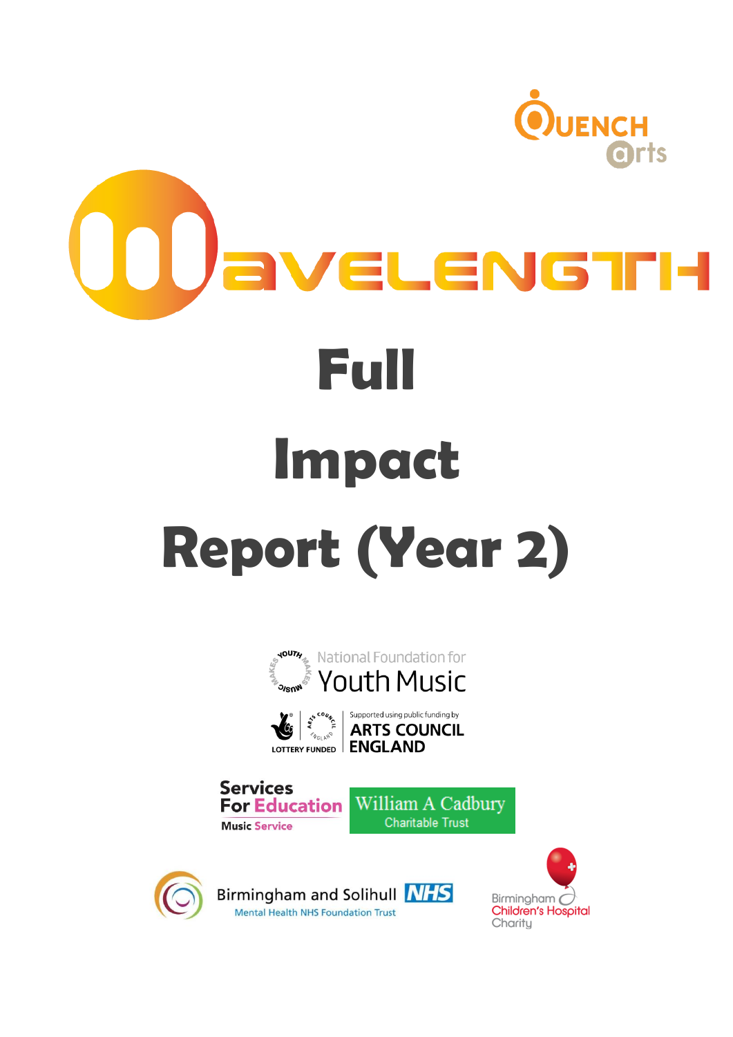Quench Arts

# Wavelength

# Full Impact Report (Year 2)

National Foundation for Youth Music

Lottery Funded | Supported using public funding by Arts Council England

Services For Education Music Service

William A Cadbury Charitable Trust

Birmingham and Solihull Mental Health NHS Foundation Trust

Birmingham Children's Hospital Charity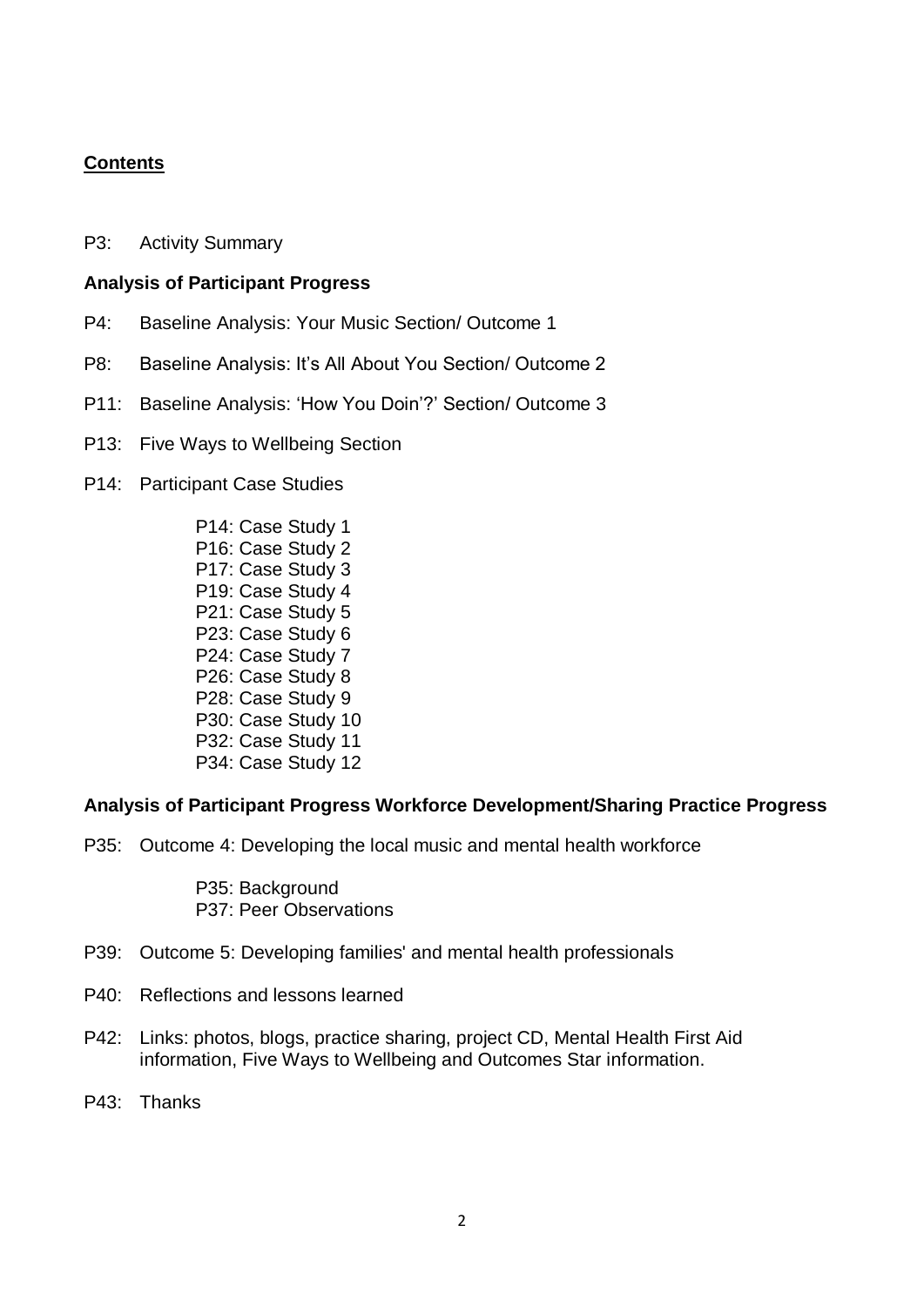## Contents

P3: Activity Summary

### Analysis of Participant Progress

P4: Baseline Analysis: Your Music Section/ Outcome 1

P8: Baseline Analysis: It's All About You Section/ Outcome 2

P11: Baseline Analysis: 'How You Doin'?' Section/ Outcome 3

P13: Five Ways to Wellbeing Section

P14: Participant Case Studies

- P14: Case Study 1
- P16: Case Study 2
- P17: Case Study 3
- P19: Case Study 4
- P21: Case Study 5
- P23: Case Study 6
- P24: Case Study 7
- P26: Case Study 8
- P28: Case Study 9
- P30: Case Study 10
- P32: Case Study 11
- P34: Case Study 12

### Analysis of Participant Progress Workforce Development/Sharing Practice Progress

P35: Outcome 4: Developing the local music and mental health workforce

- P35: Background
- P37: Peer Observations

P39: Outcome 5: Developing families' and mental health professionals

P40: Reflections and lessons learned

P42: Links: photos, blogs, practice sharing, project CD, Mental Health First Aid information, Five Ways to Wellbeing and Outcomes Star information.

P43: Thanks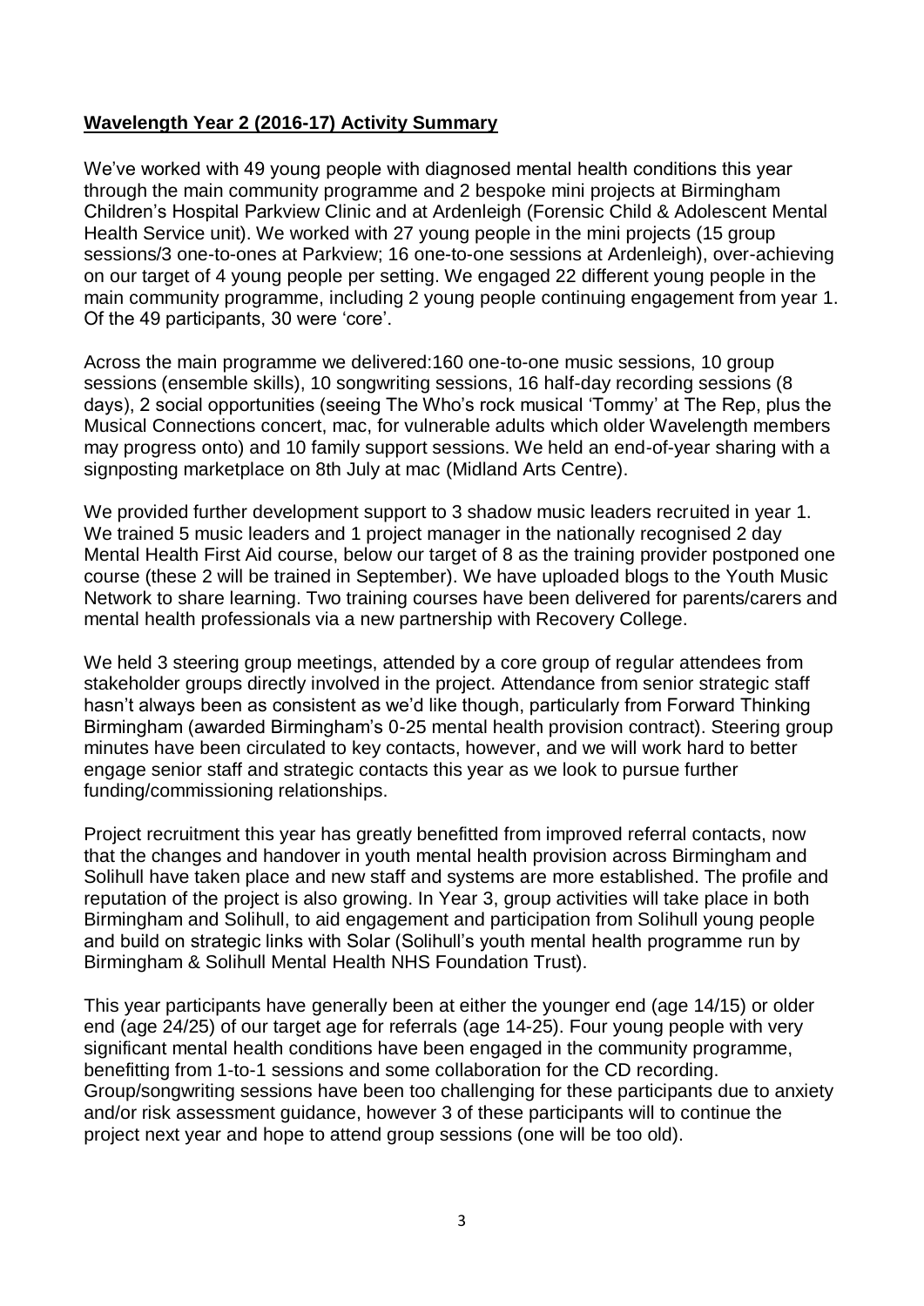**Wavelength Year 2 (2016-17) Activity Summary**

We've worked with 49 young people with diagnosed mental health conditions this year through the main community programme and 2 bespoke mini projects at Birmingham Children's Hospital Parkview Clinic and at Ardenleigh (Forensic Child & Adolescent Mental Health Service unit). We worked with 27 young people in the mini projects (15 group sessions/3 one-to-ones at Parkview; 16 one-to-one sessions at Ardenleigh), over-achieving on our target of 4 young people per setting. We engaged 22 different young people in the main community programme, including 2 young people continuing engagement from year 1. Of the 49 participants, 30 were 'core'.

Across the main programme we delivered:160 one-to-one music sessions, 10 group sessions (ensemble skills), 10 songwriting sessions, 16 half-day recording sessions (8 days), 2 social opportunities (seeing The Who's rock musical 'Tommy' at The Rep, plus the Musical Connections concert, mac, for vulnerable adults which older Wavelength members may progress onto) and 10 family support sessions. We held an end-of-year sharing with a signposting marketplace on 8th July at mac (Midland Arts Centre).

We provided further development support to 3 shadow music leaders recruited in year 1. We trained 5 music leaders and 1 project manager in the nationally recognised 2 day Mental Health First Aid course, below our target of 8 as the training provider postponed one course (these 2 will be trained in September). We have uploaded blogs to the Youth Music Network to share learning. Two training courses have been delivered for parents/carers and mental health professionals via a new partnership with Recovery College.

We held 3 steering group meetings, attended by a core group of regular attendees from stakeholder groups directly involved in the project. Attendance from senior strategic staff hasn't always been as consistent as we'd like though, particularly from Forward Thinking Birmingham (awarded Birmingham's 0-25 mental health provision contract). Steering group minutes have been circulated to key contacts, however, and we will work hard to better engage senior staff and strategic contacts this year as we look to pursue further funding/commissioning relationships.

Project recruitment this year has greatly benefitted from improved referral contacts, now that the changes and handover in youth mental health provision across Birmingham and Solihull have taken place and new staff and systems are more established. The profile and reputation of the project is also growing. In Year 3, group activities will take place in both Birmingham and Solihull, to aid engagement and participation from Solihull young people and build on strategic links with Solar (Solihull's youth mental health programme run by Birmingham & Solihull Mental Health NHS Foundation Trust).

This year participants have generally been at either the younger end (age 14/15) or older end (age 24/25) of our target age for referrals (age 14-25). Four young people with very significant mental health conditions have been engaged in the community programme, benefitting from 1-to-1 sessions and some collaboration for the CD recording. Group/songwriting sessions have been too challenging for these participants due to anxiety and/or risk assessment guidance, however 3 of these participants will to continue the project next year and hope to attend group sessions (one will be too old).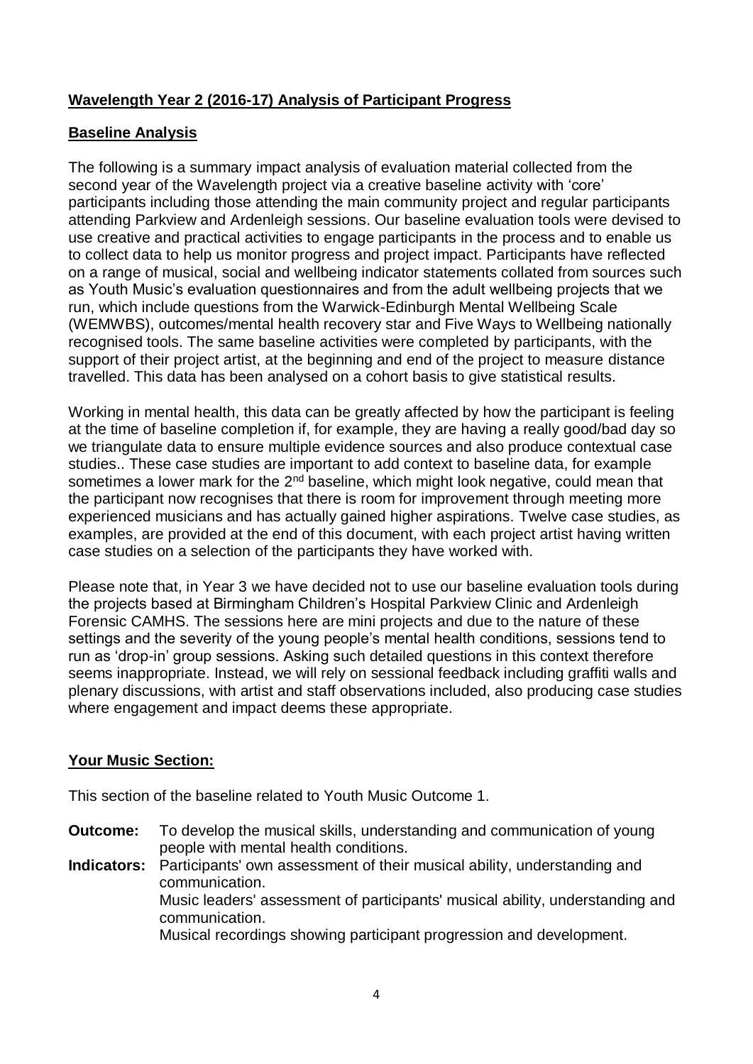## Wavelength Year 2 (2016-17) Analysis of Participant Progress

## Baseline Analysis

The following is a summary impact analysis of evaluation material collected from the second year of the Wavelength project via a creative baseline activity with 'core' participants including those attending the main community project and regular participants attending Parkview and Ardenleigh sessions. Our baseline evaluation tools were devised to use creative and practical activities to engage participants in the process and to enable us to collect data to help us monitor progress and project impact. Participants have reflected on a range of musical, social and wellbeing indicator statements collated from sources such as Youth Music's evaluation questionnaires and from the adult wellbeing projects that we run, which include questions from the Warwick-Edinburgh Mental Wellbeing Scale (WEMWBS), outcomes/mental health recovery star and Five Ways to Wellbeing nationally recognised tools. The same baseline activities were completed by participants, with the support of their project artist, at the beginning and end of the project to measure distance travelled. This data has been analysed on a cohort basis to give statistical results.

Working in mental health, this data can be greatly affected by how the participant is feeling at the time of baseline completion if, for example, they are having a really good/bad day so we triangulate data to ensure multiple evidence sources and also produce contextual case studies.. These case studies are important to add context to baseline data, for example sometimes a lower mark for the 2nd baseline, which might look negative, could mean that the participant now recognises that there is room for improvement through meeting more experienced musicians and has actually gained higher aspirations. Twelve case studies, as examples, are provided at the end of this document, with each project artist having written case studies on a selection of the participants they have worked with.

Please note that, in Year 3 we have decided not to use our baseline evaluation tools during the projects based at Birmingham Children's Hospital Parkview Clinic and Ardenleigh Forensic CAMHS. The sessions here are mini projects and due to the nature of these settings and the severity of the young people's mental health conditions, sessions tend to run as 'drop-in' group sessions. Asking such detailed questions in this context therefore seems inappropriate. Instead, we will rely on sessional feedback including graffiti walls and plenary discussions, with artist and staff observations included, also producing case studies where engagement and impact deems these appropriate.

## Your Music Section:

This section of the baseline related to Youth Music Outcome 1.

**Outcome:** To develop the musical skills, understanding and communication of young people with mental health conditions.

**Indicators:** Participants' own assessment of their musical ability, understanding and communication.
Music leaders' assessment of participants' musical ability, understanding and communication.
Musical recordings showing participant progression and development.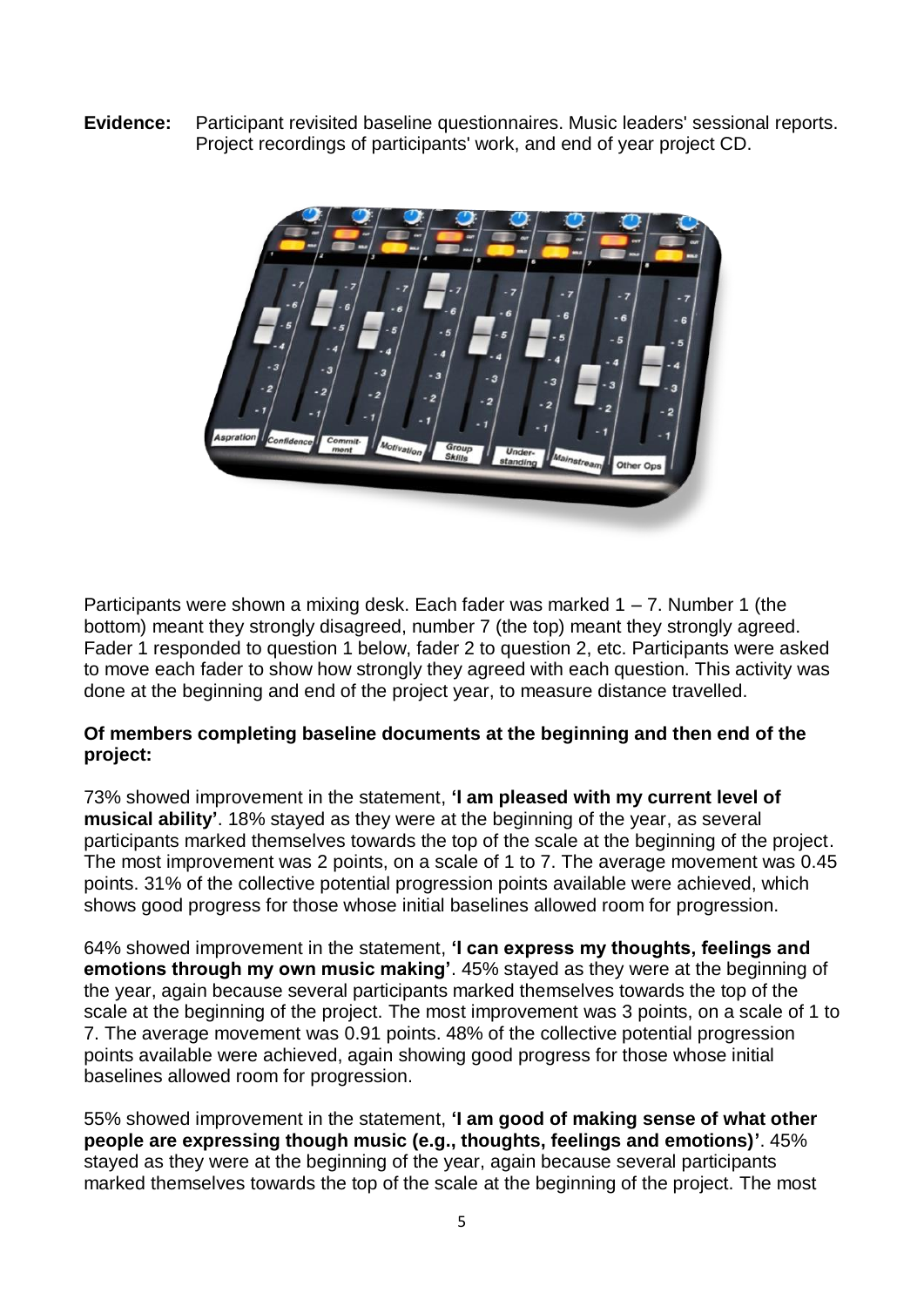**Evidence:** Participant revisited baseline questionnaires. Music leaders' sessional reports. Project recordings of participants' work, and end of year project CD.

Participants were shown a mixing desk. Each fader was marked 1 – 7. Number 1 (the bottom) meant they strongly disagreed, number 7 (the top) meant they strongly agreed. Fader 1 responded to question 1 below, fader 2 to question 2, etc. Participants were asked to move each fader to show how strongly they agreed with each question. This activity was done at the beginning and end of the project year, to measure distance travelled.

**Of members completing baseline documents at the beginning and then end of the project:**

73% showed improvement in the statement, **'I am pleased with my current level of musical ability'**. 18% stayed as they were at the beginning of the year, as several participants marked themselves towards the top of the scale at the beginning of the project. The most improvement was 2 points, on a scale of 1 to 7. The average movement was 0.45 points. 31% of the collective potential progression points available were achieved, which shows good progress for those whose initial baselines allowed room for progression.

64% showed improvement in the statement, **'I can express my thoughts, feelings and emotions through my own music making'**. 45% stayed as they were at the beginning of the year, again because several participants marked themselves towards the top of the scale at the beginning of the project. The most improvement was 3 points, on a scale of 1 to 7. The average movement was 0.91 points. 48% of the collective potential progression points available were achieved, again showing good progress for those whose initial baselines allowed room for progression.

55% showed improvement in the statement, **'I am good of making sense of what other people are expressing though music (e.g., thoughts, feelings and emotions)'**. 45% stayed as they were at the beginning of the year, again because several participants marked themselves towards the top of the scale at the beginning of the project. The most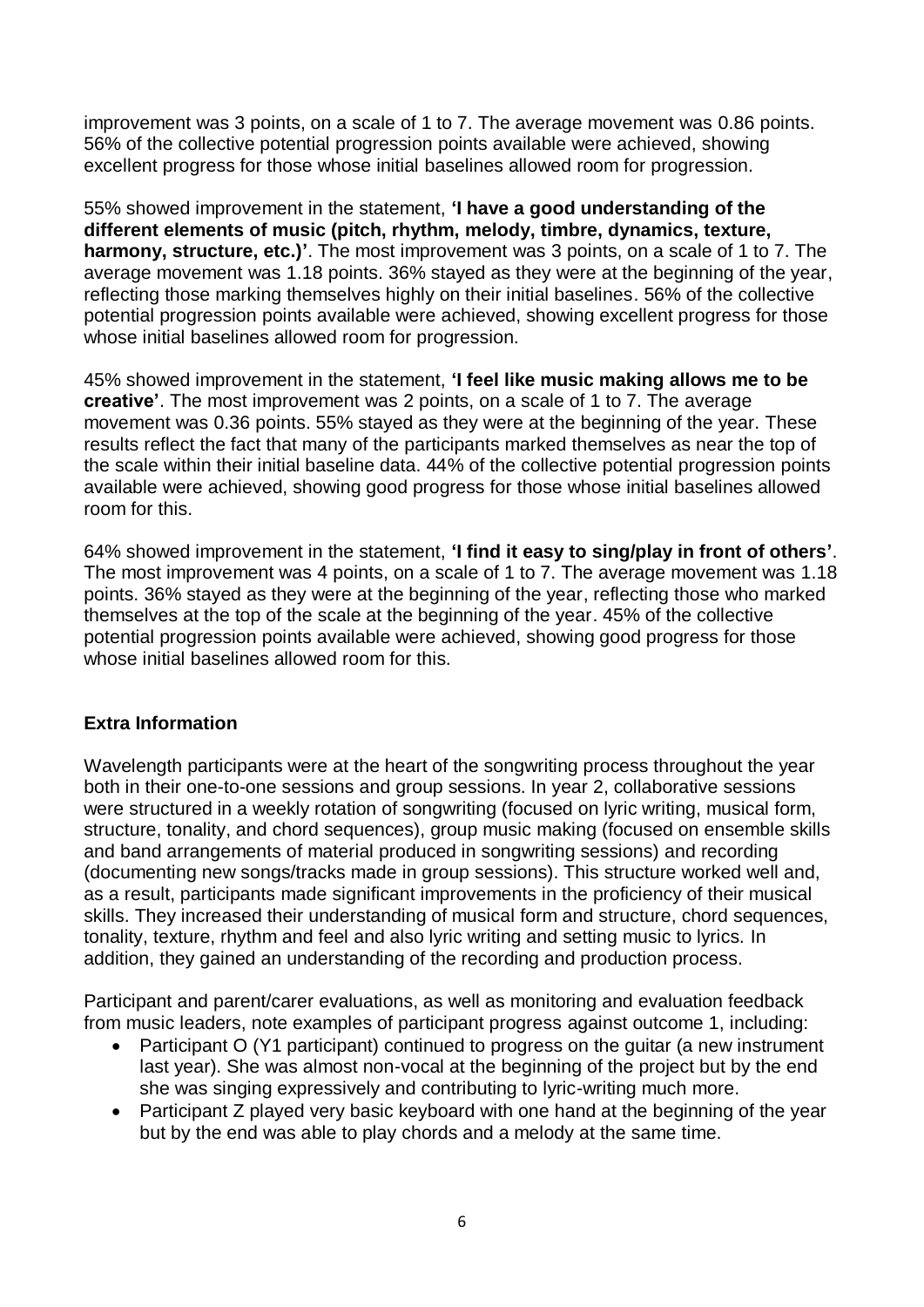improvement was 3 points, on a scale of 1 to 7. The average movement was 0.86 points. 56% of the collective potential progression points available were achieved, showing excellent progress for those whose initial baselines allowed room for progression.

55% showed improvement in the statement, **'I have a good understanding of the different elements of music (pitch, rhythm, melody, timbre, dynamics, texture, harmony, structure, etc.)'**. The most improvement was 3 points, on a scale of 1 to 7. The average movement was 1.18 points. 36% stayed as they were at the beginning of the year, reflecting those marking themselves highly on their initial baselines. 56% of the collective potential progression points available were achieved, showing excellent progress for those whose initial baselines allowed room for progression.

45% showed improvement in the statement, **'I feel like music making allows me to be creative'**. The most improvement was 2 points, on a scale of 1 to 7. The average movement was 0.36 points. 55% stayed as they were at the beginning of the year. These results reflect the fact that many of the participants marked themselves as near the top of the scale within their initial baseline data. 44% of the collective potential progression points available were achieved, showing good progress for those whose initial baselines allowed room for this.

64% showed improvement in the statement, **'I find it easy to sing/play in front of others'**. The most improvement was 4 points, on a scale of 1 to 7. The average movement was 1.18 points. 36% stayed as they were at the beginning of the year, reflecting those who marked themselves at the top of the scale at the beginning of the year. 45% of the collective potential progression points available were achieved, showing good progress for those whose initial baselines allowed room for this.

## Extra Information

Wavelength participants were at the heart of the songwriting process throughout the year both in their one-to-one sessions and group sessions. In year 2, collaborative sessions were structured in a weekly rotation of songwriting (focused on lyric writing, musical form, structure, tonality, and chord sequences), group music making (focused on ensemble skills and band arrangements of material produced in songwriting sessions) and recording (documenting new songs/tracks made in group sessions). This structure worked well and, as a result, participants made significant improvements in the proficiency of their musical skills. They increased their understanding of musical form and structure, chord sequences, tonality, texture, rhythm and feel and also lyric writing and setting music to lyrics. In addition, they gained an understanding of the recording and production process.

Participant and parent/carer evaluations, as well as monitoring and evaluation feedback from music leaders, note examples of participant progress against outcome 1, including:

- Participant O (Y1 participant) continued to progress on the guitar (a new instrument last year). She was almost non-vocal at the beginning of the project but by the end she was singing expressively and contributing to lyric-writing much more.
- Participant Z played very basic keyboard with one hand at the beginning of the year but by the end was able to play chords and a melody at the same time.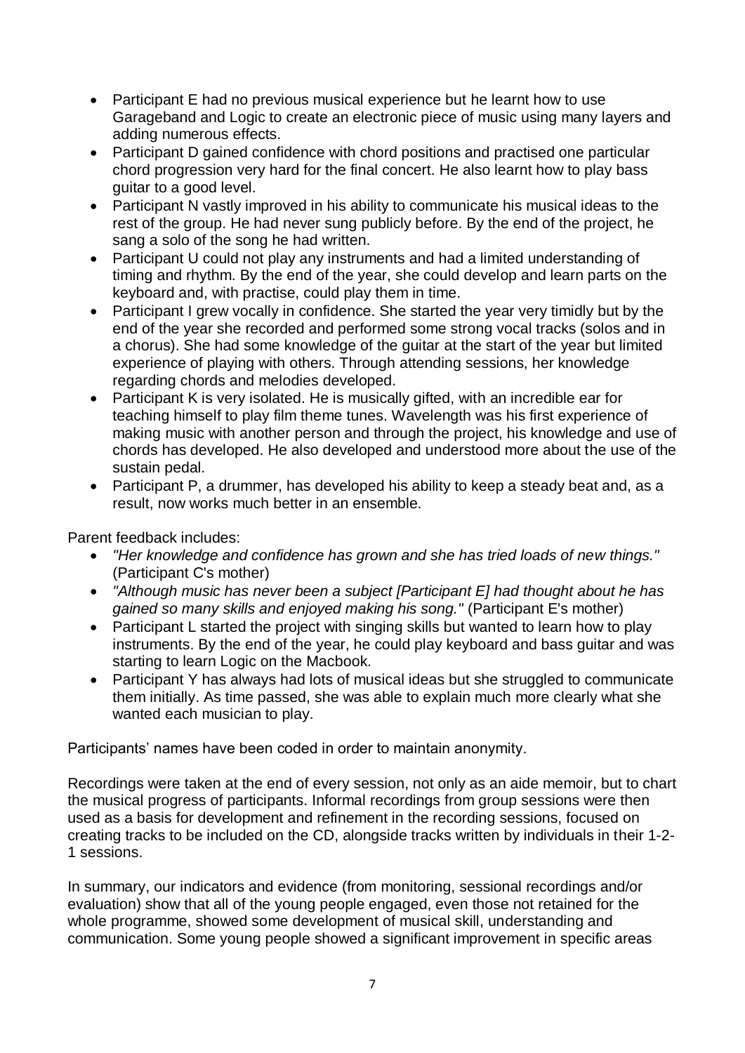- Participant E had no previous musical experience but he learnt how to use Garageband and Logic to create an electronic piece of music using many layers and adding numerous effects.
- Participant D gained confidence with chord positions and practised one particular chord progression very hard for the final concert. He also learnt how to play bass guitar to a good level.
- Participant N vastly improved in his ability to communicate his musical ideas to the rest of the group. He had never sung publicly before. By the end of the project, he sang a solo of the song he had written.
- Participant U could not play any instruments and had a limited understanding of timing and rhythm. By the end of the year, she could develop and learn parts on the keyboard and, with practise, could play them in time.
- Participant I grew vocally in confidence. She started the year very timidly but by the end of the year she recorded and performed some strong vocal tracks (solos and in a chorus). She had some knowledge of the guitar at the start of the year but limited experience of playing with others. Through attending sessions, her knowledge regarding chords and melodies developed.
- Participant K is very isolated. He is musically gifted, with an incredible ear for teaching himself to play film theme tunes. Wavelength was his first experience of making music with another person and through the project, his knowledge and use of chords has developed. He also developed and understood more about the use of the sustain pedal.
- Participant P, a drummer, has developed his ability to keep a steady beat and, as a result, now works much better in an ensemble.

Parent feedback includes:

- *"Her knowledge and confidence has grown and she has tried loads of new things."* (Participant C's mother)
- *"Although music has never been a subject [Participant E] had thought about he has gained so many skills and enjoyed making his song."* (Participant E's mother)
- Participant L started the project with singing skills but wanted to learn how to play instruments. By the end of the year, he could play keyboard and bass guitar and was starting to learn Logic on the Macbook.
- Participant Y has always had lots of musical ideas but she struggled to communicate them initially. As time passed, she was able to explain much more clearly what she wanted each musician to play.

Participants' names have been coded in order to maintain anonymity.

Recordings were taken at the end of every session, not only as an aide memoir, but to chart the musical progress of participants. Informal recordings from group sessions were then used as a basis for development and refinement in the recording sessions, focused on creating tracks to be included on the CD, alongside tracks written by individuals in their 1-2-1 sessions.

In summary, our indicators and evidence (from monitoring, sessional recordings and/or evaluation) show that all of the young people engaged, even those not retained for the whole programme, showed some development of musical skill, understanding and communication. Some young people showed a significant improvement in specific areas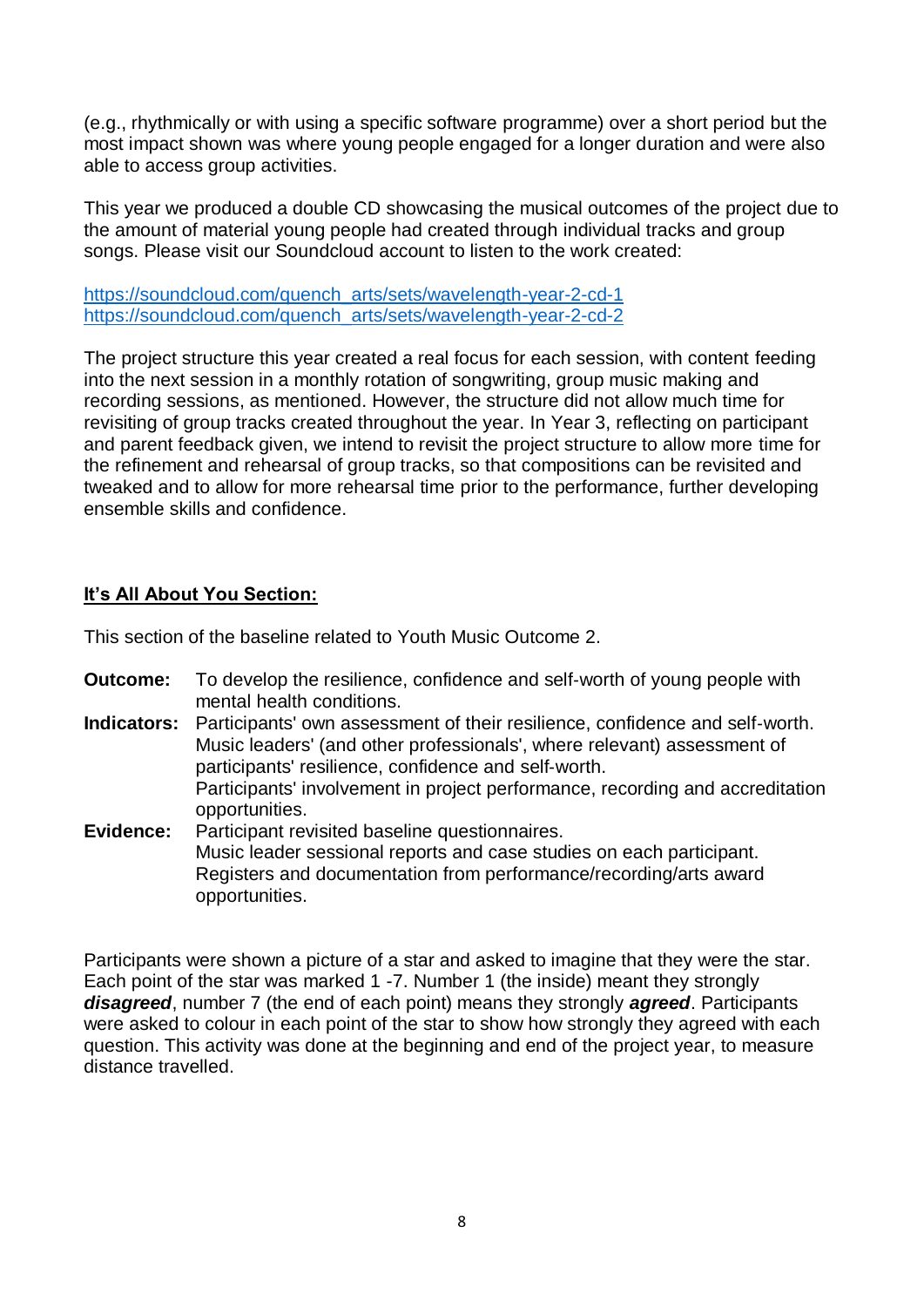(e.g., rhythmically or with using a specific software programme) over a short period but the most impact shown was where young people engaged for a longer duration and were also able to access group activities.

This year we produced a double CD showcasing the musical outcomes of the project due to the amount of material young people had created through individual tracks and group songs. Please visit our Soundcloud account to listen to the work created:

https://soundcloud.com/quench_arts/sets/wavelength-year-2-cd-1
https://soundcloud.com/quench_arts/sets/wavelength-year-2-cd-2

The project structure this year created a real focus for each session, with content feeding into the next session in a monthly rotation of songwriting, group music making and recording sessions, as mentioned. However, the structure did not allow much time for revisiting of group tracks created throughout the year. In Year 3, reflecting on participant and parent feedback given, we intend to revisit the project structure to allow more time for the refinement and rehearsal of group tracks, so that compositions can be revisited and tweaked and to allow for more rehearsal time prior to the performance, further developing ensemble skills and confidence.

## It's All About You Section:

This section of the baseline related to Youth Music Outcome 2.

**Outcome:** To develop the resilience, confidence and self-worth of young people with mental health conditions.

**Indicators:** Participants' own assessment of their resilience, confidence and self-worth.
Music leaders' (and other professionals', where relevant) assessment of participants' resilience, confidence and self-worth.
Participants' involvement in project performance, recording and accreditation opportunities.

**Evidence:** Participant revisited baseline questionnaires.
Music leader sessional reports and case studies on each participant.
Registers and documentation from performance/recording/arts award opportunities.

Participants were shown a picture of a star and asked to imagine that they were the star. Each point of the star was marked 1 -7. Number 1 (the inside) meant they strongly ***disagreed***, number 7 (the end of each point) means they strongly ***agreed***. Participants were asked to colour in each point of the star to show how strongly they agreed with each question. This activity was done at the beginning and end of the project year, to measure distance travelled.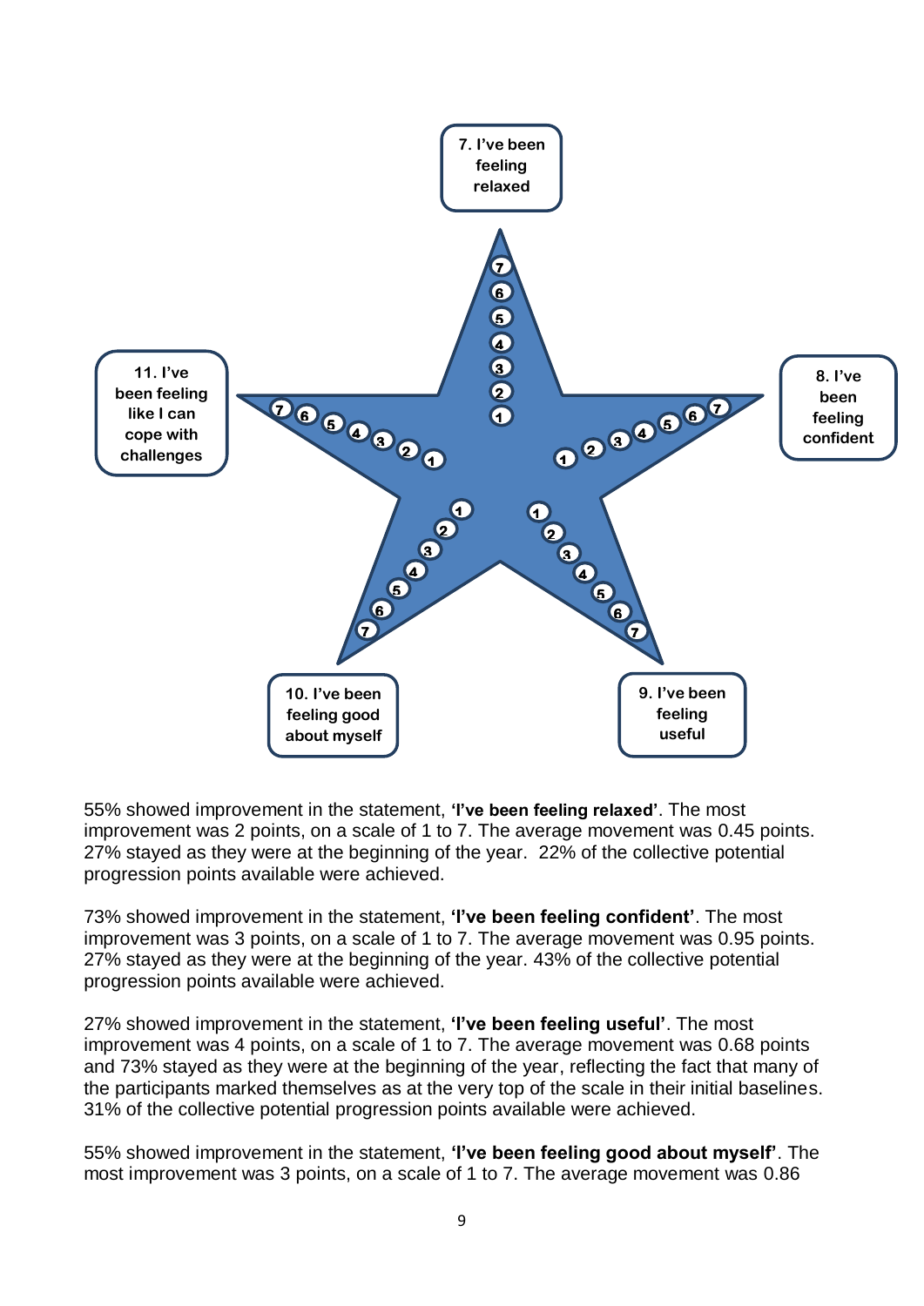7. I've been feeling relaxed

8. I've been feeling confident

9. I've been feeling useful

10. I've been feeling good about myself

11. I've been feeling like I can cope with challenges

55% showed improvement in the statement, **'I've been feeling relaxed'**. The most improvement was 2 points, on a scale of 1 to 7. The average movement was 0.45 points. 27% stayed as they were at the beginning of the year. 22% of the collective potential progression points available were achieved.

73% showed improvement in the statement, **'I've been feeling confident'**. The most improvement was 3 points, on a scale of 1 to 7. The average movement was 0.95 points. 27% stayed as they were at the beginning of the year. 43% of the collective potential progression points available were achieved.

27% showed improvement in the statement, **'I've been feeling useful'**. The most improvement was 4 points, on a scale of 1 to 7. The average movement was 0.68 points and 73% stayed as they were at the beginning of the year, reflecting the fact that many of the participants marked themselves as at the very top of the scale in their initial baselines. 31% of the collective potential progression points available were achieved.

55% showed improvement in the statement, **'I've been feeling good about myself'**. The most improvement was 3 points, on a scale of 1 to 7. The average movement was 0.86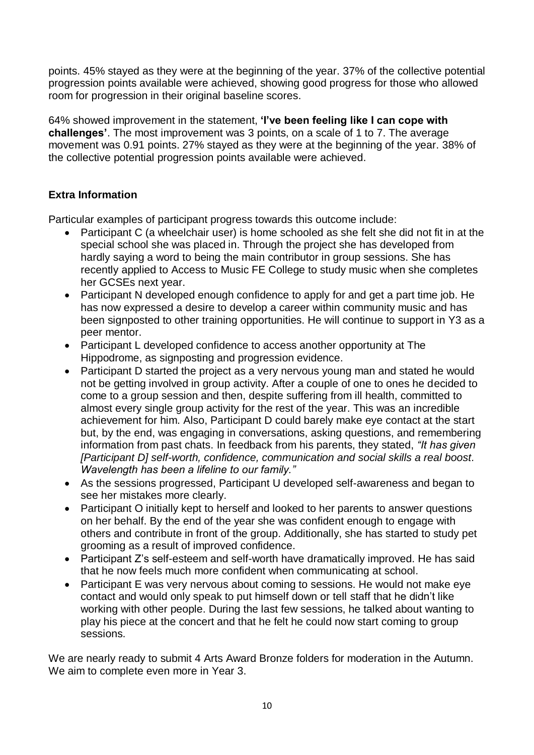points. 45% stayed as they were at the beginning of the year. 37% of the collective potential progression points available were achieved, showing good progress for those who allowed room for progression in their original baseline scores.

64% showed improvement in the statement, **'I've been feeling like I can cope with challenges'**. The most improvement was 3 points, on a scale of 1 to 7. The average movement was 0.91 points. 27% stayed as they were at the beginning of the year. 38% of the collective potential progression points available were achieved.

### Extra Information

Particular examples of participant progress towards this outcome include:

- Participant C (a wheelchair user) is home schooled as she felt she did not fit in at the special school she was placed in. Through the project she has developed from hardly saying a word to being the main contributor in group sessions. She has recently applied to Access to Music FE College to study music when she completes her GCSEs next year.
- Participant N developed enough confidence to apply for and get a part time job. He has now expressed a desire to develop a career within community music and has been signposted to other training opportunities. He will continue to support in Y3 as a peer mentor.
- Participant L developed confidence to access another opportunity at The Hippodrome, as signposting and progression evidence.
- Participant D started the project as a very nervous young man and stated he would not be getting involved in group activity. After a couple of one to ones he decided to come to a group session and then, despite suffering from ill health, committed to almost every single group activity for the rest of the year. This was an incredible achievement for him. Also, Participant D could barely make eye contact at the start but, by the end, was engaging in conversations, asking questions, and remembering information from past chats. In feedback from his parents, they stated, *"It has given [Participant D] self-worth, confidence, communication and social skills a real boost. Wavelength has been a lifeline to our family."*
- As the sessions progressed, Participant U developed self-awareness and began to see her mistakes more clearly.
- Participant O initially kept to herself and looked to her parents to answer questions on her behalf. By the end of the year she was confident enough to engage with others and contribute in front of the group. Additionally, she has started to study pet grooming as a result of improved confidence.
- Participant Z's self-esteem and self-worth have dramatically improved. He has said that he now feels much more confident when communicating at school.
- Participant E was very nervous about coming to sessions. He would not make eye contact and would only speak to put himself down or tell staff that he didn't like working with other people. During the last few sessions, he talked about wanting to play his piece at the concert and that he felt he could now start coming to group sessions.

We are nearly ready to submit 4 Arts Award Bronze folders for moderation in the Autumn. We aim to complete even more in Year 3.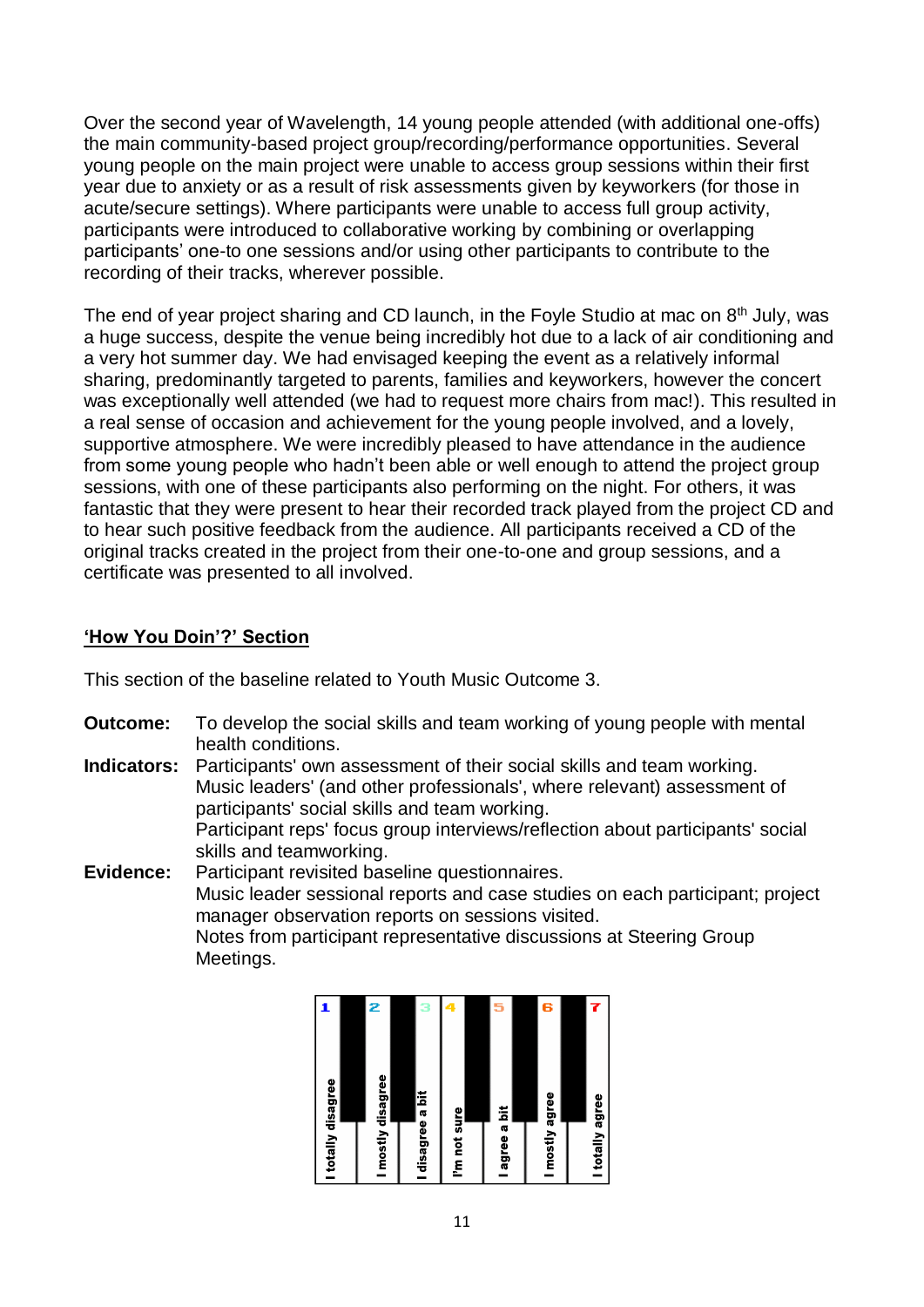Over the second year of Wavelength, 14 young people attended (with additional one-offs) the main community-based project group/recording/performance opportunities. Several young people on the main project were unable to access group sessions within their first year due to anxiety or as a result of risk assessments given by keyworkers (for those in acute/secure settings). Where participants were unable to access full group activity, participants were introduced to collaborative working by combining or overlapping participants' one-to one sessions and/or using other participants to contribute to the recording of their tracks, wherever possible.

The end of year project sharing and CD launch, in the Foyle Studio at mac on 8th July, was a huge success, despite the venue being incredibly hot due to a lack of air conditioning and a very hot summer day. We had envisaged keeping the event as a relatively informal sharing, predominantly targeted to parents, families and keyworkers, however the concert was exceptionally well attended (we had to request more chairs from mac!). This resulted in a real sense of occasion and achievement for the young people involved, and a lovely, supportive atmosphere. We were incredibly pleased to have attendance in the audience from some young people who hadn't been able or well enough to attend the project group sessions, with one of these participants also performing on the night. For others, it was fantastic that they were present to hear their recorded track played from the project CD and to hear such positive feedback from the audience. All participants received a CD of the original tracks created in the project from their one-to-one and group sessions, and a certificate was presented to all involved.

## 'How You Doin'?' Section

This section of the baseline related to Youth Music Outcome 3.

**Outcome:** To develop the social skills and team working of young people with mental health conditions.

**Indicators:** Participants' own assessment of their social skills and team working.
Music leaders' (and other professionals', where relevant) assessment of participants' social skills and team working.
Participant reps' focus group interviews/reflection about participants' social skills and teamworking.

**Evidence:** Participant revisited baseline questionnaires.
Music leader sessional reports and case studies on each participant; project manager observation reports on sessions visited.
Notes from participant representative discussions at Steering Group Meetings.

| 1 | 2 | 3 | 4 | 5 | 6 | 7 |
|---|---|---|---|---|---|---|
| I totally disagree | I mostly disagree | I disagree a bit | I'm not sure | I agree a bit | I mostly agree | I totally agree |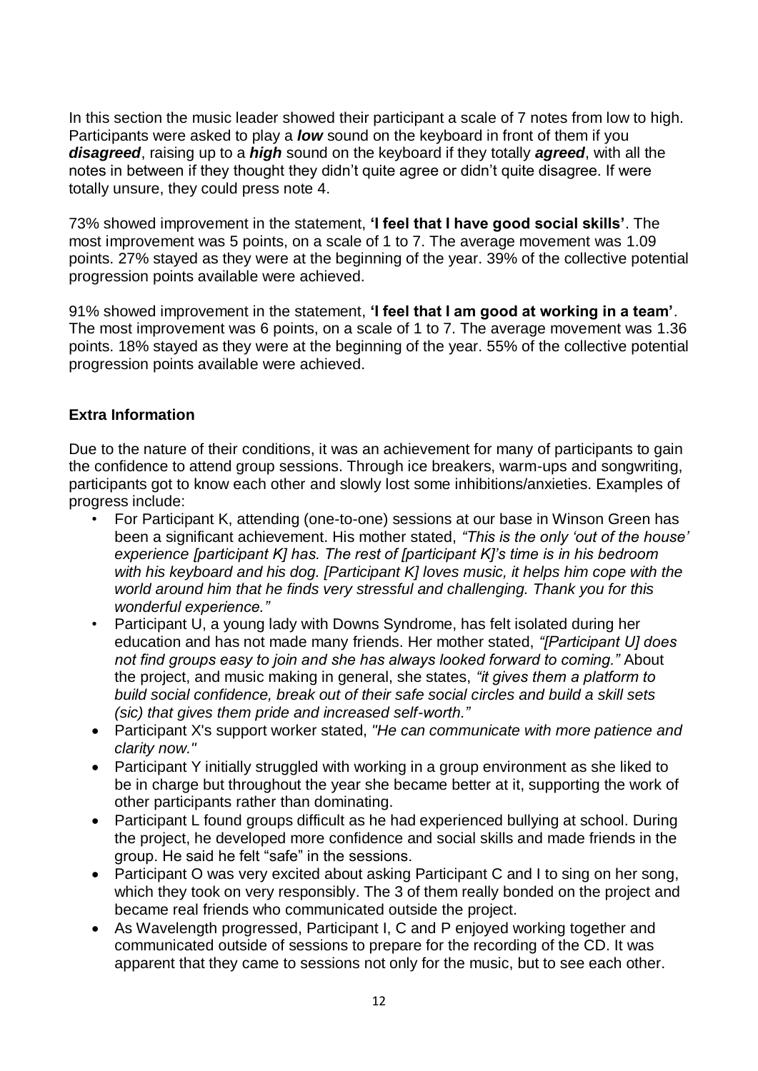In this section the music leader showed their participant a scale of 7 notes from low to high. Participants were asked to play a ***low*** sound on the keyboard in front of them if you ***disagreed***, raising up to a ***high*** sound on the keyboard if they totally ***agreed***, with all the notes in between if they thought they didn't quite agree or didn't quite disagree. If were totally unsure, they could press note 4.

73% showed improvement in the statement, **'I feel that I have good social skills'**. The most improvement was 5 points, on a scale of 1 to 7. The average movement was 1.09 points. 27% stayed as they were at the beginning of the year. 39% of the collective potential progression points available were achieved.

91% showed improvement in the statement, **'I feel that I am good at working in a team'**. The most improvement was 6 points, on a scale of 1 to 7. The average movement was 1.36 points. 18% stayed as they were at the beginning of the year. 55% of the collective potential progression points available were achieved.

### Extra Information

Due to the nature of their conditions, it was an achievement for many of participants to gain the confidence to attend group sessions. Through ice breakers, warm-ups and songwriting, participants got to know each other and slowly lost some inhibitions/anxieties. Examples of progress include:

- For Participant K, attending (one-to-one) sessions at our base in Winson Green has been a significant achievement. His mother stated, *"This is the only 'out of the house' experience [participant K] has. The rest of [participant K]'s time is in his bedroom with his keyboard and his dog. [Participant K] loves music, it helps him cope with the world around him that he finds very stressful and challenging. Thank you for this wonderful experience."*
- Participant U, a young lady with Downs Syndrome, has felt isolated during her education and has not made many friends. Her mother stated, *"[Participant U] does not find groups easy to join and she has always looked forward to coming."* About the project, and music making in general, she states, *"it gives them a platform to build social confidence, break out of their safe social circles and build a skill sets (sic) that gives them pride and increased self-worth."*
- Participant X's support worker stated, *"He can communicate with more patience and clarity now."*
- Participant Y initially struggled with working in a group environment as she liked to be in charge but throughout the year she became better at it, supporting the work of other participants rather than dominating.
- Participant L found groups difficult as he had experienced bullying at school. During the project, he developed more confidence and social skills and made friends in the group. He said he felt "safe" in the sessions.
- Participant O was very excited about asking Participant C and I to sing on her song, which they took on very responsibly. The 3 of them really bonded on the project and became real friends who communicated outside the project.
- As Wavelength progressed, Participant I, C and P enjoyed working together and communicated outside of sessions to prepare for the recording of the CD. It was apparent that they came to sessions not only for the music, but to see each other.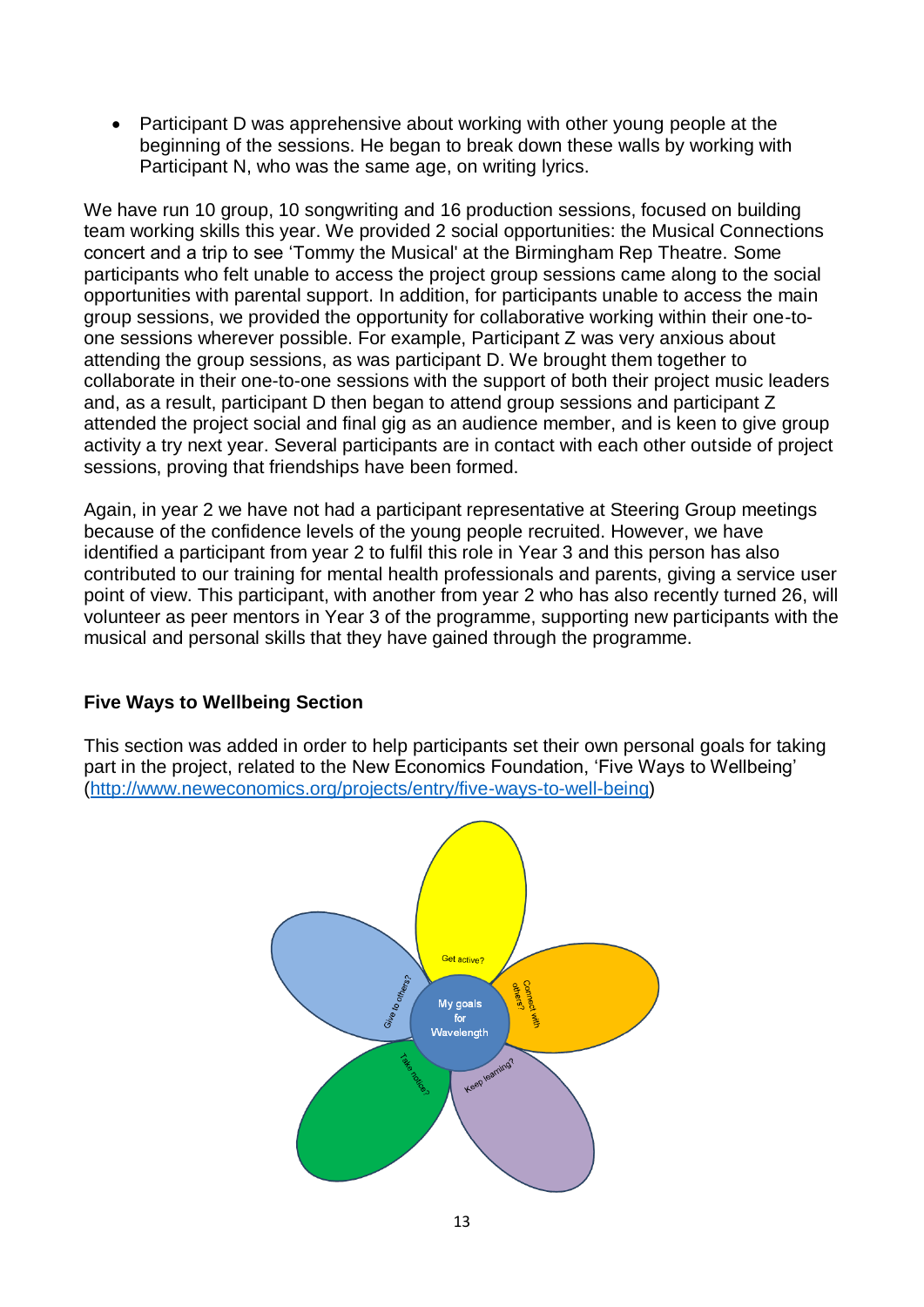- Participant D was apprehensive about working with other young people at the beginning of the sessions. He began to break down these walls by working with Participant N, who was the same age, on writing lyrics.

We have run 10 group, 10 songwriting and 16 production sessions, focused on building team working skills this year. We provided 2 social opportunities: the Musical Connections concert and a trip to see 'Tommy the Musical' at the Birmingham Rep Theatre. Some participants who felt unable to access the project group sessions came along to the social opportunities with parental support. In addition, for participants unable to access the main group sessions, we provided the opportunity for collaborative working within their one-to-one sessions wherever possible. For example, Participant Z was very anxious about attending the group sessions, as was participant D. We brought them together to collaborate in their one-to-one sessions with the support of both their project music leaders and, as a result, participant D then began to attend group sessions and participant Z attended the project social and final gig as an audience member, and is keen to give group activity a try next year. Several participants are in contact with each other outside of project sessions, proving that friendships have been formed.

Again, in year 2 we have not had a participant representative at Steering Group meetings because of the confidence levels of the young people recruited. However, we have identified a participant from year 2 to fulfil this role in Year 3 and this person has also contributed to our training for mental health professionals and parents, giving a service user point of view. This participant, with another from year 2 who has also recently turned 26, will volunteer as peer mentors in Year 3 of the programme, supporting new participants with the musical and personal skills that they have gained through the programme.

**Five Ways to Wellbeing Section**

This section was added in order to help participants set their own personal goals for taking part in the project, related to the New Economics Foundation, 'Five Ways to Wellbeing' (http://www.neweconomics.org/projects/entry/five-ways-to-well-being)

My goals for Wavelength

Get active?

Connect with others?

Keep learning?

Take notice?

Give to others?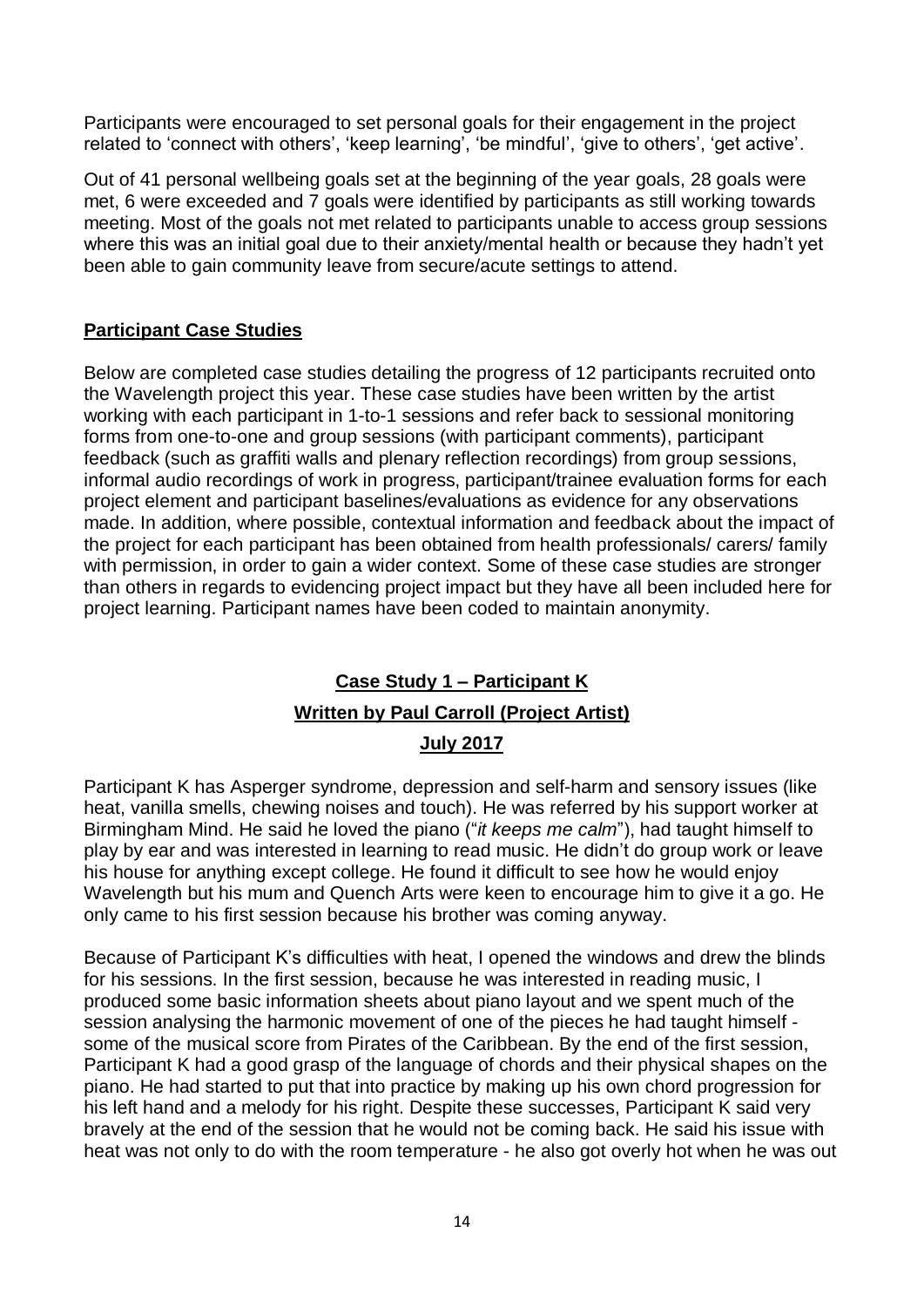Participants were encouraged to set personal goals for their engagement in the project related to 'connect with others', 'keep learning', 'be mindful', 'give to others', 'get active'.

Out of 41 personal wellbeing goals set at the beginning of the year goals, 28 goals were met, 6 were exceeded and 7 goals were identified by participants as still working towards meeting. Most of the goals not met related to participants unable to access group sessions where this was an initial goal due to their anxiety/mental health or because they hadn't yet been able to gain community leave from secure/acute settings to attend.

## **Participant Case Studies**

Below are completed case studies detailing the progress of 12 participants recruited onto the Wavelength project this year. These case studies have been written by the artist working with each participant in 1-to-1 sessions and refer back to sessional monitoring forms from one-to-one and group sessions (with participant comments), participant feedback (such as graffiti walls and plenary reflection recordings) from group sessions, informal audio recordings of work in progress, participant/trainee evaluation forms for each project element and participant baselines/evaluations as evidence for any observations made. In addition, where possible, contextual information and feedback about the impact of the project for each participant has been obtained from health professionals/ carers/ family with permission, in order to gain a wider context. Some of these case studies are stronger than others in regards to evidencing project impact but they have all been included here for project learning. Participant names have been coded to maintain anonymity.

### **Case Study 1 – Participant K**

### **Written by Paul Carroll (Project Artist)**

### **July 2017**

Participant K has Asperger syndrome, depression and self-harm and sensory issues (like heat, vanilla smells, chewing noises and touch). He was referred by his support worker at Birmingham Mind. He said he loved the piano ("*it keeps me calm*"), had taught himself to play by ear and was interested in learning to read music. He didn't do group work or leave his house for anything except college. He found it difficult to see how he would enjoy Wavelength but his mum and Quench Arts were keen to encourage him to give it a go. He only came to his first session because his brother was coming anyway.

Because of Participant K's difficulties with heat, I opened the windows and drew the blinds for his sessions. In the first session, because he was interested in reading music, I produced some basic information sheets about piano layout and we spent much of the session analysing the harmonic movement of one of the pieces he had taught himself - some of the musical score from Pirates of the Caribbean. By the end of the first session, Participant K had a good grasp of the language of chords and their physical shapes on the piano. He had started to put that into practice by making up his own chord progression for his left hand and a melody for his right. Despite these successes, Participant K said very bravely at the end of the session that he would not be coming back. He said his issue with heat was not only to do with the room temperature - he also got overly hot when he was out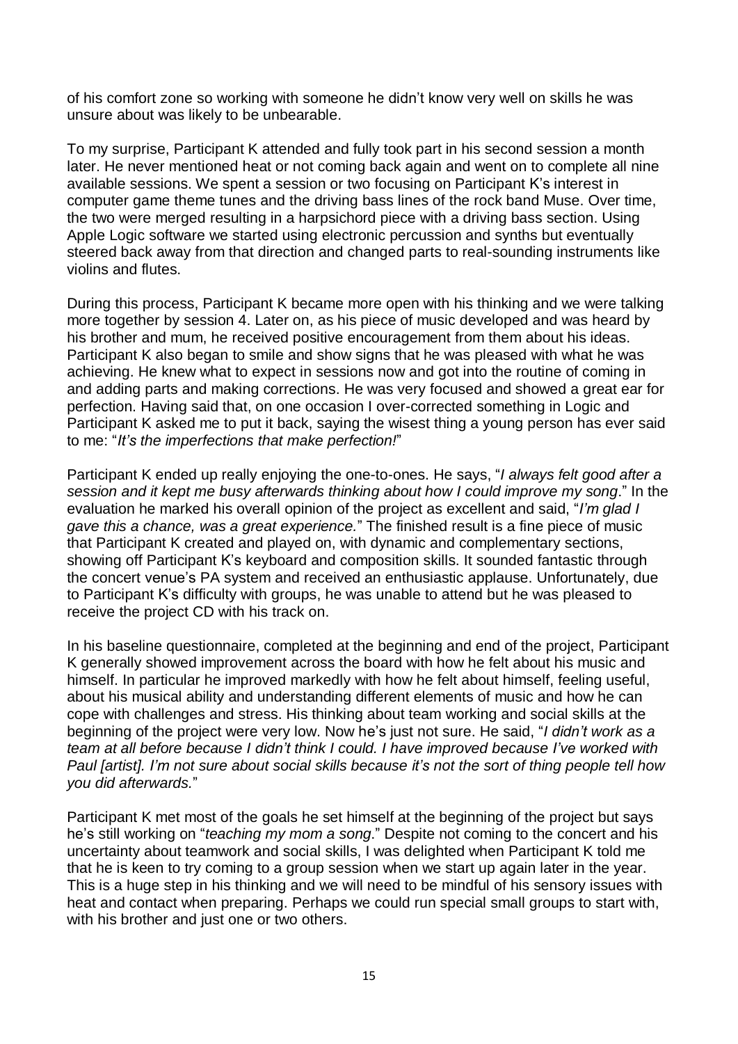of his comfort zone so working with someone he didn't know very well on skills he was unsure about was likely to be unbearable.

To my surprise, Participant K attended and fully took part in his second session a month later. He never mentioned heat or not coming back again and went on to complete all nine available sessions. We spent a session or two focusing on Participant K's interest in computer game theme tunes and the driving bass lines of the rock band Muse. Over time, the two were merged resulting in a harpsichord piece with a driving bass section. Using Apple Logic software we started using electronic percussion and synths but eventually steered back away from that direction and changed parts to real-sounding instruments like violins and flutes.

During this process, Participant K became more open with his thinking and we were talking more together by session 4. Later on, as his piece of music developed and was heard by his brother and mum, he received positive encouragement from them about his ideas. Participant K also began to smile and show signs that he was pleased with what he was achieving. He knew what to expect in sessions now and got into the routine of coming in and adding parts and making corrections. He was very focused and showed a great ear for perfection. Having said that, on one occasion I over-corrected something in Logic and Participant K asked me to put it back, saying the wisest thing a young person has ever said to me: "*It's the imperfections that make perfection!*"

Participant K ended up really enjoying the one-to-ones. He says, "*I always felt good after a session and it kept me busy afterwards thinking about how I could improve my song*." In the evaluation he marked his overall opinion of the project as excellent and said, "*I'm glad I gave this a chance, was a great experience.*" The finished result is a fine piece of music that Participant K created and played on, with dynamic and complementary sections, showing off Participant K's keyboard and composition skills. It sounded fantastic through the concert venue's PA system and received an enthusiastic applause. Unfortunately, due to Participant K's difficulty with groups, he was unable to attend but he was pleased to receive the project CD with his track on.

In his baseline questionnaire, completed at the beginning and end of the project, Participant K generally showed improvement across the board with how he felt about his music and himself. In particular he improved markedly with how he felt about himself, feeling useful, about his musical ability and understanding different elements of music and how he can cope with challenges and stress. His thinking about team working and social skills at the beginning of the project were very low. Now he's just not sure. He said, "*I didn't work as a team at all before because I didn't think I could. I have improved because I've worked with Paul [artist]. I'm not sure about social skills because it's not the sort of thing people tell how you did afterwards.*"

Participant K met most of the goals he set himself at the beginning of the project but says he's still working on "*teaching my mom a song*." Despite not coming to the concert and his uncertainty about teamwork and social skills, I was delighted when Participant K told me that he is keen to try coming to a group session when we start up again later in the year. This is a huge step in his thinking and we will need to be mindful of his sensory issues with heat and contact when preparing. Perhaps we could run special small groups to start with, with his brother and just one or two others.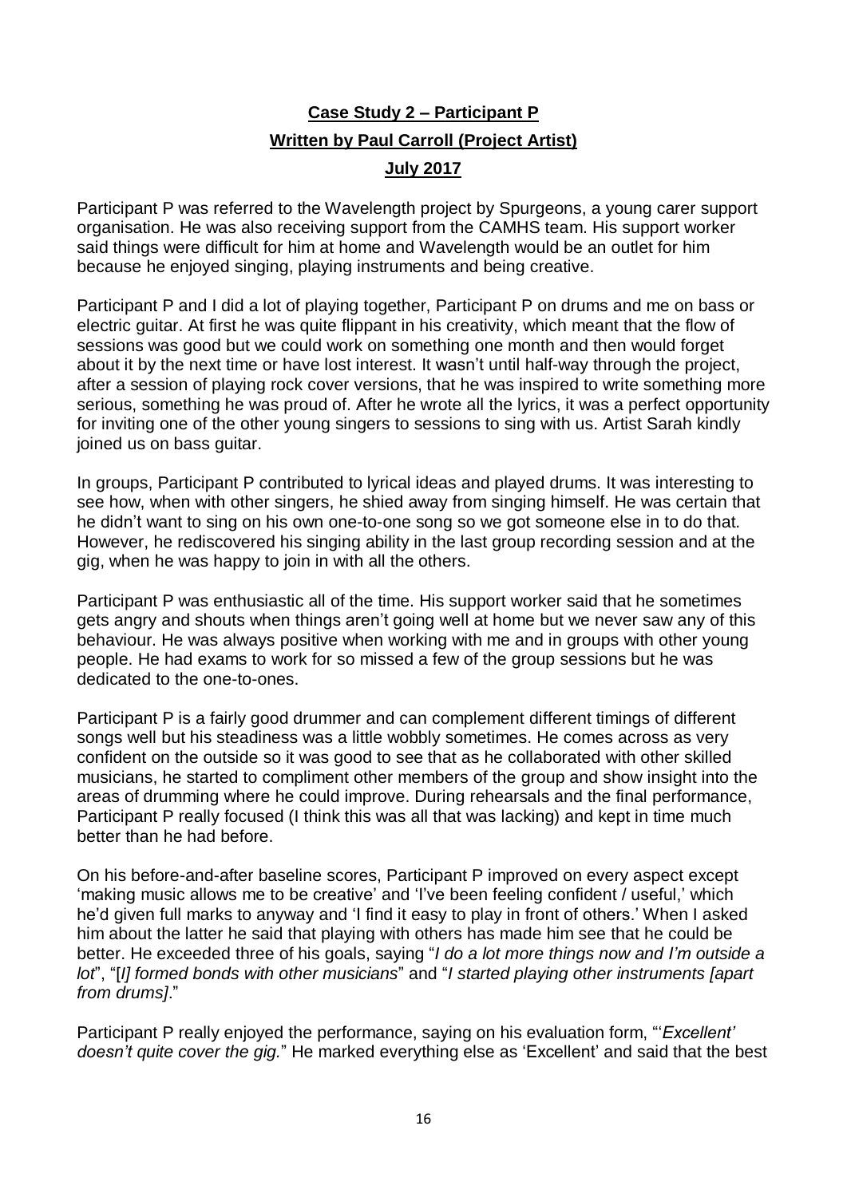**Case Study 2 – Participant P**

**Written by Paul Carroll (Project Artist)**

**July 2017**

Participant P was referred to the Wavelength project by Spurgeons, a young carer support organisation. He was also receiving support from the CAMHS team. His support worker said things were difficult for him at home and Wavelength would be an outlet for him because he enjoyed singing, playing instruments and being creative.

Participant P and I did a lot of playing together, Participant P on drums and me on bass or electric guitar. At first he was quite flippant in his creativity, which meant that the flow of sessions was good but we could work on something one month and then would forget about it by the next time or have lost interest. It wasn't until half-way through the project, after a session of playing rock cover versions, that he was inspired to write something more serious, something he was proud of. After he wrote all the lyrics, it was a perfect opportunity for inviting one of the other young singers to sessions to sing with us. Artist Sarah kindly joined us on bass guitar.

In groups, Participant P contributed to lyrical ideas and played drums. It was interesting to see how, when with other singers, he shied away from singing himself. He was certain that he didn't want to sing on his own one-to-one song so we got someone else in to do that. However, he rediscovered his singing ability in the last group recording session and at the gig, when he was happy to join in with all the others.

Participant P was enthusiastic all of the time. His support worker said that he sometimes gets angry and shouts when things aren't going well at home but we never saw any of this behaviour. He was always positive when working with me and in groups with other young people. He had exams to work for so missed a few of the group sessions but he was dedicated to the one-to-ones.

Participant P is a fairly good drummer and can complement different timings of different songs well but his steadiness was a little wobbly sometimes. He comes across as very confident on the outside so it was good to see that as he collaborated with other skilled musicians, he started to compliment other members of the group and show insight into the areas of drumming where he could improve. During rehearsals and the final performance, Participant P really focused (I think this was all that was lacking) and kept in time much better than he had before.

On his before-and-after baseline scores, Participant P improved on every aspect except 'making music allows me to be creative' and 'I've been feeling confident / useful,' which he'd given full marks to anyway and 'I find it easy to play in front of others.' When I asked him about the latter he said that playing with others has made him see that he could be better. He exceeded three of his goals, saying "*I do a lot more things now and I'm outside a lot*", "[*I] formed bonds with other musicians*" and "*I started playing other instruments [apart from drums]*."

Participant P really enjoyed the performance, saying on his evaluation form, "'*Excellent' doesn't quite cover the gig.*" He marked everything else as 'Excellent' and said that the best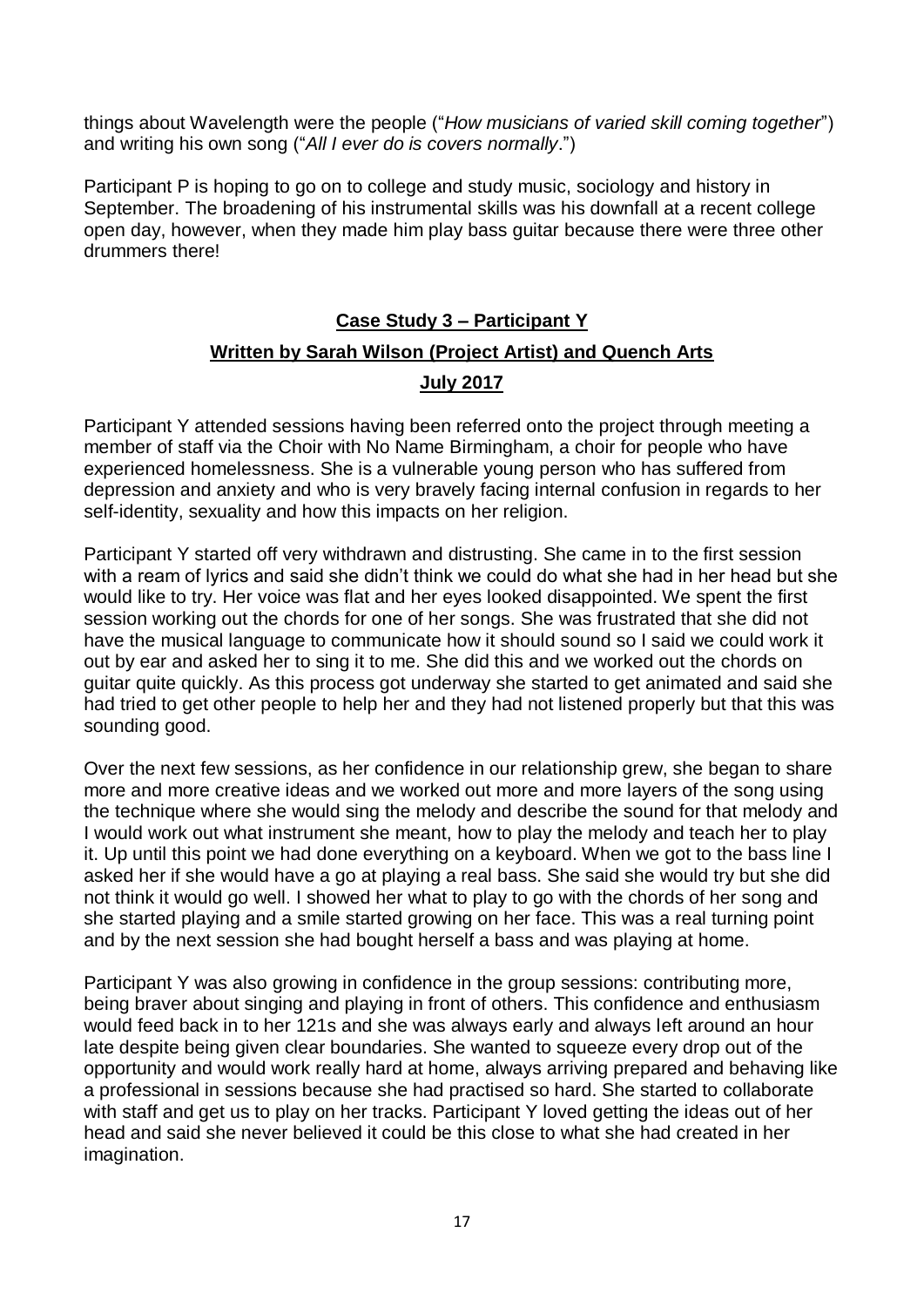things about Wavelength were the people ("*How musicians of varied skill coming together*") and writing his own song ("*All I ever do is covers normally*.")

Participant P is hoping to go on to college and study music, sociology and history in September. The broadening of his instrumental skills was his downfall at a recent college open day, however, when they made him play bass guitar because there were three other drummers there!

## Case Study 3 – Participant Y

### Written by Sarah Wilson (Project Artist) and Quench Arts

### July 2017

Participant Y attended sessions having been referred onto the project through meeting a member of staff via the Choir with No Name Birmingham, a choir for people who have experienced homelessness. She is a vulnerable young person who has suffered from depression and anxiety and who is very bravely facing internal confusion in regards to her self-identity, sexuality and how this impacts on her religion.

Participant Y started off very withdrawn and distrusting. She came in to the first session with a ream of lyrics and said she didn't think we could do what she had in her head but she would like to try. Her voice was flat and her eyes looked disappointed. We spent the first session working out the chords for one of her songs. She was frustrated that she did not have the musical language to communicate how it should sound so I said we could work it out by ear and asked her to sing it to me. She did this and we worked out the chords on guitar quite quickly. As this process got underway she started to get animated and said she had tried to get other people to help her and they had not listened properly but that this was sounding good.

Over the next few sessions, as her confidence in our relationship grew, she began to share more and more creative ideas and we worked out more and more layers of the song using the technique where she would sing the melody and describe the sound for that melody and I would work out what instrument she meant, how to play the melody and teach her to play it. Up until this point we had done everything on a keyboard. When we got to the bass line I asked her if she would have a go at playing a real bass. She said she would try but she did not think it would go well. I showed her what to play to go with the chords of her song and she started playing and a smile started growing on her face. This was a real turning point and by the next session she had bought herself a bass and was playing at home.

Participant Y was also growing in confidence in the group sessions: contributing more, being braver about singing and playing in front of others. This confidence and enthusiasm would feed back in to her 121s and she was always early and always left around an hour late despite being given clear boundaries. She wanted to squeeze every drop out of the opportunity and would work really hard at home, always arriving prepared and behaving like a professional in sessions because she had practised so hard. She started to collaborate with staff and get us to play on her tracks. Participant Y loved getting the ideas out of her head and said she never believed it could be this close to what she had created in her imagination.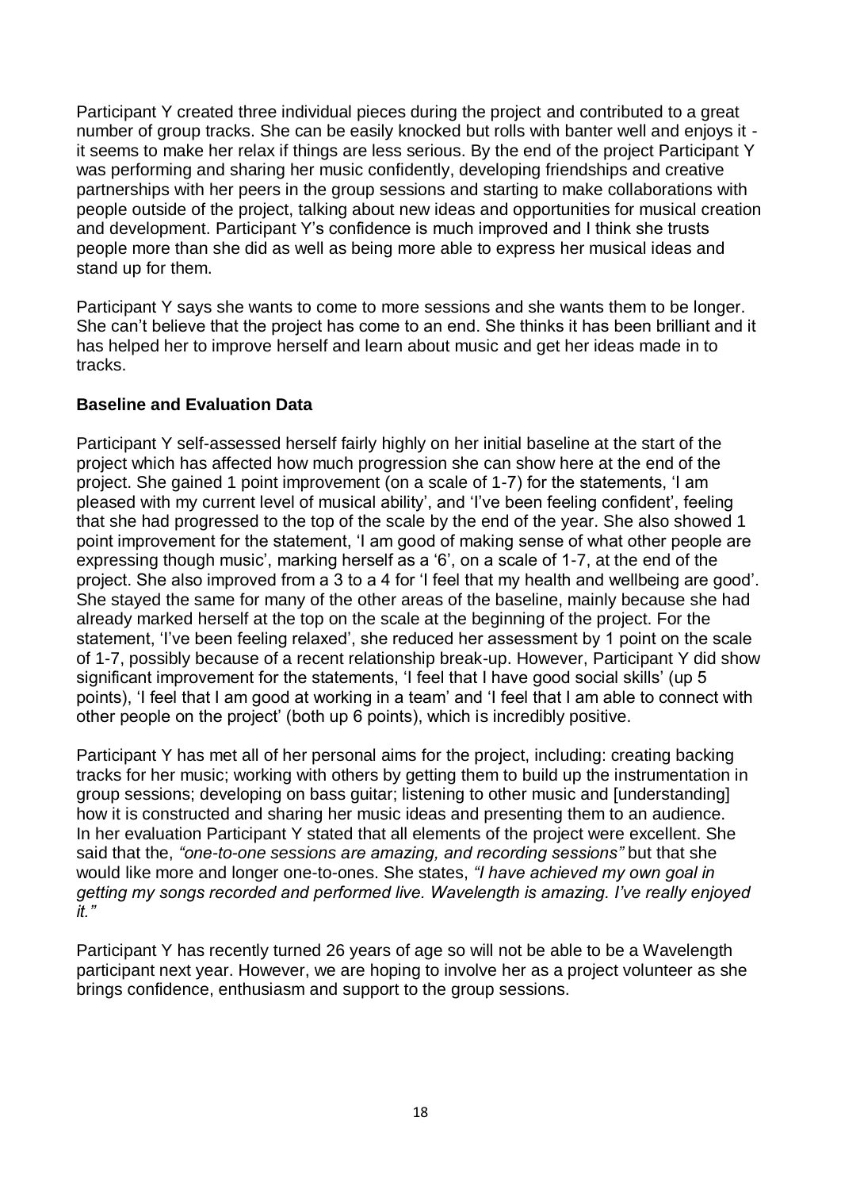Participant Y created three individual pieces during the project and contributed to a great number of group tracks. She can be easily knocked but rolls with banter well and enjoys it - it seems to make her relax if things are less serious. By the end of the project Participant Y was performing and sharing her music confidently, developing friendships and creative partnerships with her peers in the group sessions and starting to make collaborations with people outside of the project, talking about new ideas and opportunities for musical creation and development. Participant Y's confidence is much improved and I think she trusts people more than she did as well as being more able to express her musical ideas and stand up for them.

Participant Y says she wants to come to more sessions and she wants them to be longer. She can't believe that the project has come to an end. She thinks it has been brilliant and it has helped her to improve herself and learn about music and get her ideas made in to tracks.

**Baseline and Evaluation Data**

Participant Y self-assessed herself fairly highly on her initial baseline at the start of the project which has affected how much progression she can show here at the end of the project. She gained 1 point improvement (on a scale of 1-7) for the statements, 'I am pleased with my current level of musical ability', and 'I've been feeling confident', feeling that she had progressed to the top of the scale by the end of the year. She also showed 1 point improvement for the statement, 'I am good of making sense of what other people are expressing though music', marking herself as a '6', on a scale of 1-7, at the end of the project. She also improved from a 3 to a 4 for 'I feel that my health and wellbeing are good'. She stayed the same for many of the other areas of the baseline, mainly because she had already marked herself at the top on the scale at the beginning of the project. For the statement, 'I've been feeling relaxed', she reduced her assessment by 1 point on the scale of 1-7, possibly because of a recent relationship break-up. However, Participant Y did show significant improvement for the statements, 'I feel that I have good social skills' (up 5 points), 'I feel that I am good at working in a team' and 'I feel that I am able to connect with other people on the project' (both up 6 points), which is incredibly positive.

Participant Y has met all of her personal aims for the project, including: creating backing tracks for her music; working with others by getting them to build up the instrumentation in group sessions; developing on bass guitar; listening to other music and [understanding] how it is constructed and sharing her music ideas and presenting them to an audience. In her evaluation Participant Y stated that all elements of the project were excellent. She said that the, *"one-to-one sessions are amazing, and recording sessions"* but that she would like more and longer one-to-ones. She states, *"I have achieved my own goal in getting my songs recorded and performed live. Wavelength is amazing. I've really enjoyed it."*

Participant Y has recently turned 26 years of age so will not be able to be a Wavelength participant next year. However, we are hoping to involve her as a project volunteer as she brings confidence, enthusiasm and support to the group sessions.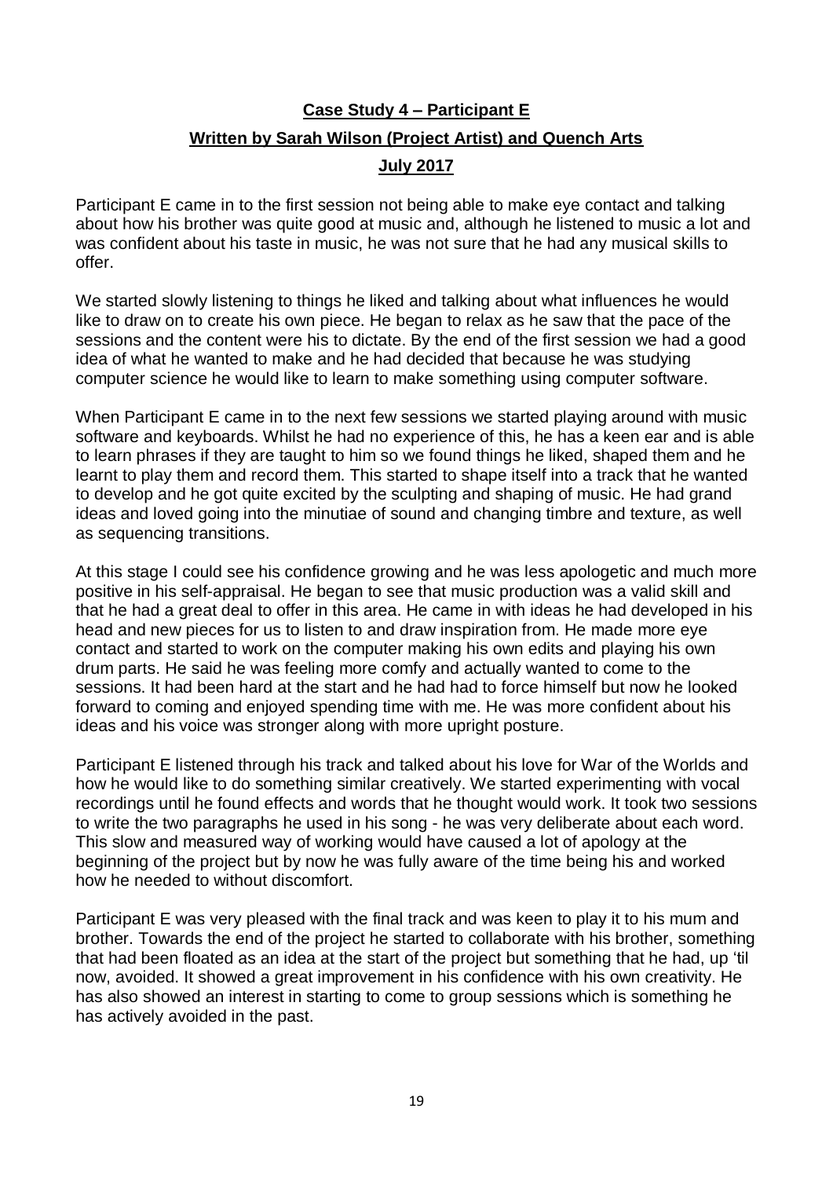## Case Study 4 – Participant E

## Written by Sarah Wilson (Project Artist) and Quench Arts

## July 2017

Participant E came in to the first session not being able to make eye contact and talking about how his brother was quite good at music and, although he listened to music a lot and was confident about his taste in music, he was not sure that he had any musical skills to offer.

We started slowly listening to things he liked and talking about what influences he would like to draw on to create his own piece. He began to relax as he saw that the pace of the sessions and the content were his to dictate. By the end of the first session we had a good idea of what he wanted to make and he had decided that because he was studying computer science he would like to learn to make something using computer software.

When Participant E came in to the next few sessions we started playing around with music software and keyboards. Whilst he had no experience of this, he has a keen ear and is able to learn phrases if they are taught to him so we found things he liked, shaped them and he learnt to play them and record them. This started to shape itself into a track that he wanted to develop and he got quite excited by the sculpting and shaping of music. He had grand ideas and loved going into the minutiae of sound and changing timbre and texture, as well as sequencing transitions.

At this stage I could see his confidence growing and he was less apologetic and much more positive in his self-appraisal. He began to see that music production was a valid skill and that he had a great deal to offer in this area. He came in with ideas he had developed in his head and new pieces for us to listen to and draw inspiration from. He made more eye contact and started to work on the computer making his own edits and playing his own drum parts. He said he was feeling more comfy and actually wanted to come to the sessions. It had been hard at the start and he had had to force himself but now he looked forward to coming and enjoyed spending time with me. He was more confident about his ideas and his voice was stronger along with more upright posture.

Participant E listened through his track and talked about his love for War of the Worlds and how he would like to do something similar creatively. We started experimenting with vocal recordings until he found effects and words that he thought would work. It took two sessions to write the two paragraphs he used in his song - he was very deliberate about each word. This slow and measured way of working would have caused a lot of apology at the beginning of the project but by now he was fully aware of the time being his and worked how he needed to without discomfort.

Participant E was very pleased with the final track and was keen to play it to his mum and brother. Towards the end of the project he started to collaborate with his brother, something that had been floated as an idea at the start of the project but something that he had, up 'til now, avoided. It showed a great improvement in his confidence with his own creativity. He has also showed an interest in starting to come to group sessions which is something he has actively avoided in the past.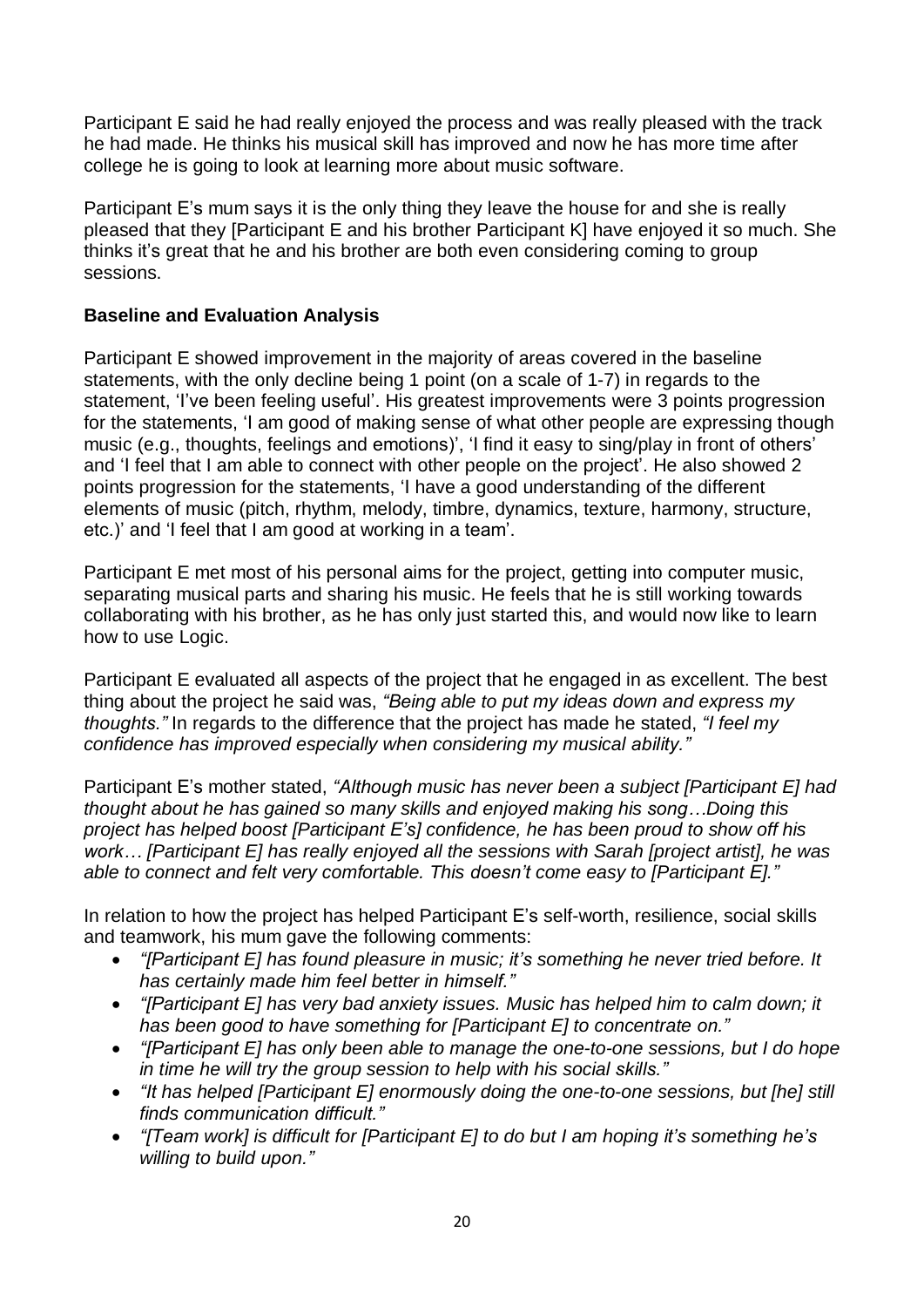Participant E said he had really enjoyed the process and was really pleased with the track he had made. He thinks his musical skill has improved and now he has more time after college he is going to look at learning more about music software.

Participant E's mum says it is the only thing they leave the house for and she is really pleased that they [Participant E and his brother Participant K] have enjoyed it so much. She thinks it's great that he and his brother are both even considering coming to group sessions.

**Baseline and Evaluation Analysis**

Participant E showed improvement in the majority of areas covered in the baseline statements, with the only decline being 1 point (on a scale of 1-7) in regards to the statement, 'I've been feeling useful'. His greatest improvements were 3 points progression for the statements, 'I am good of making sense of what other people are expressing though music (e.g., thoughts, feelings and emotions)', 'I find it easy to sing/play in front of others' and 'I feel that I am able to connect with other people on the project'. He also showed 2 points progression for the statements, 'I have a good understanding of the different elements of music (pitch, rhythm, melody, timbre, dynamics, texture, harmony, structure, etc.)' and 'I feel that I am good at working in a team'.

Participant E met most of his personal aims for the project, getting into computer music, separating musical parts and sharing his music. He feels that he is still working towards collaborating with his brother, as he has only just started this, and would now like to learn how to use Logic.

Participant E evaluated all aspects of the project that he engaged in as excellent. The best thing about the project he said was, *"Being able to put my ideas down and express my thoughts."* In regards to the difference that the project has made he stated, *"I feel my confidence has improved especially when considering my musical ability."*

Participant E's mother stated, *"Although music has never been a subject [Participant E] had thought about he has gained so many skills and enjoyed making his song…Doing this project has helped boost [Participant E's] confidence, he has been proud to show off his work… [Participant E] has really enjoyed all the sessions with Sarah [project artist], he was able to connect and felt very comfortable. This doesn't come easy to [Participant E]."*

In relation to how the project has helped Participant E's self-worth, resilience, social skills and teamwork, his mum gave the following comments:

- *"[Participant E] has found pleasure in music; it's something he never tried before. It has certainly made him feel better in himself."*
- *"[Participant E] has very bad anxiety issues. Music has helped him to calm down; it has been good to have something for [Participant E] to concentrate on."*
- *"[Participant E] has only been able to manage the one-to-one sessions, but I do hope in time he will try the group session to help with his social skills."*
- *"It has helped [Participant E] enormously doing the one-to-one sessions, but [he] still finds communication difficult."*
- *"[Team work] is difficult for [Participant E] to do but I am hoping it's something he's willing to build upon."*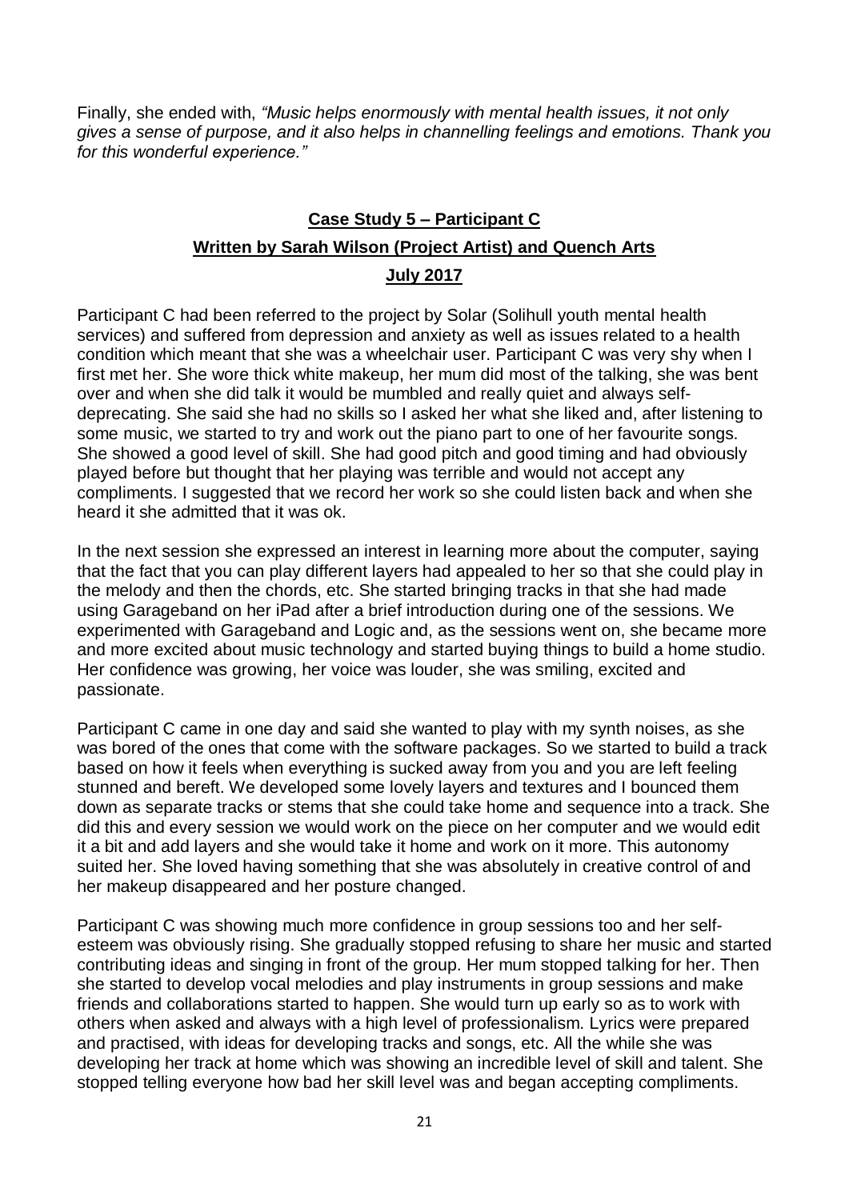Finally, she ended with, *“Music helps enormously with mental health issues, it not only gives a sense of purpose, and it also helps in channelling feelings and emotions. Thank you for this wonderful experience.”*

## **Case Study 5 – Participant C**

**Written by Sarah Wilson (Project Artist) and Quench Arts**

**July 2017**

Participant C had been referred to the project by Solar (Solihull youth mental health services) and suffered from depression and anxiety as well as issues related to a health condition which meant that she was a wheelchair user. Participant C was very shy when I first met her. She wore thick white makeup, her mum did most of the talking, she was bent over and when she did talk it would be mumbled and really quiet and always self-deprecating. She said she had no skills so I asked her what she liked and, after listening to some music, we started to try and work out the piano part to one of her favourite songs. She showed a good level of skill. She had good pitch and good timing and had obviously played before but thought that her playing was terrible and would not accept any compliments. I suggested that we record her work so she could listen back and when she heard it she admitted that it was ok.

In the next session she expressed an interest in learning more about the computer, saying that the fact that you can play different layers had appealed to her so that she could play in the melody and then the chords, etc. She started bringing tracks in that she had made using Garageband on her iPad after a brief introduction during one of the sessions. We experimented with Garageband and Logic and, as the sessions went on, she became more and more excited about music technology and started buying things to build a home studio. Her confidence was growing, her voice was louder, she was smiling, excited and passionate.

Participant C came in one day and said she wanted to play with my synth noises, as she was bored of the ones that come with the software packages. So we started to build a track based on how it feels when everything is sucked away from you and you are left feeling stunned and bereft. We developed some lovely layers and textures and I bounced them down as separate tracks or stems that she could take home and sequence into a track. She did this and every session we would work on the piece on her computer and we would edit it a bit and add layers and she would take it home and work on it more. This autonomy suited her. She loved having something that she was absolutely in creative control of and her makeup disappeared and her posture changed.

Participant C was showing much more confidence in group sessions too and her self-esteem was obviously rising. She gradually stopped refusing to share her music and started contributing ideas and singing in front of the group. Her mum stopped talking for her. Then she started to develop vocal melodies and play instruments in group sessions and make friends and collaborations started to happen. She would turn up early so as to work with others when asked and always with a high level of professionalism. Lyrics were prepared and practised, with ideas for developing tracks and songs, etc. All the while she was developing her track at home which was showing an incredible level of skill and talent. She stopped telling everyone how bad her skill level was and began accepting compliments.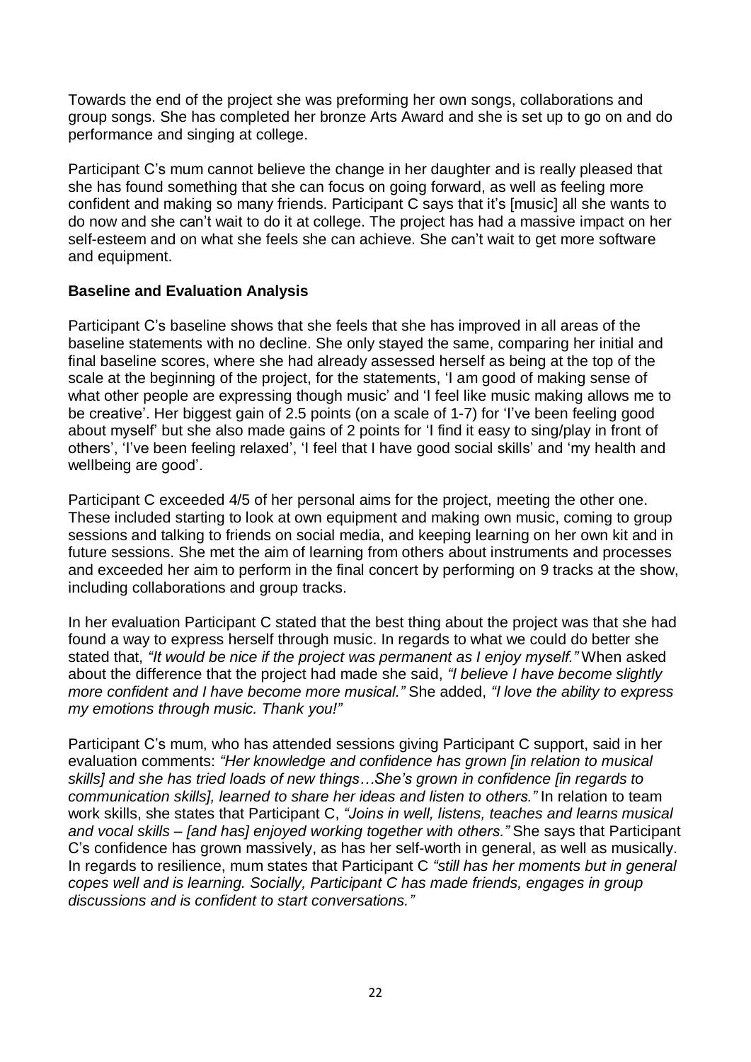Towards the end of the project she was preforming her own songs, collaborations and group songs. She has completed her bronze Arts Award and she is set up to go on and do performance and singing at college.

Participant C's mum cannot believe the change in her daughter and is really pleased that she has found something that she can focus on going forward, as well as feeling more confident and making so many friends. Participant C says that it's [music] all she wants to do now and she can't wait to do it at college. The project has had a massive impact on her self-esteem and on what she feels she can achieve. She can't wait to get more software and equipment.

**Baseline and Evaluation Analysis**

Participant C's baseline shows that she feels that she has improved in all areas of the baseline statements with no decline. She only stayed the same, comparing her initial and final baseline scores, where she had already assessed herself as being at the top of the scale at the beginning of the project, for the statements, 'I am good of making sense of what other people are expressing though music' and 'I feel like music making allows me to be creative'. Her biggest gain of 2.5 points (on a scale of 1-7) for 'I've been feeling good about myself' but she also made gains of 2 points for 'I find it easy to sing/play in front of others', 'I've been feeling relaxed', 'I feel that I have good social skills' and 'my health and wellbeing are good'.

Participant C exceeded 4/5 of her personal aims for the project, meeting the other one. These included starting to look at own equipment and making own music, coming to group sessions and talking to friends on social media, and keeping learning on her own kit and in future sessions. She met the aim of learning from others about instruments and processes and exceeded her aim to perform in the final concert by performing on 9 tracks at the show, including collaborations and group tracks.

In her evaluation Participant C stated that the best thing about the project was that she had found a way to express herself through music. In regards to what we could do better she stated that, *"It would be nice if the project was permanent as I enjoy myself."* When asked about the difference that the project had made she said, *"I believe I have become slightly more confident and I have become more musical."* She added, *"I love the ability to express my emotions through music. Thank you!"*

Participant C's mum, who has attended sessions giving Participant C support, said in her evaluation comments: *"Her knowledge and confidence has grown [in relation to musical skills] and she has tried loads of new things…She's grown in confidence [in regards to communication skills], learned to share her ideas and listen to others."* In relation to team work skills, she states that Participant C, *"Joins in well, listens, teaches and learns musical and vocal skills – [and has] enjoyed working together with others."* She says that Participant C's confidence has grown massively, as has her self-worth in general, as well as musically. In regards to resilience, mum states that Participant C *"still has her moments but in general copes well and is learning. Socially, Participant C has made friends, engages in group discussions and is confident to start conversations."*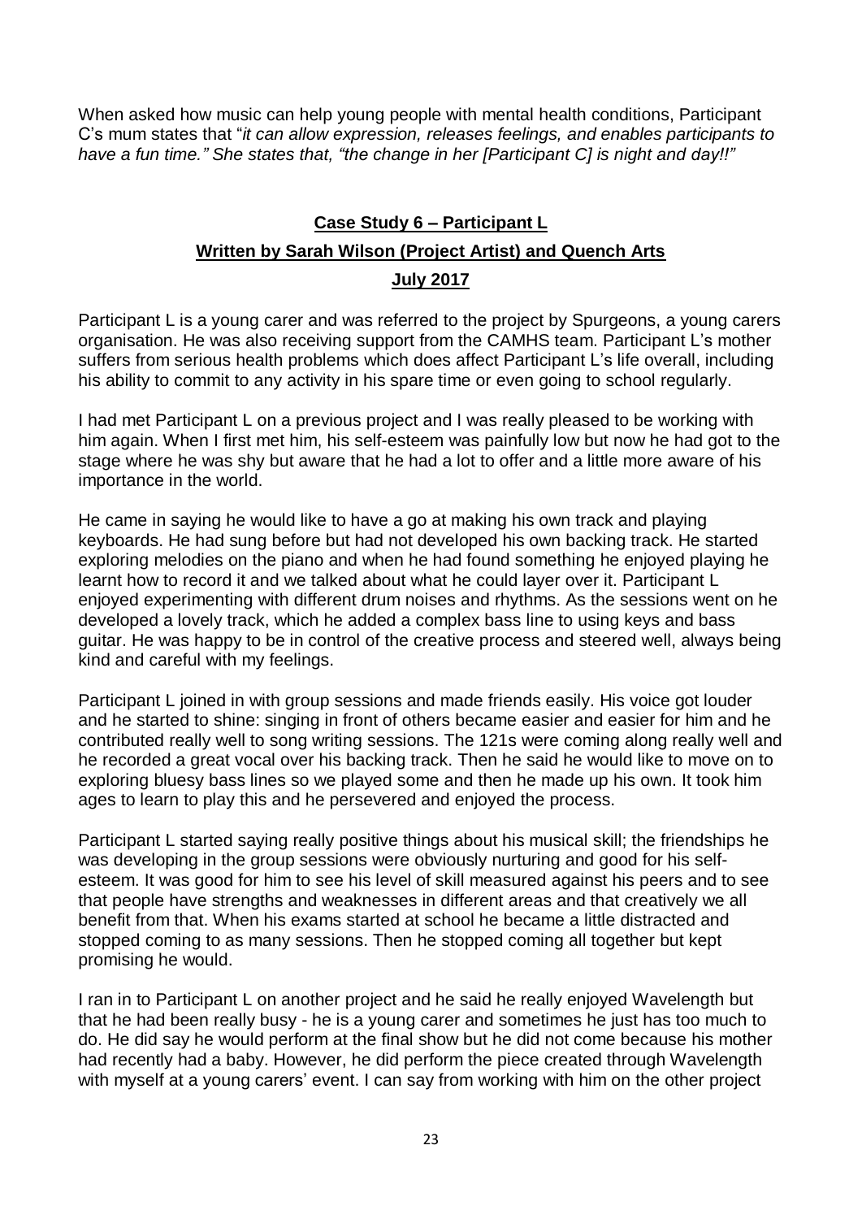When asked how music can help young people with mental health conditions, Participant C's mum states that "*it can allow expression, releases feelings, and enables participants to have a fun time." She states that, "the change in her [Participant C] is night and day!!"*

## Case Study 6 – Participant L

### Written by Sarah Wilson (Project Artist) and Quench Arts

### July 2017

Participant L is a young carer and was referred to the project by Spurgeons, a young carers organisation. He was also receiving support from the CAMHS team. Participant L's mother suffers from serious health problems which does affect Participant L's life overall, including his ability to commit to any activity in his spare time or even going to school regularly.

I had met Participant L on a previous project and I was really pleased to be working with him again. When I first met him, his self-esteem was painfully low but now he had got to the stage where he was shy but aware that he had a lot to offer and a little more aware of his importance in the world.

He came in saying he would like to have a go at making his own track and playing keyboards. He had sung before but had not developed his own backing track. He started exploring melodies on the piano and when he had found something he enjoyed playing he learnt how to record it and we talked about what he could layer over it. Participant L enjoyed experimenting with different drum noises and rhythms. As the sessions went on he developed a lovely track, which he added a complex bass line to using keys and bass guitar. He was happy to be in control of the creative process and steered well, always being kind and careful with my feelings.

Participant L joined in with group sessions and made friends easily. His voice got louder and he started to shine: singing in front of others became easier and easier for him and he contributed really well to song writing sessions. The 121s were coming along really well and he recorded a great vocal over his backing track. Then he said he would like to move on to exploring bluesy bass lines so we played some and then he made up his own. It took him ages to learn to play this and he persevered and enjoyed the process.

Participant L started saying really positive things about his musical skill; the friendships he was developing in the group sessions were obviously nurturing and good for his self-esteem. It was good for him to see his level of skill measured against his peers and to see that people have strengths and weaknesses in different areas and that creatively we all benefit from that. When his exams started at school he became a little distracted and stopped coming to as many sessions. Then he stopped coming all together but kept promising he would.

I ran in to Participant L on another project and he said he really enjoyed Wavelength but that he had been really busy - he is a young carer and sometimes he just has too much to do. He did say he would perform at the final show but he did not come because his mother had recently had a baby. However, he did perform the piece created through Wavelength with myself at a young carers' event. I can say from working with him on the other project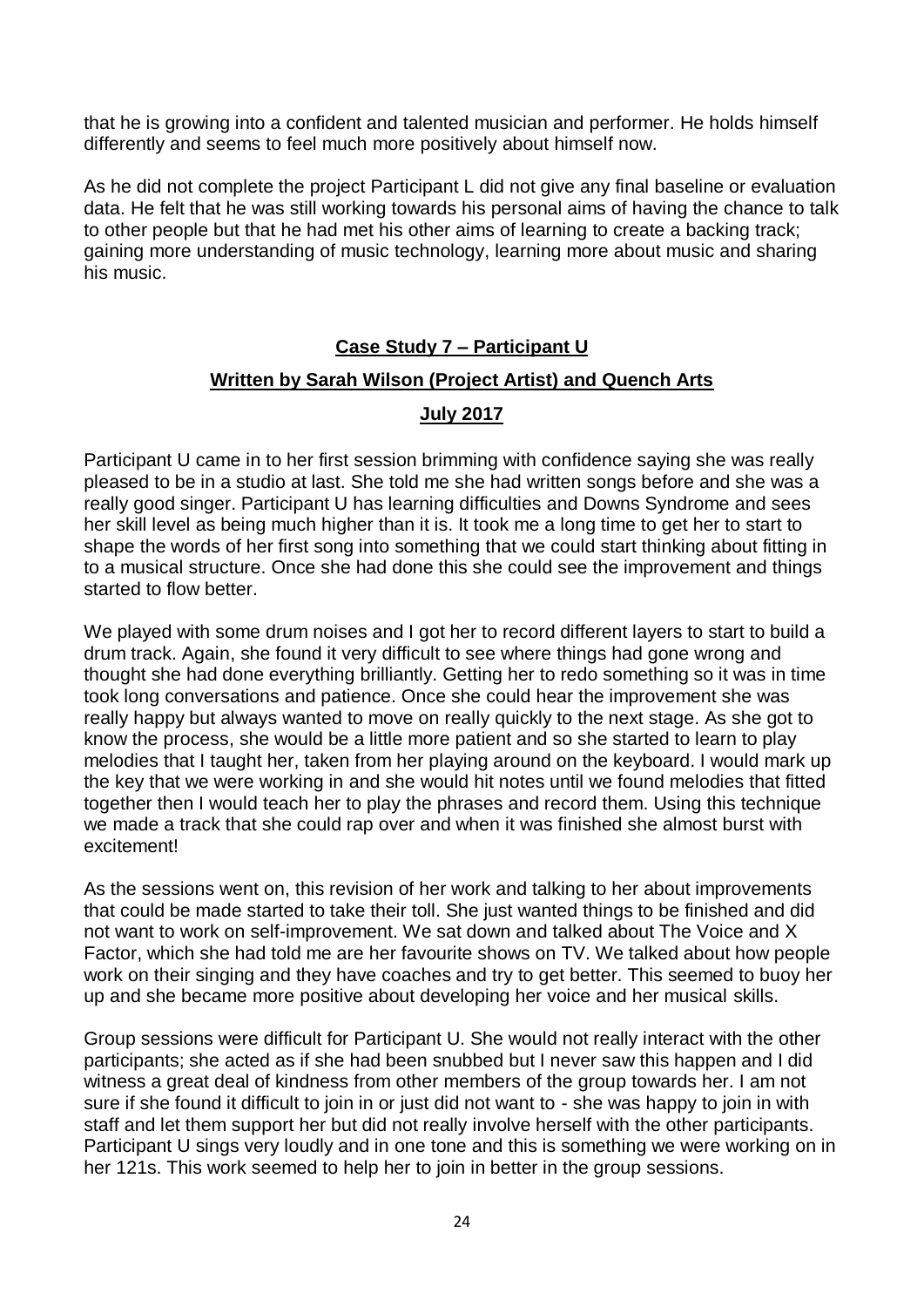that he is growing into a confident and talented musician and performer. He holds himself differently and seems to feel much more positively about himself now.

As he did not complete the project Participant L did not give any final baseline or evaluation data. He felt that he was still working towards his personal aims of having the chance to talk to other people but that he had met his other aims of learning to create a backing track; gaining more understanding of music technology, learning more about music and sharing his music.

## **Case Study 7 – Participant U**

### **Written by Sarah Wilson (Project Artist) and Quench Arts**

### **July 2017**

Participant U came in to her first session brimming with confidence saying she was really pleased to be in a studio at last. She told me she had written songs before and she was a really good singer. Participant U has learning difficulties and Downs Syndrome and sees her skill level as being much higher than it is. It took me a long time to get her to start to shape the words of her first song into something that we could start thinking about fitting in to a musical structure. Once she had done this she could see the improvement and things started to flow better.

We played with some drum noises and I got her to record different layers to start to build a drum track. Again, she found it very difficult to see where things had gone wrong and thought she had done everything brilliantly. Getting her to redo something so it was in time took long conversations and patience. Once she could hear the improvement she was really happy but always wanted to move on really quickly to the next stage. As she got to know the process, she would be a little more patient and so she started to learn to play melodies that I taught her, taken from her playing around on the keyboard. I would mark up the key that we were working in and she would hit notes until we found melodies that fitted together then I would teach her to play the phrases and record them. Using this technique we made a track that she could rap over and when it was finished she almost burst with excitement!

As the sessions went on, this revision of her work and talking to her about improvements that could be made started to take their toll. She just wanted things to be finished and did not want to work on self-improvement. We sat down and talked about The Voice and X Factor, which she had told me are her favourite shows on TV. We talked about how people work on their singing and they have coaches and try to get better. This seemed to buoy her up and she became more positive about developing her voice and her musical skills.

Group sessions were difficult for Participant U. She would not really interact with the other participants; she acted as if she had been snubbed but I never saw this happen and I did witness a great deal of kindness from other members of the group towards her. I am not sure if she found it difficult to join in or just did not want to - she was happy to join in with staff and let them support her but did not really involve herself with the other participants. Participant U sings very loudly and in one tone and this is something we were working on in her 121s. This work seemed to help her to join in better in the group sessions.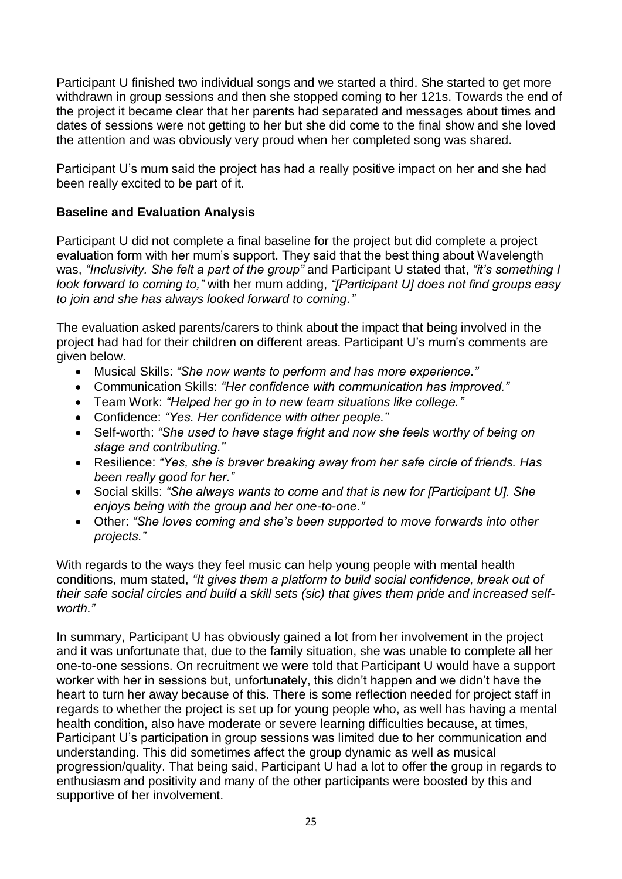Participant U finished two individual songs and we started a third. She started to get more withdrawn in group sessions and then she stopped coming to her 121s. Towards the end of the project it became clear that her parents had separated and messages about times and dates of sessions were not getting to her but she did come to the final show and she loved the attention and was obviously very proud when her completed song was shared.

Participant U's mum said the project has had a really positive impact on her and she had been really excited to be part of it.

**Baseline and Evaluation Analysis**

Participant U did not complete a final baseline for the project but did complete a project evaluation form with her mum's support. They said that the best thing about Wavelength was, *"Inclusivity. She felt a part of the group"* and Participant U stated that, *"it's something I look forward to coming to,"* with her mum adding, *"[Participant U] does not find groups easy to join and she has always looked forward to coming."*

The evaluation asked parents/carers to think about the impact that being involved in the project had had for their children on different areas. Participant U's mum's comments are given below.

- Musical Skills: *"She now wants to perform and has more experience."*
- Communication Skills: *"Her confidence with communication has improved."*
- Team Work: *"Helped her go in to new team situations like college."*
- Confidence: *"Yes. Her confidence with other people."*
- Self-worth: *"She used to have stage fright and now she feels worthy of being on stage and contributing."*
- Resilience: *"Yes, she is braver breaking away from her safe circle of friends. Has been really good for her."*
- Social skills: *"She always wants to come and that is new for [Participant U]. She enjoys being with the group and her one-to-one."*
- Other: *"She loves coming and she's been supported to move forwards into other projects."*

With regards to the ways they feel music can help young people with mental health conditions, mum stated, *"It gives them a platform to build social confidence, break out of their safe social circles and build a skill sets (sic) that gives them pride and increased self-worth."*

In summary, Participant U has obviously gained a lot from her involvement in the project and it was unfortunate that, due to the family situation, she was unable to complete all her one-to-one sessions. On recruitment we were told that Participant U would have a support worker with her in sessions but, unfortunately, this didn't happen and we didn't have the heart to turn her away because of this. There is some reflection needed for project staff in regards to whether the project is set up for young people who, as well has having a mental health condition, also have moderate or severe learning difficulties because, at times, Participant U's participation in group sessions was limited due to her communication and understanding. This did sometimes affect the group dynamic as well as musical progression/quality. That being said, Participant U had a lot to offer the group in regards to enthusiasm and positivity and many of the other participants were boosted by this and supportive of her involvement.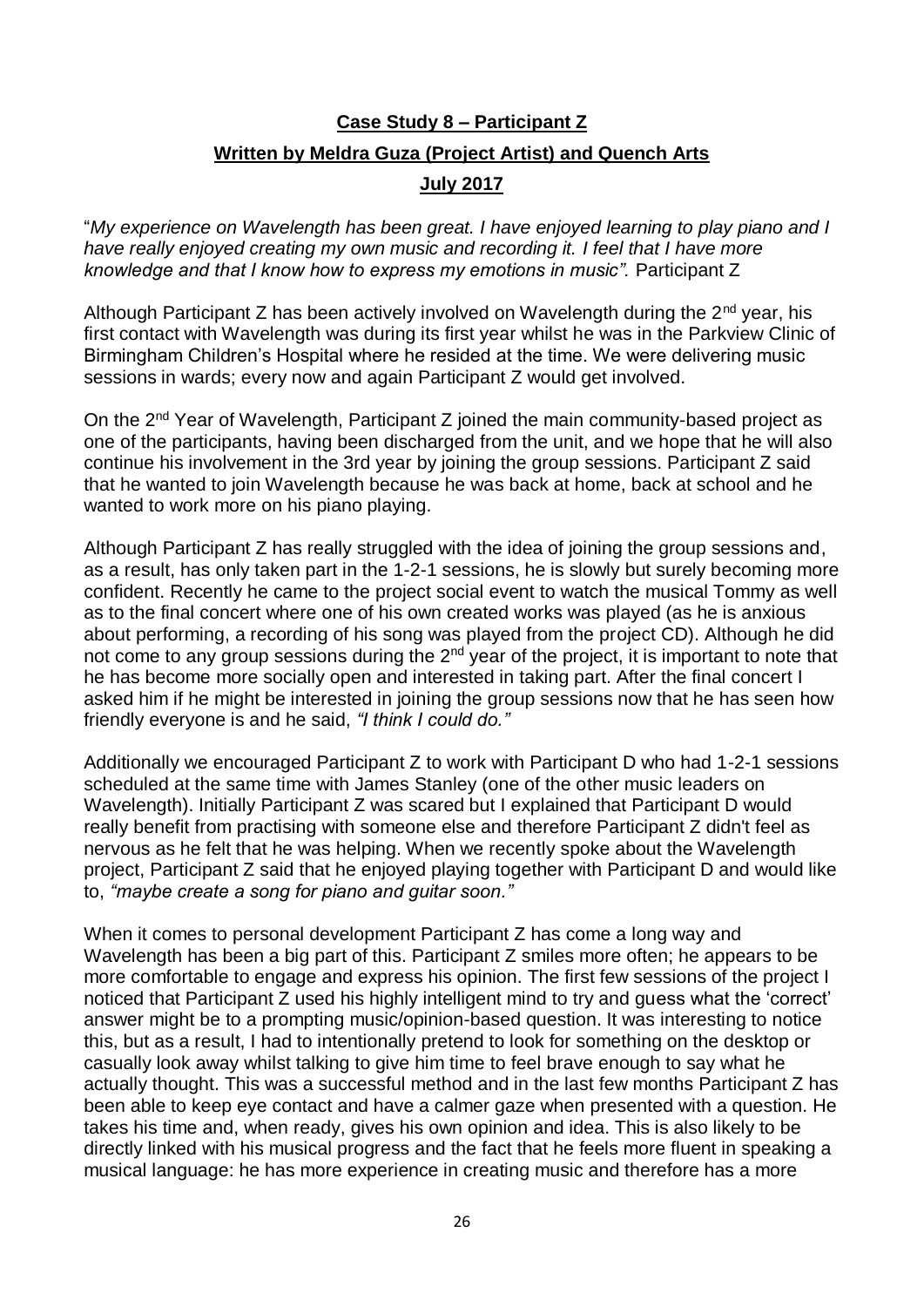**Case Study 8 – Participant Z**

**Written by Meldra Guza (Project Artist) and Quench Arts**

**July 2017**

"*My experience on Wavelength has been great. I have enjoyed learning to play piano and I have really enjoyed creating my own music and recording it. I feel that I have more knowledge and that I know how to express my emotions in music".* Participant Z

Although Participant Z has been actively involved on Wavelength during the 2nd year, his first contact with Wavelength was during its first year whilst he was in the Parkview Clinic of Birmingham Children's Hospital where he resided at the time. We were delivering music sessions in wards; every now and again Participant Z would get involved.

On the 2nd Year of Wavelength, Participant Z joined the main community-based project as one of the participants, having been discharged from the unit, and we hope that he will also continue his involvement in the 3rd year by joining the group sessions. Participant Z said that he wanted to join Wavelength because he was back at home, back at school and he wanted to work more on his piano playing.

Although Participant Z has really struggled with the idea of joining the group sessions and, as a result, has only taken part in the 1-2-1 sessions, he is slowly but surely becoming more confident. Recently he came to the project social event to watch the musical Tommy as well as to the final concert where one of his own created works was played (as he is anxious about performing, a recording of his song was played from the project CD). Although he did not come to any group sessions during the 2nd year of the project, it is important to note that he has become more socially open and interested in taking part. After the final concert I asked him if he might be interested in joining the group sessions now that he has seen how friendly everyone is and he said, *"I think I could do."*

Additionally we encouraged Participant Z to work with Participant D who had 1-2-1 sessions scheduled at the same time with James Stanley (one of the other music leaders on Wavelength). Initially Participant Z was scared but I explained that Participant D would really benefit from practising with someone else and therefore Participant Z didn't feel as nervous as he felt that he was helping. When we recently spoke about the Wavelength project, Participant Z said that he enjoyed playing together with Participant D and would like to, *"maybe create a song for piano and guitar soon."*

When it comes to personal development Participant Z has come a long way and Wavelength has been a big part of this. Participant Z smiles more often; he appears to be more comfortable to engage and express his opinion. The first few sessions of the project I noticed that Participant Z used his highly intelligent mind to try and guess what the 'correct' answer might be to a prompting music/opinion-based question. It was interesting to notice this, but as a result, I had to intentionally pretend to look for something on the desktop or casually look away whilst talking to give him time to feel brave enough to say what he actually thought. This was a successful method and in the last few months Participant Z has been able to keep eye contact and have a calmer gaze when presented with a question. He takes his time and, when ready, gives his own opinion and idea. This is also likely to be directly linked with his musical progress and the fact that he feels more fluent in speaking a musical language: he has more experience in creating music and therefore has a more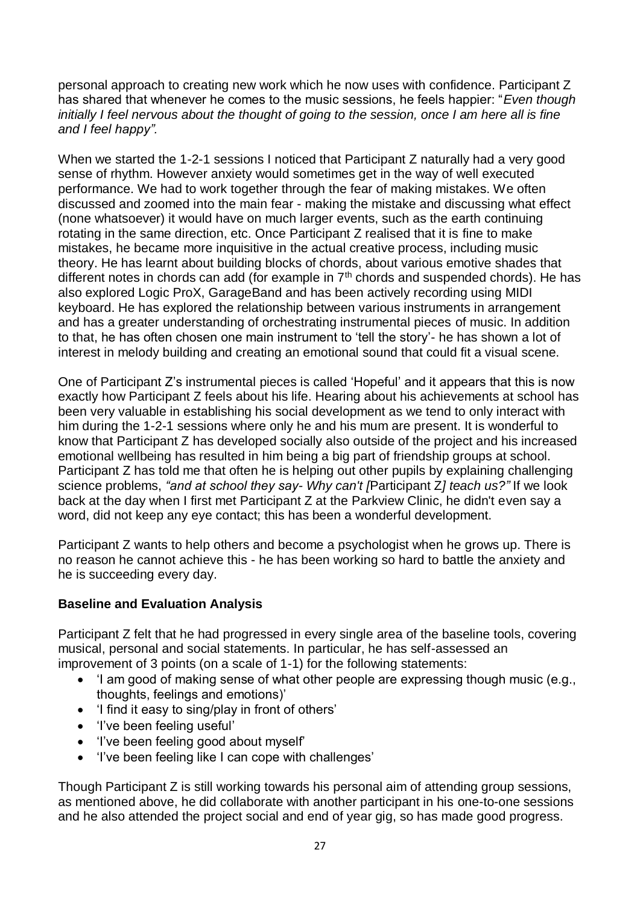personal approach to creating new work which he now uses with confidence. Participant Z has shared that whenever he comes to the music sessions, he feels happier: "*Even though initially I feel nervous about the thought of going to the session, once I am here all is fine and I feel happy".*

When we started the 1-2-1 sessions I noticed that Participant Z naturally had a very good sense of rhythm. However anxiety would sometimes get in the way of well executed performance. We had to work together through the fear of making mistakes. We often discussed and zoomed into the main fear - making the mistake and discussing what effect (none whatsoever) it would have on much larger events, such as the earth continuing rotating in the same direction, etc. Once Participant Z realised that it is fine to make mistakes, he became more inquisitive in the actual creative process, including music theory. He has learnt about building blocks of chords, about various emotive shades that different notes in chords can add (for example in 7th chords and suspended chords). He has also explored Logic ProX, GarageBand and has been actively recording using MIDI keyboard. He has explored the relationship between various instruments in arrangement and has a greater understanding of orchestrating instrumental pieces of music. In addition to that, he has often chosen one main instrument to 'tell the story'- he has shown a lot of interest in melody building and creating an emotional sound that could fit a visual scene.

One of Participant Z's instrumental pieces is called 'Hopeful' and it appears that this is now exactly how Participant Z feels about his life. Hearing about his achievements at school has been very valuable in establishing his social development as we tend to only interact with him during the 1-2-1 sessions where only he and his mum are present. It is wonderful to know that Participant Z has developed socially also outside of the project and his increased emotional wellbeing has resulted in him being a big part of friendship groups at school. Participant Z has told me that often he is helping out other pupils by explaining challenging science problems, *"and at school they say- Why can't [*Participant Z*] teach us?"* If we look back at the day when I first met Participant Z at the Parkview Clinic, he didn't even say a word, did not keep any eye contact; this has been a wonderful development.

Participant Z wants to help others and become a psychologist when he grows up. There is no reason he cannot achieve this - he has been working so hard to battle the anxiety and he is succeeding every day.

**Baseline and Evaluation Analysis**

Participant Z felt that he had progressed in every single area of the baseline tools, covering musical, personal and social statements. In particular, he has self-assessed an improvement of 3 points (on a scale of 1-1) for the following statements:

- 'I am good of making sense of what other people are expressing though music (e.g., thoughts, feelings and emotions)'
- 'I find it easy to sing/play in front of others'
- 'I've been feeling useful'
- 'I've been feeling good about myself'
- 'I've been feeling like I can cope with challenges'

Though Participant Z is still working towards his personal aim of attending group sessions, as mentioned above, he did collaborate with another participant in his one-to-one sessions and he also attended the project social and end of year gig, so has made good progress.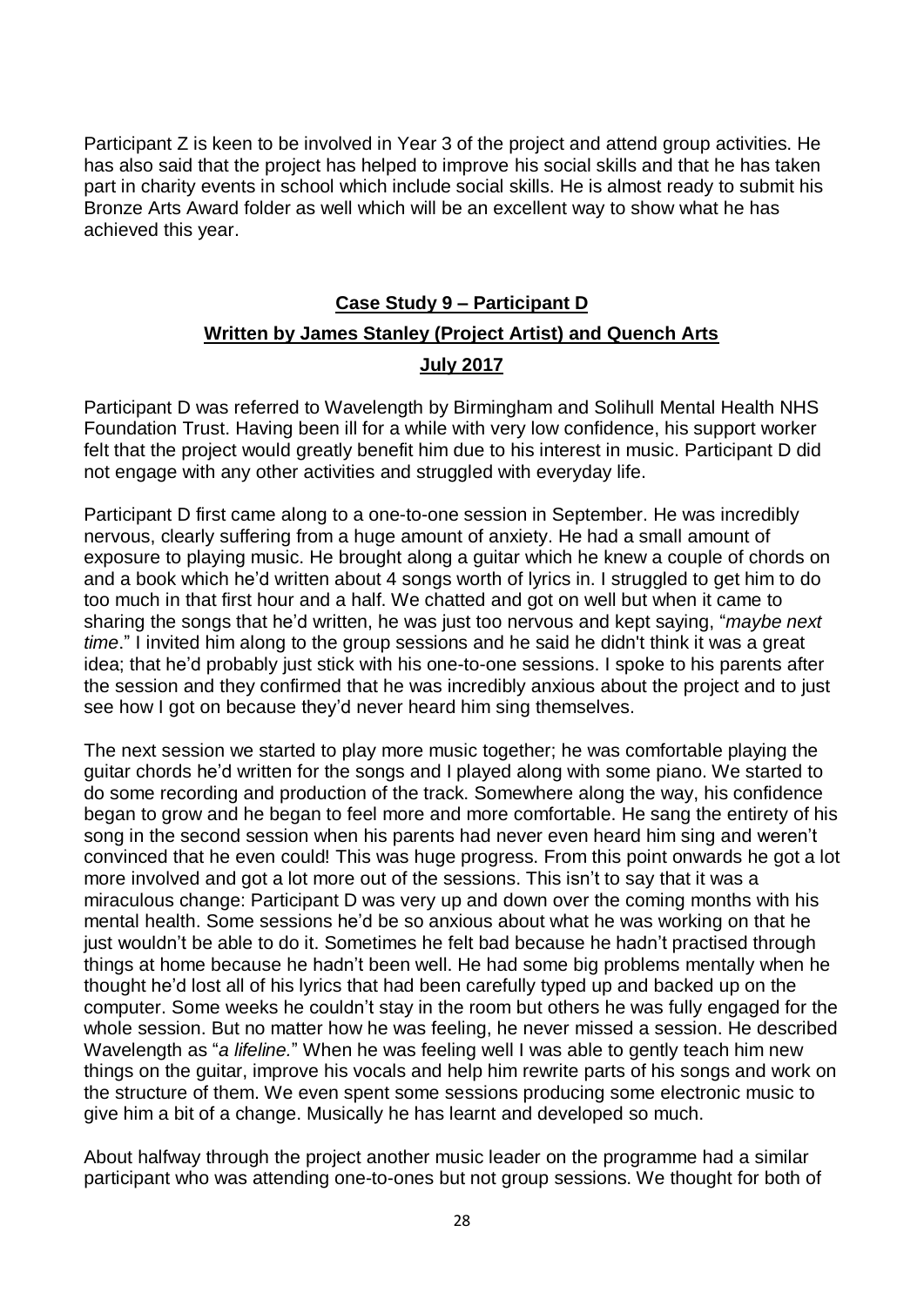Participant Z is keen to be involved in Year 3 of the project and attend group activities. He has also said that the project has helped to improve his social skills and that he has taken part in charity events in school which include social skills. He is almost ready to submit his Bronze Arts Award folder as well which will be an excellent way to show what he has achieved this year.

## **Case Study 9 – Participant D**

**Written by James Stanley (Project Artist) and Quench Arts**

**July 2017**

Participant D was referred to Wavelength by Birmingham and Solihull Mental Health NHS Foundation Trust. Having been ill for a while with very low confidence, his support worker felt that the project would greatly benefit him due to his interest in music. Participant D did not engage with any other activities and struggled with everyday life.

Participant D first came along to a one-to-one session in September. He was incredibly nervous, clearly suffering from a huge amount of anxiety. He had a small amount of exposure to playing music. He brought along a guitar which he knew a couple of chords on and a book which he'd written about 4 songs worth of lyrics in. I struggled to get him to do too much in that first hour and a half. We chatted and got on well but when it came to sharing the songs that he'd written, he was just too nervous and kept saying, "*maybe next time*." I invited him along to the group sessions and he said he didn't think it was a great idea; that he'd probably just stick with his one-to-one sessions. I spoke to his parents after the session and they confirmed that he was incredibly anxious about the project and to just see how I got on because they'd never heard him sing themselves.

The next session we started to play more music together; he was comfortable playing the guitar chords he'd written for the songs and I played along with some piano. We started to do some recording and production of the track. Somewhere along the way, his confidence began to grow and he began to feel more and more comfortable. He sang the entirety of his song in the second session when his parents had never even heard him sing and weren't convinced that he even could! This was huge progress. From this point onwards he got a lot more involved and got a lot more out of the sessions. This isn't to say that it was a miraculous change: Participant D was very up and down over the coming months with his mental health. Some sessions he'd be so anxious about what he was working on that he just wouldn't be able to do it. Sometimes he felt bad because he hadn't practised through things at home because he hadn't been well. He had some big problems mentally when he thought he'd lost all of his lyrics that had been carefully typed up and backed up on the computer. Some weeks he couldn't stay in the room but others he was fully engaged for the whole session. But no matter how he was feeling, he never missed a session. He described Wavelength as "*a lifeline.*" When he was feeling well I was able to gently teach him new things on the guitar, improve his vocals and help him rewrite parts of his songs and work on the structure of them. We even spent some sessions producing some electronic music to give him a bit of a change. Musically he has learnt and developed so much.

About halfway through the project another music leader on the programme had a similar participant who was attending one-to-ones but not group sessions. We thought for both of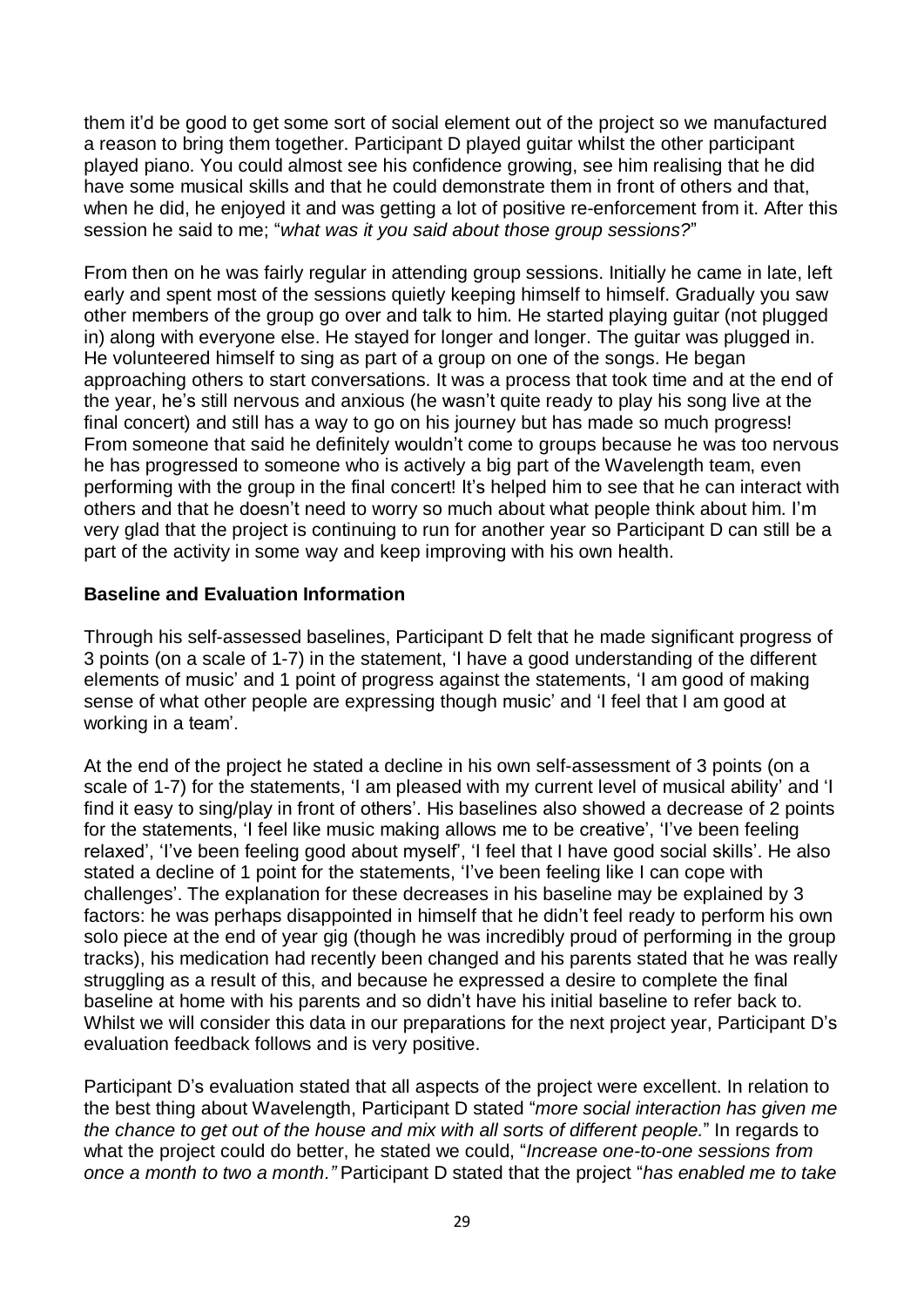them it'd be good to get some sort of social element out of the project so we manufactured a reason to bring them together. Participant D played guitar whilst the other participant played piano. You could almost see his confidence growing, see him realising that he did have some musical skills and that he could demonstrate them in front of others and that, when he did, he enjoyed it and was getting a lot of positive re-enforcement from it. After this session he said to me; "*what was it you said about those group sessions?*"

From then on he was fairly regular in attending group sessions. Initially he came in late, left early and spent most of the sessions quietly keeping himself to himself. Gradually you saw other members of the group go over and talk to him. He started playing guitar (not plugged in) along with everyone else. He stayed for longer and longer. The guitar was plugged in. He volunteered himself to sing as part of a group on one of the songs. He began approaching others to start conversations. It was a process that took time and at the end of the year, he's still nervous and anxious (he wasn't quite ready to play his song live at the final concert) and still has a way to go on his journey but has made so much progress! From someone that said he definitely wouldn't come to groups because he was too nervous he has progressed to someone who is actively a big part of the Wavelength team, even performing with the group in the final concert! It's helped him to see that he can interact with others and that he doesn't need to worry so much about what people think about him. I'm very glad that the project is continuing to run for another year so Participant D can still be a part of the activity in some way and keep improving with his own health.

**Baseline and Evaluation Information**

Through his self-assessed baselines, Participant D felt that he made significant progress of 3 points (on a scale of 1-7) in the statement, 'I have a good understanding of the different elements of music' and 1 point of progress against the statements, 'I am good of making sense of what other people are expressing though music' and 'I feel that I am good at working in a team'.

At the end of the project he stated a decline in his own self-assessment of 3 points (on a scale of 1-7) for the statements, 'I am pleased with my current level of musical ability' and 'I find it easy to sing/play in front of others'. His baselines also showed a decrease of 2 points for the statements, 'I feel like music making allows me to be creative', 'I've been feeling relaxed', 'I've been feeling good about myself', 'I feel that I have good social skills'. He also stated a decline of 1 point for the statements, 'I've been feeling like I can cope with challenges'. The explanation for these decreases in his baseline may be explained by 3 factors: he was perhaps disappointed in himself that he didn't feel ready to perform his own solo piece at the end of year gig (though he was incredibly proud of performing in the group tracks), his medication had recently been changed and his parents stated that he was really struggling as a result of this, and because he expressed a desire to complete the final baseline at home with his parents and so didn't have his initial baseline to refer back to. Whilst we will consider this data in our preparations for the next project year, Participant D's evaluation feedback follows and is very positive.

Participant D's evaluation stated that all aspects of the project were excellent. In relation to the best thing about Wavelength, Participant D stated "*more social interaction has given me the chance to get out of the house and mix with all sorts of different people.*" In regards to what the project could do better, he stated we could, "*Increase one-to-one sessions from once a month to two a month."* Participant D stated that the project "*has enabled me to take*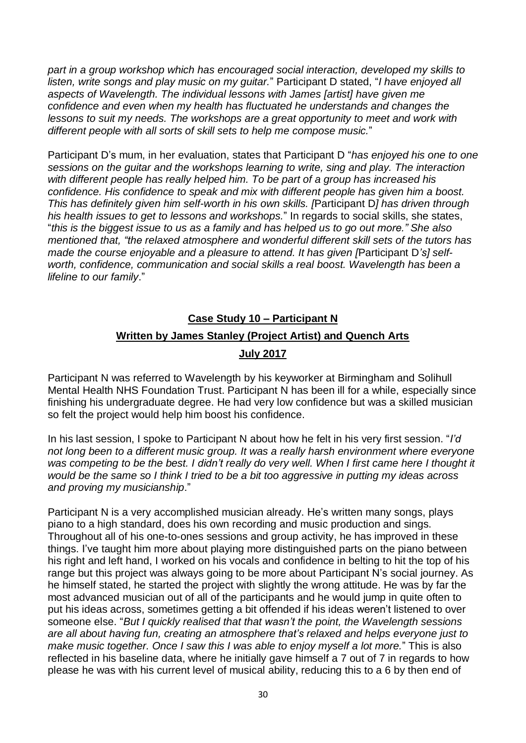*part in a group workshop which has encouraged social interaction, developed my skills to listen, write songs and play music on my guitar.*" Participant D stated, "*I have enjoyed all aspects of Wavelength. The individual lessons with James [artist] have given me confidence and even when my health has fluctuated he understands and changes the lessons to suit my needs. The workshops are a great opportunity to meet and work with different people with all sorts of skill sets to help me compose music.*"

Participant D's mum, in her evaluation, states that Participant D "*has enjoyed his one to one sessions on the guitar and the workshops learning to write, sing and play. The interaction with different people has really helped him. To be part of a group has increased his confidence. His confidence to speak and mix with different people has given him a boost. This has definitely given him self-worth in his own skills. [*Participant D*] has driven through his health issues to get to lessons and workshops.*" In regards to social skills, she states, "*this is the biggest issue to us as a family and has helped us to go out more." She also mentioned that, "the relaxed atmosphere and wonderful different skill sets of the tutors has made the course enjoyable and a pleasure to attend. It has given [*Participant D*'s] self-worth, confidence, communication and social skills a real boost. Wavelength has been a lifeline to our family*."

## Case Study 10 – Participant N

### Written by James Stanley (Project Artist) and Quench Arts

### July 2017

Participant N was referred to Wavelength by his keyworker at Birmingham and Solihull Mental Health NHS Foundation Trust. Participant N has been ill for a while, especially since finishing his undergraduate degree. He had very low confidence but was a skilled musician so felt the project would help him boost his confidence.

In his last session, I spoke to Participant N about how he felt in his very first session. "*I'd not long been to a different music group. It was a really harsh environment where everyone was competing to be the best. I didn't really do very well. When I first came here I thought it would be the same so I think I tried to be a bit too aggressive in putting my ideas across and proving my musicianship*."

Participant N is a very accomplished musician already. He's written many songs, plays piano to a high standard, does his own recording and music production and sings. Throughout all of his one-to-ones sessions and group activity, he has improved in these things. I've taught him more about playing more distinguished parts on the piano between his right and left hand, I worked on his vocals and confidence in belting to hit the top of his range but this project was always going to be more about Participant N's social journey. As he himself stated, he started the project with slightly the wrong attitude. He was by far the most advanced musician out of all of the participants and he would jump in quite often to put his ideas across, sometimes getting a bit offended if his ideas weren't listened to over someone else. "*But I quickly realised that that wasn't the point, the Wavelength sessions are all about having fun, creating an atmosphere that's relaxed and helps everyone just to make music together. Once I saw this I was able to enjoy myself a lot more.*" This is also reflected in his baseline data, where he initially gave himself a 7 out of 7 in regards to how please he was with his current level of musical ability, reducing this to a 6 by then end of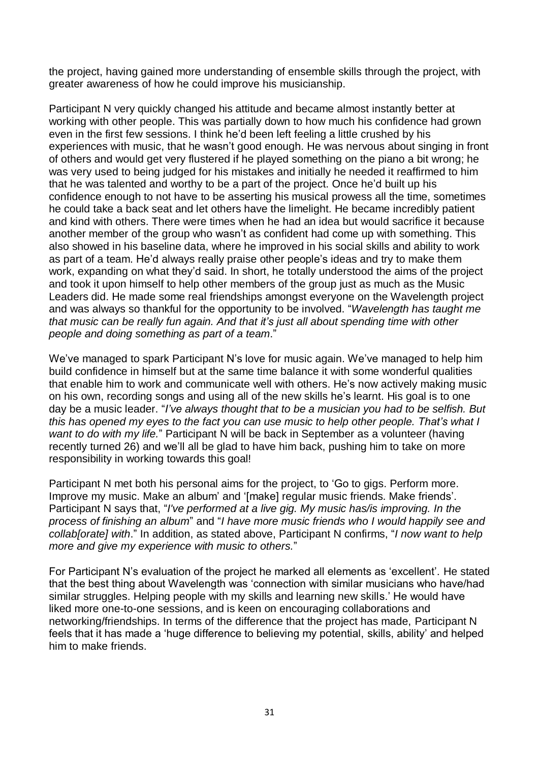the project, having gained more understanding of ensemble skills through the project, with greater awareness of how he could improve his musicianship.

Participant N very quickly changed his attitude and became almost instantly better at working with other people. This was partially down to how much his confidence had grown even in the first few sessions. I think he'd been left feeling a little crushed by his experiences with music, that he wasn't good enough. He was nervous about singing in front of others and would get very flustered if he played something on the piano a bit wrong; he was very used to being judged for his mistakes and initially he needed it reaffirmed to him that he was talented and worthy to be a part of the project. Once he'd built up his confidence enough to not have to be asserting his musical prowess all the time, sometimes he could take a back seat and let others have the limelight. He became incredibly patient and kind with others. There were times when he had an idea but would sacrifice it because another member of the group who wasn't as confident had come up with something. This also showed in his baseline data, where he improved in his social skills and ability to work as part of a team. He'd always really praise other people's ideas and try to make them work, expanding on what they'd said. In short, he totally understood the aims of the project and took it upon himself to help other members of the group just as much as the Music Leaders did. He made some real friendships amongst everyone on the Wavelength project and was always so thankful for the opportunity to be involved. "*Wavelength has taught me that music can be really fun again. And that it's just all about spending time with other people and doing something as part of a team*."

We've managed to spark Participant N's love for music again. We've managed to help him build confidence in himself but at the same time balance it with some wonderful qualities that enable him to work and communicate well with others. He's now actively making music on his own, recording songs and using all of the new skills he's learnt. His goal is to one day be a music leader. "*I've always thought that to be a musician you had to be selfish. But this has opened my eyes to the fact you can use music to help other people. That's what I want to do with my life.*" Participant N will be back in September as a volunteer (having recently turned 26) and we'll all be glad to have him back, pushing him to take on more responsibility in working towards this goal!

Participant N met both his personal aims for the project, to 'Go to gigs. Perform more. Improve my music. Make an album' and '[make] regular music friends. Make friends'. Participant N says that, "*I've performed at a live gig. My music has/is improving. In the process of finishing an album*" and "*I have more music friends who I would happily see and collab[orate] with*." In addition, as stated above, Participant N confirms, "*I now want to help more and give my experience with music to others.*"

For Participant N's evaluation of the project he marked all elements as 'excellent'. He stated that the best thing about Wavelength was 'connection with similar musicians who have/had similar struggles. Helping people with my skills and learning new skills.' He would have liked more one-to-one sessions, and is keen on encouraging collaborations and networking/friendships. In terms of the difference that the project has made, Participant N feels that it has made a 'huge difference to believing my potential, skills, ability' and helped him to make friends.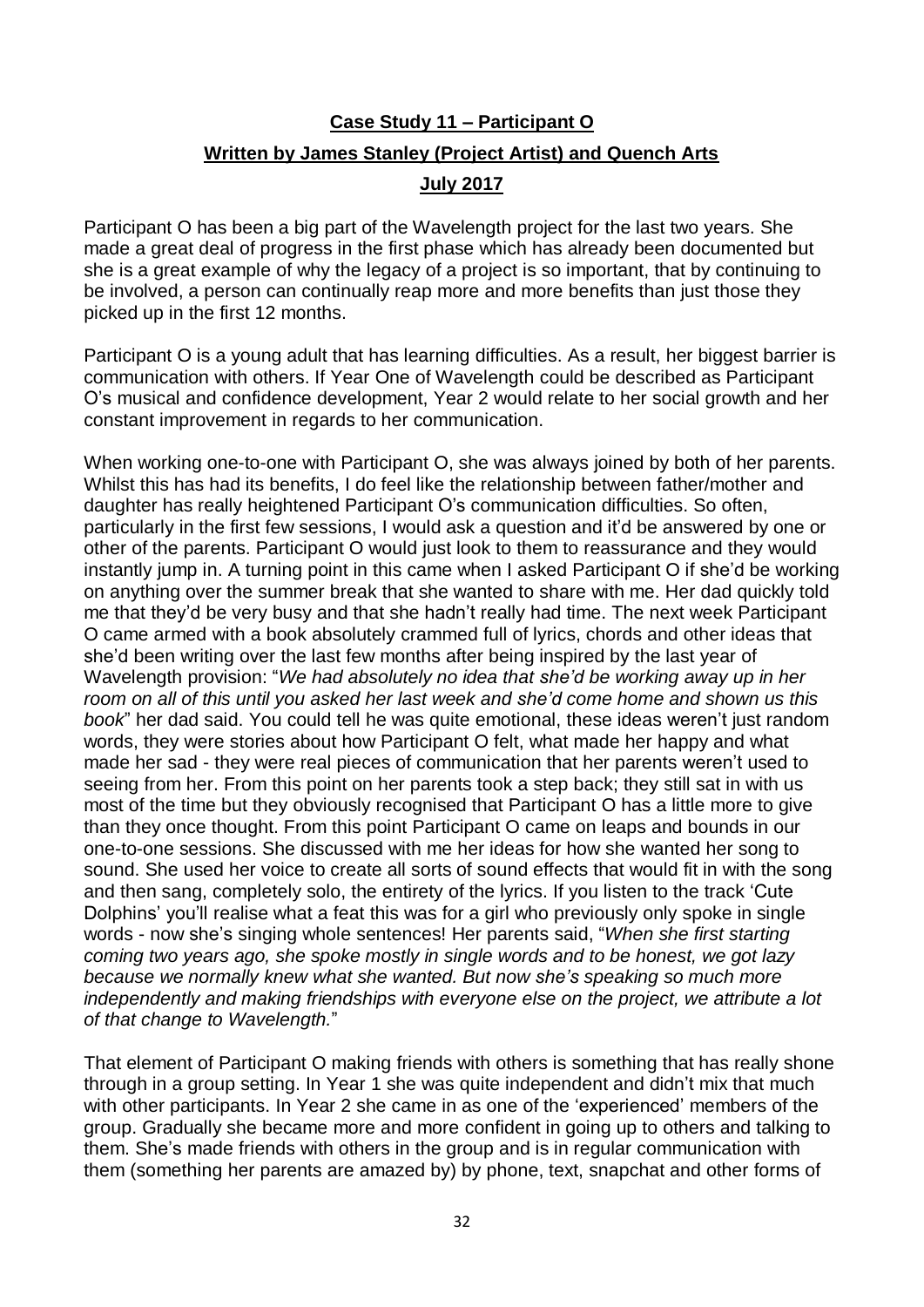**Case Study 11 – Participant O**

**Written by James Stanley (Project Artist) and Quench Arts**

**July 2017**

Participant O has been a big part of the Wavelength project for the last two years. She made a great deal of progress in the first phase which has already been documented but she is a great example of why the legacy of a project is so important, that by continuing to be involved, a person can continually reap more and more benefits than just those they picked up in the first 12 months.

Participant O is a young adult that has learning difficulties. As a result, her biggest barrier is communication with others. If Year One of Wavelength could be described as Participant O's musical and confidence development, Year 2 would relate to her social growth and her constant improvement in regards to her communication.

When working one-to-one with Participant O, she was always joined by both of her parents. Whilst this has had its benefits, I do feel like the relationship between father/mother and daughter has really heightened Participant O's communication difficulties. So often, particularly in the first few sessions, I would ask a question and it'd be answered by one or other of the parents. Participant O would just look to them to reassurance and they would instantly jump in. A turning point in this came when I asked Participant O if she'd be working on anything over the summer break that she wanted to share with me. Her dad quickly told me that they'd be very busy and that she hadn't really had time. The next week Participant O came armed with a book absolutely crammed full of lyrics, chords and other ideas that she'd been writing over the last few months after being inspired by the last year of Wavelength provision: "*We had absolutely no idea that she'd be working away up in her room on all of this until you asked her last week and she'd come home and shown us this book*" her dad said. You could tell he was quite emotional, these ideas weren't just random words, they were stories about how Participant O felt, what made her happy and what made her sad - they were real pieces of communication that her parents weren't used to seeing from her. From this point on her parents took a step back; they still sat in with us most of the time but they obviously recognised that Participant O has a little more to give than they once thought. From this point Participant O came on leaps and bounds in our one-to-one sessions. She discussed with me her ideas for how she wanted her song to sound. She used her voice to create all sorts of sound effects that would fit in with the song and then sang, completely solo, the entirety of the lyrics. If you listen to the track 'Cute Dolphins' you'll realise what a feat this was for a girl who previously only spoke in single words - now she's singing whole sentences! Her parents said, "*When she first starting coming two years ago, she spoke mostly in single words and to be honest, we got lazy because we normally knew what she wanted. But now she's speaking so much more independently and making friendships with everyone else on the project, we attribute a lot of that change to Wavelength.*"

That element of Participant O making friends with others is something that has really shone through in a group setting. In Year 1 she was quite independent and didn't mix that much with other participants. In Year 2 she came in as one of the 'experienced' members of the group. Gradually she became more and more confident in going up to others and talking to them. She's made friends with others in the group and is in regular communication with them (something her parents are amazed by) by phone, text, snapchat and other forms of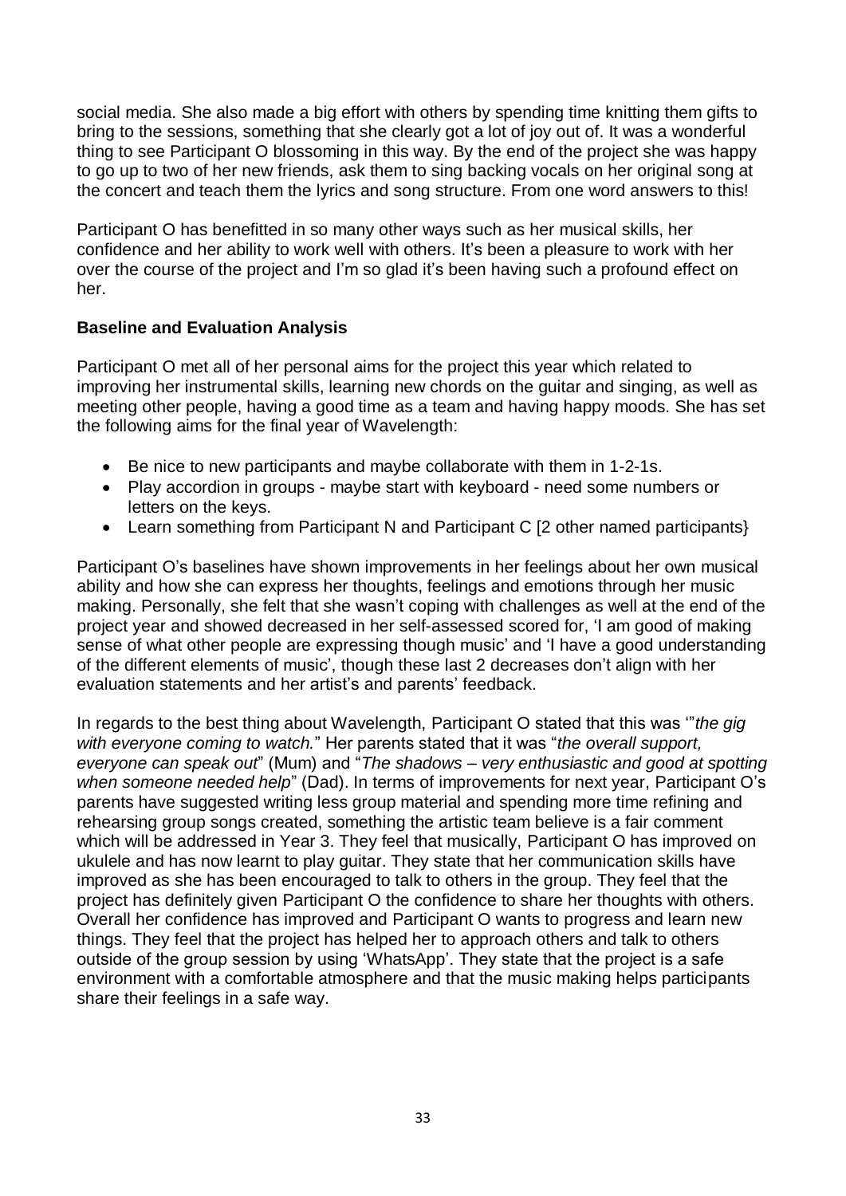social media. She also made a big effort with others by spending time knitting them gifts to bring to the sessions, something that she clearly got a lot of joy out of. It was a wonderful thing to see Participant O blossoming in this way. By the end of the project she was happy to go up to two of her new friends, ask them to sing backing vocals on her original song at the concert and teach them the lyrics and song structure. From one word answers to this!

Participant O has benefitted in so many other ways such as her musical skills, her confidence and her ability to work well with others. It's been a pleasure to work with her over the course of the project and I'm so glad it's been having such a profound effect on her.

**Baseline and Evaluation Analysis**

Participant O met all of her personal aims for the project this year which related to improving her instrumental skills, learning new chords on the guitar and singing, as well as meeting other people, having a good time as a team and having happy moods. She has set the following aims for the final year of Wavelength:

- Be nice to new participants and maybe collaborate with them in 1-2-1s.
- Play accordion in groups - maybe start with keyboard - need some numbers or letters on the keys.
- Learn something from Participant N and Participant C [2 other named participants}

Participant O's baselines have shown improvements in her feelings about her own musical ability and how she can express her thoughts, feelings and emotions through her music making. Personally, she felt that she wasn't coping with challenges as well at the end of the project year and showed decreased in her self-assessed scored for, 'I am good of making sense of what other people are expressing though music' and 'I have a good understanding of the different elements of music', though these last 2 decreases don't align with her evaluation statements and her artist's and parents' feedback.

In regards to the best thing about Wavelength, Participant O stated that this was '"*the gig with everyone coming to watch.*" Her parents stated that it was "*the overall support, everyone can speak out*" (Mum) and "*The shadows – very enthusiastic and good at spotting when someone needed help*" (Dad). In terms of improvements for next year, Participant O's parents have suggested writing less group material and spending more time refining and rehearsing group songs created, something the artistic team believe is a fair comment which will be addressed in Year 3. They feel that musically, Participant O has improved on ukulele and has now learnt to play guitar. They state that her communication skills have improved as she has been encouraged to talk to others in the group. They feel that the project has definitely given Participant O the confidence to share her thoughts with others. Overall her confidence has improved and Participant O wants to progress and learn new things. They feel that the project has helped her to approach others and talk to others outside of the group session by using 'WhatsApp'. They state that the project is a safe environment with a comfortable atmosphere and that the music making helps participants share their feelings in a safe way.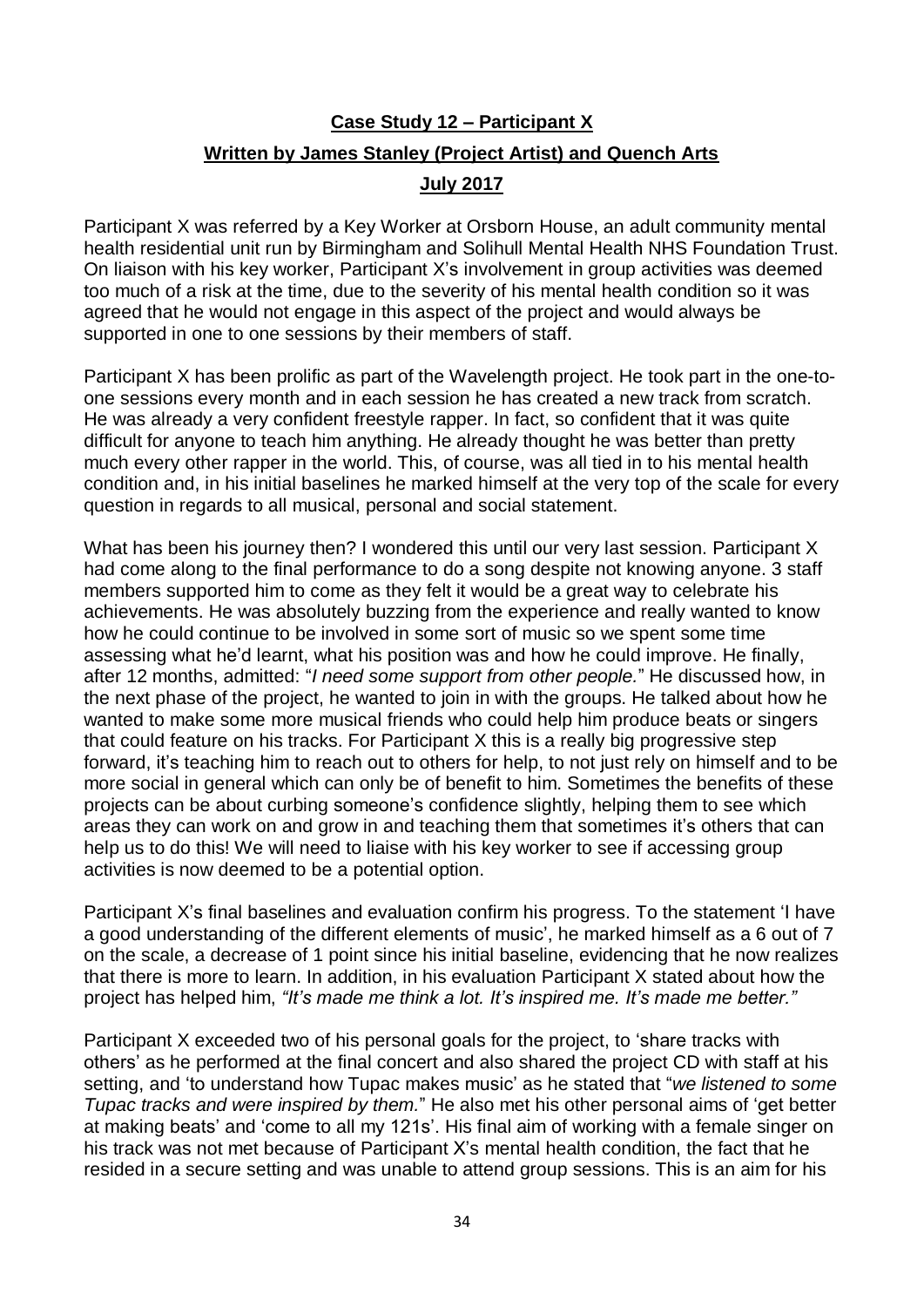**Case Study 12 – Participant X**

**Written by James Stanley (Project Artist) and Quench Arts**

**July 2017**

Participant X was referred by a Key Worker at Orsborn House, an adult community mental health residential unit run by Birmingham and Solihull Mental Health NHS Foundation Trust. On liaison with his key worker, Participant X's involvement in group activities was deemed too much of a risk at the time, due to the severity of his mental health condition so it was agreed that he would not engage in this aspect of the project and would always be supported in one to one sessions by their members of staff.

Participant X has been prolific as part of the Wavelength project. He took part in the one-to-one sessions every month and in each session he has created a new track from scratch. He was already a very confident freestyle rapper. In fact, so confident that it was quite difficult for anyone to teach him anything. He already thought he was better than pretty much every other rapper in the world. This, of course, was all tied in to his mental health condition and, in his initial baselines he marked himself at the very top of the scale for every question in regards to all musical, personal and social statement.

What has been his journey then? I wondered this until our very last session. Participant X had come along to the final performance to do a song despite not knowing anyone. 3 staff members supported him to come as they felt it would be a great way to celebrate his achievements. He was absolutely buzzing from the experience and really wanted to know how he could continue to be involved in some sort of music so we spent some time assessing what he'd learnt, what his position was and how he could improve. He finally, after 12 months, admitted: "*I need some support from other people.*" He discussed how, in the next phase of the project, he wanted to join in with the groups. He talked about how he wanted to make some more musical friends who could help him produce beats or singers that could feature on his tracks. For Participant X this is a really big progressive step forward, it's teaching him to reach out to others for help, to not just rely on himself and to be more social in general which can only be of benefit to him. Sometimes the benefits of these projects can be about curbing someone's confidence slightly, helping them to see which areas they can work on and grow in and teaching them that sometimes it's others that can help us to do this! We will need to liaise with his key worker to see if accessing group activities is now deemed to be a potential option.

Participant X's final baselines and evaluation confirm his progress. To the statement 'I have a good understanding of the different elements of music', he marked himself as a 6 out of 7 on the scale, a decrease of 1 point since his initial baseline, evidencing that he now realizes that there is more to learn. In addition, in his evaluation Participant X stated about how the project has helped him, *"It's made me think a lot. It's inspired me. It's made me better."*

Participant X exceeded two of his personal goals for the project, to 'share tracks with others' as he performed at the final concert and also shared the project CD with staff at his setting, and 'to understand how Tupac makes music' as he stated that "*we listened to some Tupac tracks and were inspired by them.*" He also met his other personal aims of 'get better at making beats' and 'come to all my 121s'. His final aim of working with a female singer on his track was not met because of Participant X's mental health condition, the fact that he resided in a secure setting and was unable to attend group sessions. This is an aim for his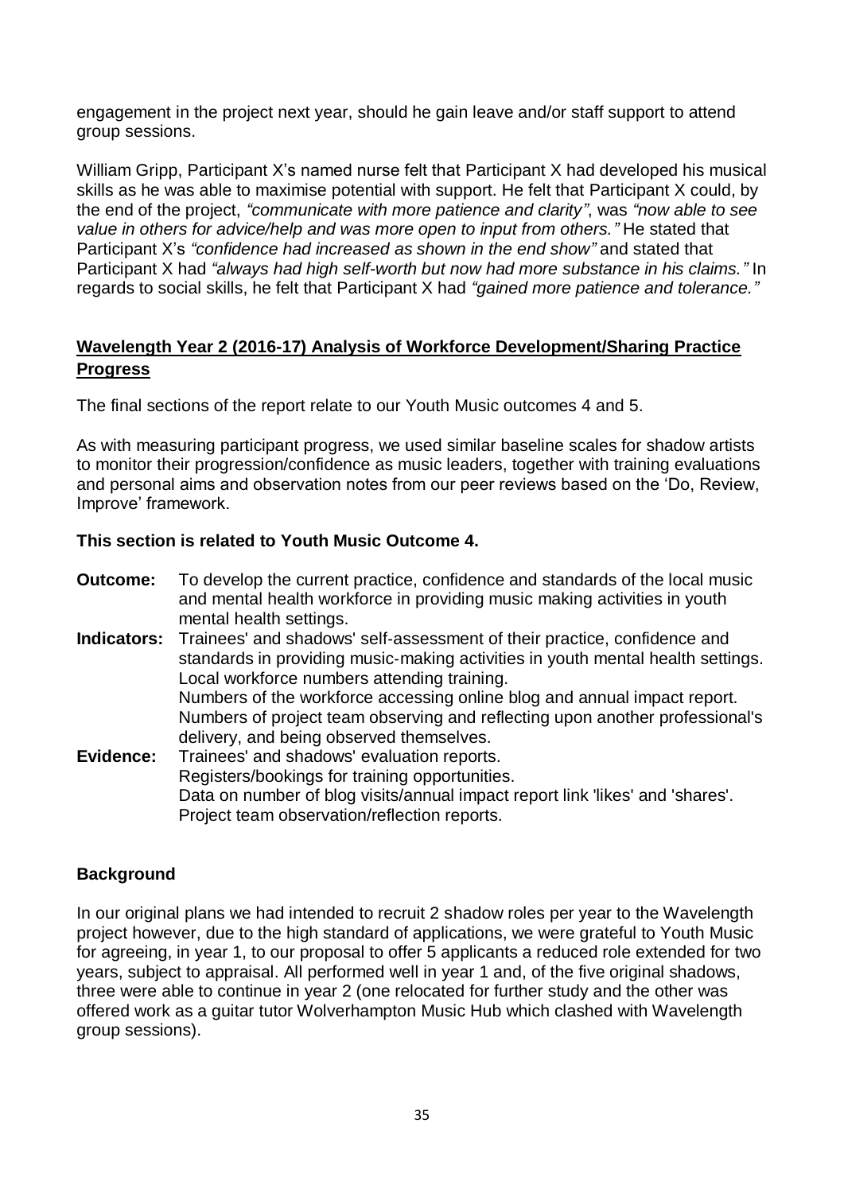engagement in the project next year, should he gain leave and/or staff support to attend group sessions.

William Gripp, Participant X's named nurse felt that Participant X had developed his musical skills as he was able to maximise potential with support. He felt that Participant X could, by the end of the project, *"communicate with more patience and clarity"*, was *"now able to see value in others for advice/help and was more open to input from others."* He stated that Participant X's *"confidence had increased as shown in the end show"* and stated that Participant X had *"always had high self-worth but now had more substance in his claims."* In regards to social skills, he felt that Participant X had *"gained more patience and tolerance."*

## Wavelength Year 2 (2016-17) Analysis of Workforce Development/Sharing Practice Progress

The final sections of the report relate to our Youth Music outcomes 4 and 5.

As with measuring participant progress, we used similar baseline scales for shadow artists to monitor their progression/confidence as music leaders, together with training evaluations and personal aims and observation notes from our peer reviews based on the 'Do, Review, Improve' framework.

**This section is related to Youth Music Outcome 4.**

**Outcome:** To develop the current practice, confidence and standards of the local music and mental health workforce in providing music making activities in youth mental health settings.

**Indicators:** Trainees' and shadows' self-assessment of their practice, confidence and standards in providing music-making activities in youth mental health settings.
Local workforce numbers attending training.
Numbers of the workforce accessing online blog and annual impact report.
Numbers of project team observing and reflecting upon another professional's delivery, and being observed themselves.

**Evidence:** Trainees' and shadows' evaluation reports.
Registers/bookings for training opportunities.
Data on number of blog visits/annual impact report link 'likes' and 'shares'.
Project team observation/reflection reports.

### Background

In our original plans we had intended to recruit 2 shadow roles per year to the Wavelength project however, due to the high standard of applications, we were grateful to Youth Music for agreeing, in year 1, to our proposal to offer 5 applicants a reduced role extended for two years, subject to appraisal. All performed well in year 1 and, of the five original shadows, three were able to continue in year 2 (one relocated for further study and the other was offered work as a guitar tutor Wolverhampton Music Hub which clashed with Wavelength group sessions).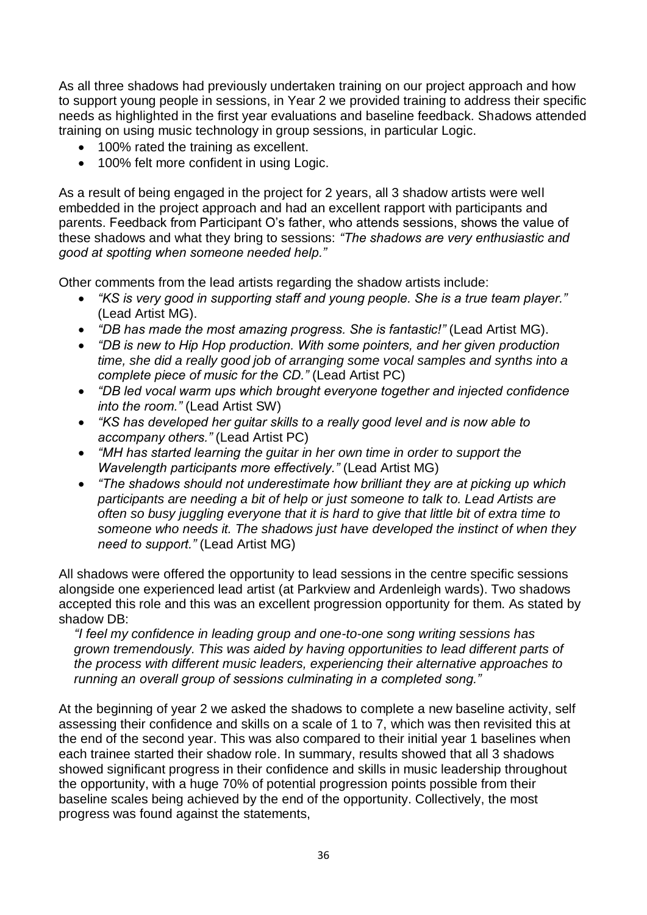As all three shadows had previously undertaken training on our project approach and how to support young people in sessions, in Year 2 we provided training to address their specific needs as highlighted in the first year evaluations and baseline feedback. Shadows attended training on using music technology in group sessions, in particular Logic.

- 100% rated the training as excellent.
- 100% felt more confident in using Logic.

As a result of being engaged in the project for 2 years, all 3 shadow artists were well embedded in the project approach and had an excellent rapport with participants and parents. Feedback from Participant O's father, who attends sessions, shows the value of these shadows and what they bring to sessions: *"The shadows are very enthusiastic and good at spotting when someone needed help."*

Other comments from the lead artists regarding the shadow artists include:

- *"KS is very good in supporting staff and young people. She is a true team player."* (Lead Artist MG).
- *"DB has made the most amazing progress. She is fantastic!"* (Lead Artist MG).
- *"DB is new to Hip Hop production. With some pointers, and her given production time, she did a really good job of arranging some vocal samples and synths into a complete piece of music for the CD."* (Lead Artist PC)
- *"DB led vocal warm ups which brought everyone together and injected confidence into the room."* (Lead Artist SW)
- *"KS has developed her guitar skills to a really good level and is now able to accompany others."* (Lead Artist PC)
- *"MH has started learning the guitar in her own time in order to support the Wavelength participants more effectively."* (Lead Artist MG)
- *"The shadows should not underestimate how brilliant they are at picking up which participants are needing a bit of help or just someone to talk to. Lead Artists are often so busy juggling everyone that it is hard to give that little bit of extra time to someone who needs it. The shadows just have developed the instinct of when they need to support."* (Lead Artist MG)

All shadows were offered the opportunity to lead sessions in the centre specific sessions alongside one experienced lead artist (at Parkview and Ardenleigh wards). Two shadows accepted this role and this was an excellent progression opportunity for them. As stated by shadow DB:

> *"I feel my confidence in leading group and one-to-one song writing sessions has grown tremendously. This was aided by having opportunities to lead different parts of the process with different music leaders, experiencing their alternative approaches to running an overall group of sessions culminating in a completed song."*

At the beginning of year 2 we asked the shadows to complete a new baseline activity, self assessing their confidence and skills on a scale of 1 to 7, which was then revisited this at the end of the second year. This was also compared to their initial year 1 baselines when each trainee started their shadow role. In summary, results showed that all 3 shadows showed significant progress in their confidence and skills in music leadership throughout the opportunity, with a huge 70% of potential progression points possible from their baseline scales being achieved by the end of the opportunity. Collectively, the most progress was found against the statements,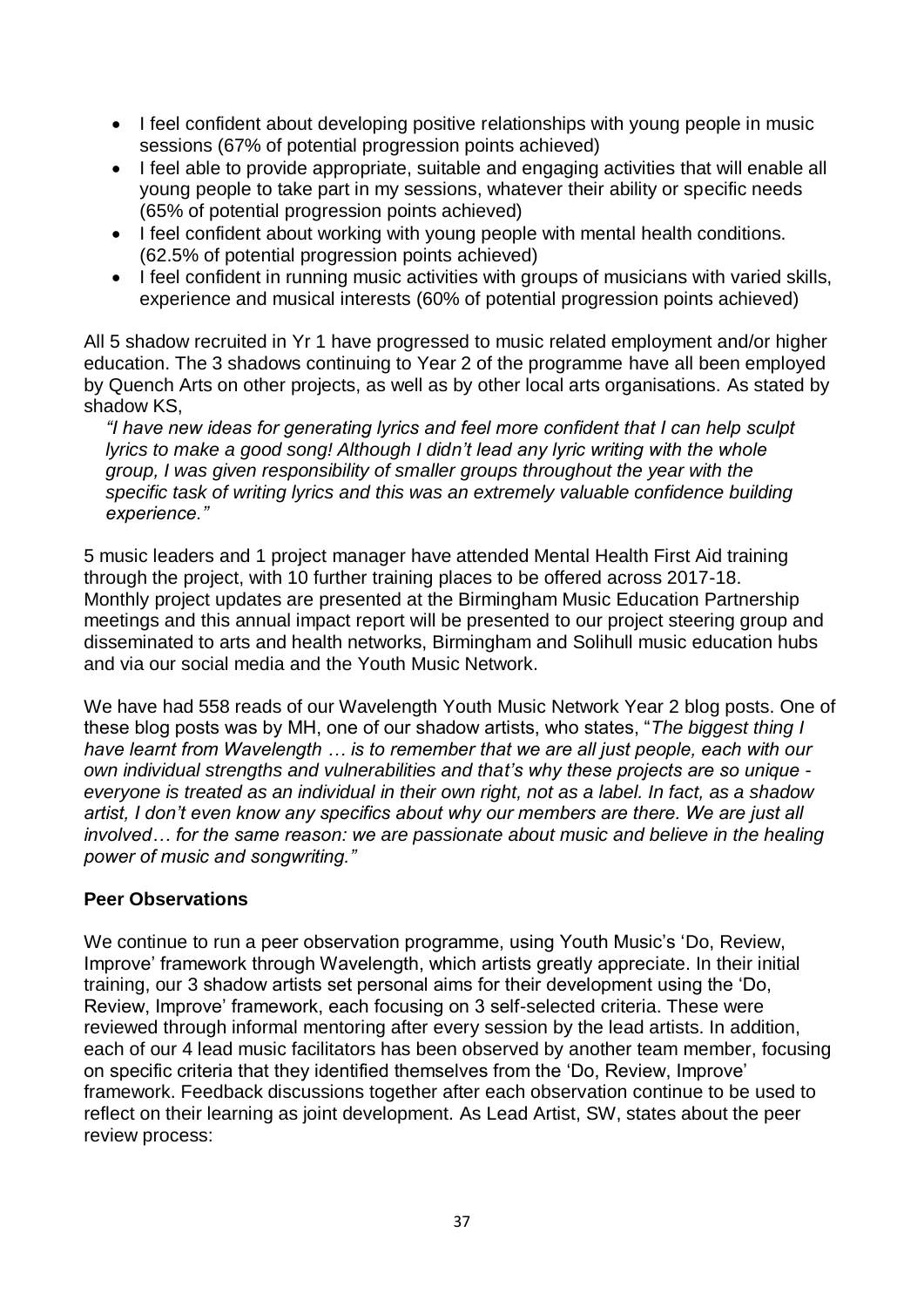- I feel confident about developing positive relationships with young people in music sessions (67% of potential progression points achieved)
- I feel able to provide appropriate, suitable and engaging activities that will enable all young people to take part in my sessions, whatever their ability or specific needs (65% of potential progression points achieved)
- I feel confident about working with young people with mental health conditions. (62.5% of potential progression points achieved)
- I feel confident in running music activities with groups of musicians with varied skills, experience and musical interests (60% of potential progression points achieved)

All 5 shadow recruited in Yr 1 have progressed to music related employment and/or higher education. The 3 shadows continuing to Year 2 of the programme have all been employed by Quench Arts on other projects, as well as by other local arts organisations. As stated by shadow KS,

> *"I have new ideas for generating lyrics and feel more confident that I can help sculpt lyrics to make a good song! Although I didn't lead any lyric writing with the whole group, I was given responsibility of smaller groups throughout the year with the specific task of writing lyrics and this was an extremely valuable confidence building experience."*

5 music leaders and 1 project manager have attended Mental Health First Aid training through the project, with 10 further training places to be offered across 2017-18. Monthly project updates are presented at the Birmingham Music Education Partnership meetings and this annual impact report will be presented to our project steering group and disseminated to arts and health networks, Birmingham and Solihull music education hubs and via our social media and the Youth Music Network.

We have had 558 reads of our Wavelength Youth Music Network Year 2 blog posts. One of these blog posts was by MH, one of our shadow artists, who states, "*The biggest thing I have learnt from Wavelength … is to remember that we are all just people, each with our own individual strengths and vulnerabilities and that's why these projects are so unique - everyone is treated as an individual in their own right, not as a label. In fact, as a shadow artist, I don't even know any specifics about why our members are there. We are just all involved… for the same reason: we are passionate about music and believe in the healing power of music and songwriting."*

**Peer Observations**

We continue to run a peer observation programme, using Youth Music's 'Do, Review, Improve' framework through Wavelength, which artists greatly appreciate. In their initial training, our 3 shadow artists set personal aims for their development using the 'Do, Review, Improve' framework, each focusing on 3 self-selected criteria. These were reviewed through informal mentoring after every session by the lead artists. In addition, each of our 4 lead music facilitators has been observed by another team member, focusing on specific criteria that they identified themselves from the 'Do, Review, Improve' framework. Feedback discussions together after each observation continue to be used to reflect on their learning as joint development. As Lead Artist, SW, states about the peer review process: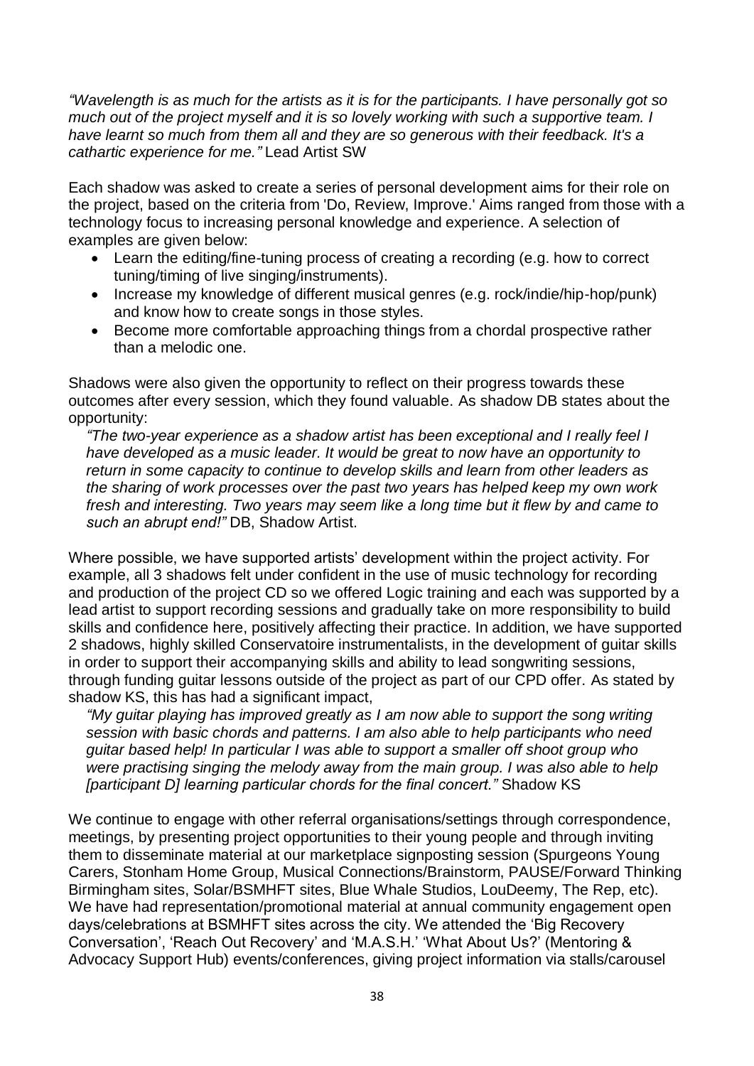*"Wavelength is as much for the artists as it is for the participants. I have personally got so much out of the project myself and it is so lovely working with such a supportive team. I have learnt so much from them all and they are so generous with their feedback. It's a cathartic experience for me."* Lead Artist SW

Each shadow was asked to create a series of personal development aims for their role on the project, based on the criteria from 'Do, Review, Improve.' Aims ranged from those with a technology focus to increasing personal knowledge and experience. A selection of examples are given below:

- Learn the editing/fine-tuning process of creating a recording (e.g. how to correct tuning/timing of live singing/instruments).
- Increase my knowledge of different musical genres (e.g. rock/indie/hip-hop/punk) and know how to create songs in those styles.
- Become more comfortable approaching things from a chordal prospective rather than a melodic one.

Shadows were also given the opportunity to reflect on their progress towards these outcomes after every session, which they found valuable. As shadow DB states about the opportunity:

> *"The two-year experience as a shadow artist has been exceptional and I really feel I have developed as a music leader. It would be great to now have an opportunity to return in some capacity to continue to develop skills and learn from other leaders as the sharing of work processes over the past two years has helped keep my own work fresh and interesting. Two years may seem like a long time but it flew by and came to such an abrupt end!"* DB, Shadow Artist.

Where possible, we have supported artists' development within the project activity. For example, all 3 shadows felt under confident in the use of music technology for recording and production of the project CD so we offered Logic training and each was supported by a lead artist to support recording sessions and gradually take on more responsibility to build skills and confidence here, positively affecting their practice. In addition, we have supported 2 shadows, highly skilled Conservatoire instrumentalists, in the development of guitar skills in order to support their accompanying skills and ability to lead songwriting sessions, through funding guitar lessons outside of the project as part of our CPD offer. As stated by shadow KS, this has had a significant impact,

> *"My guitar playing has improved greatly as I am now able to support the song writing session with basic chords and patterns. I am also able to help participants who need guitar based help! In particular I was able to support a smaller off shoot group who were practising singing the melody away from the main group. I was also able to help [participant D] learning particular chords for the final concert."* Shadow KS

We continue to engage with other referral organisations/settings through correspondence, meetings, by presenting project opportunities to their young people and through inviting them to disseminate material at our marketplace signposting session (Spurgeons Young Carers, Stonham Home Group, Musical Connections/Brainstorm, PAUSE/Forward Thinking Birmingham sites, Solar/BSMHFT sites, Blue Whale Studios, LouDeemy, The Rep, etc). We have had representation/promotional material at annual community engagement open days/celebrations at BSMHFT sites across the city. We attended the 'Big Recovery Conversation', 'Reach Out Recovery' and 'M.A.S.H.' 'What About Us?' (Mentoring & Advocacy Support Hub) events/conferences, giving project information via stalls/carousel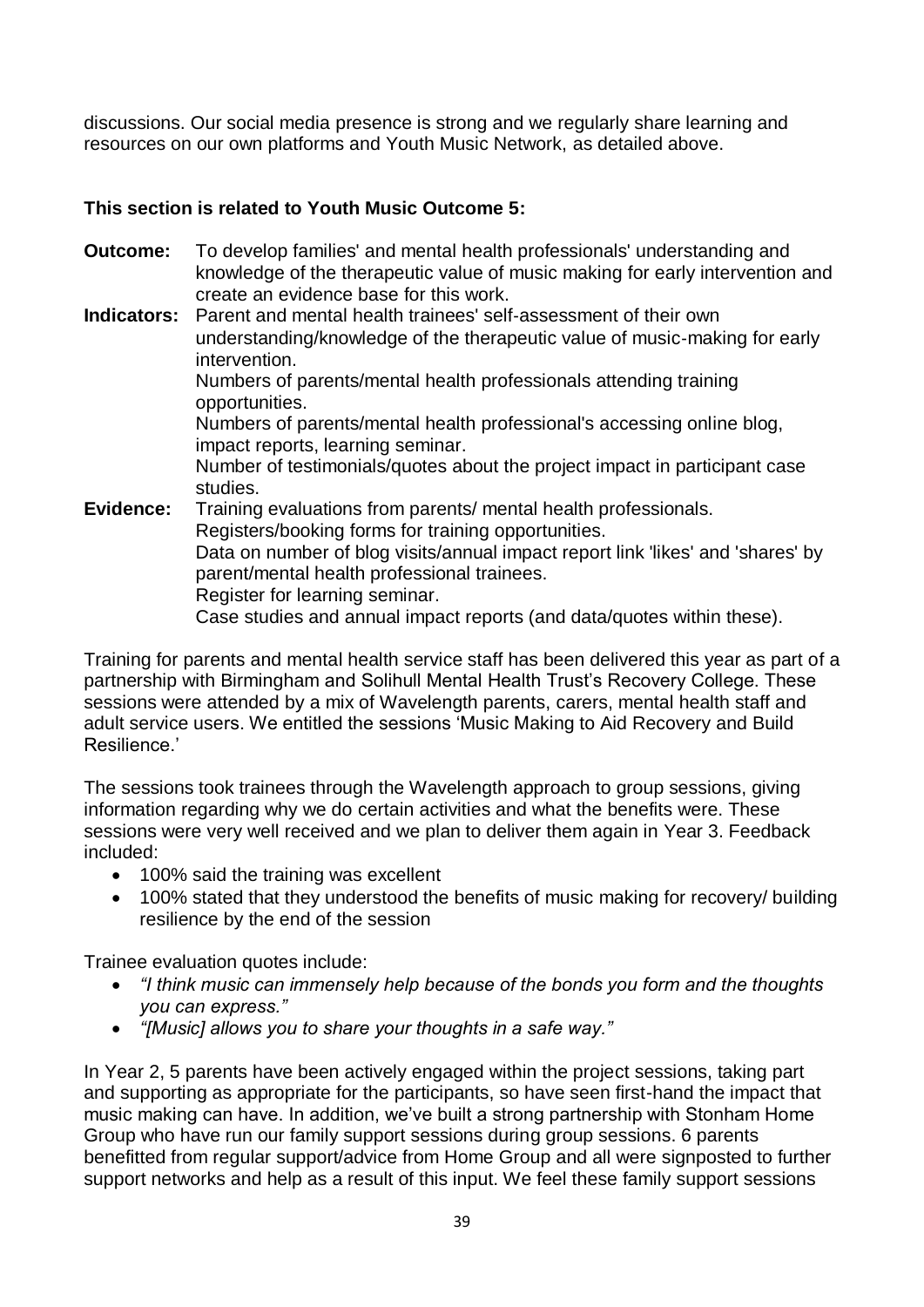discussions. Our social media presence is strong and we regularly share learning and resources on our own platforms and Youth Music Network, as detailed above.

**This section is related to Youth Music Outcome 5:**

**Outcome:** To develop families' and mental health professionals' understanding and knowledge of the therapeutic value of music making for early intervention and create an evidence base for this work.

**Indicators:** Parent and mental health trainees' self-assessment of their own understanding/knowledge of the therapeutic value of music-making for early intervention.
Numbers of parents/mental health professionals attending training opportunities.
Numbers of parents/mental health professional's accessing online blog, impact reports, learning seminar.
Number of testimonials/quotes about the project impact in participant case studies.

**Evidence:** Training evaluations from parents/ mental health professionals.
Registers/booking forms for training opportunities.
Data on number of blog visits/annual impact report link 'likes' and 'shares' by parent/mental health professional trainees.
Register for learning seminar.
Case studies and annual impact reports (and data/quotes within these).

Training for parents and mental health service staff has been delivered this year as part of a partnership with Birmingham and Solihull Mental Health Trust's Recovery College. These sessions were attended by a mix of Wavelength parents, carers, mental health staff and adult service users. We entitled the sessions 'Music Making to Aid Recovery and Build Resilience.'

The sessions took trainees through the Wavelength approach to group sessions, giving information regarding why we do certain activities and what the benefits were. These sessions were very well received and we plan to deliver them again in Year 3. Feedback included:

- 100% said the training was excellent
- 100% stated that they understood the benefits of music making for recovery/ building resilience by the end of the session

Trainee evaluation quotes include:

- *"I think music can immensely help because of the bonds you form and the thoughts you can express."*
- *"[Music] allows you to share your thoughts in a safe way."*

In Year 2, 5 parents have been actively engaged within the project sessions, taking part and supporting as appropriate for the participants, so have seen first-hand the impact that music making can have. In addition, we've built a strong partnership with Stonham Home Group who have run our family support sessions during group sessions. 6 parents benefitted from regular support/advice from Home Group and all were signposted to further support networks and help as a result of this input. We feel these family support sessions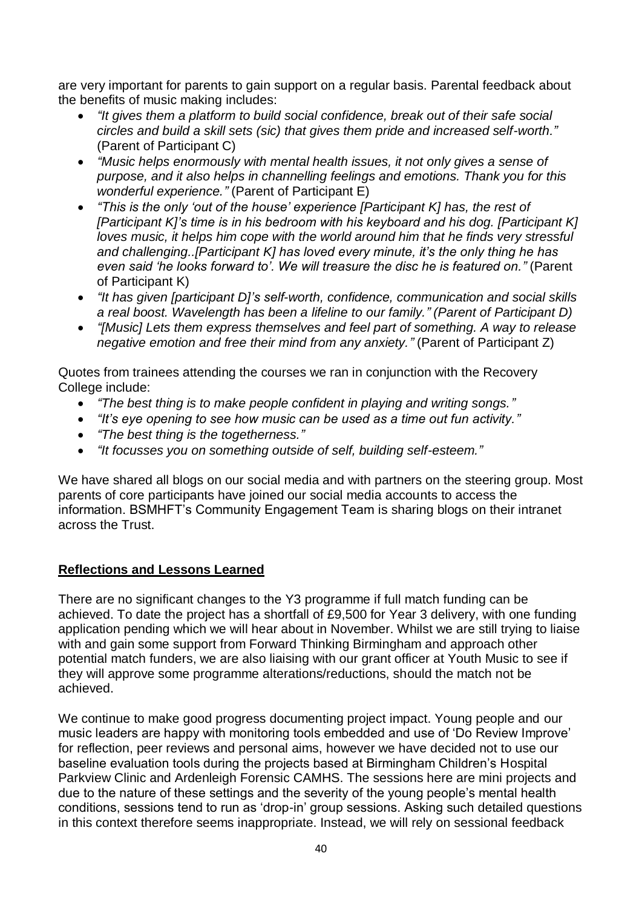are very important for parents to gain support on a regular basis. Parental feedback about the benefits of music making includes:

- *"It gives them a platform to build social confidence, break out of their safe social circles and build a skill sets (sic) that gives them pride and increased self-worth."* (Parent of Participant C)
- *"Music helps enormously with mental health issues, it not only gives a sense of purpose, and it also helps in channelling feelings and emotions. Thank you for this wonderful experience."* (Parent of Participant E)
- *"This is the only 'out of the house' experience [Participant K] has, the rest of [Participant K]'s time is in his bedroom with his keyboard and his dog. [Participant K] loves music, it helps him cope with the world around him that he finds very stressful and challenging..[Participant K] has loved every minute, it's the only thing he has even said 'he looks forward to'. We will treasure the disc he is featured on."* (Parent of Participant K)
- *"It has given [participant D]'s self-worth, confidence, communication and social skills a real boost. Wavelength has been a lifeline to our family." (Parent of Participant D)*
- *"[Music] Lets them express themselves and feel part of something. A way to release negative emotion and free their mind from any anxiety."* (Parent of Participant Z)

Quotes from trainees attending the courses we ran in conjunction with the Recovery College include:

- *"The best thing is to make people confident in playing and writing songs."*
- *"It's eye opening to see how music can be used as a time out fun activity."*
- *"The best thing is the togetherness."*
- *"It focusses you on something outside of self, building self-esteem."*

We have shared all blogs on our social media and with partners on the steering group. Most parents of core participants have joined our social media accounts to access the information. BSMHFT's Community Engagement Team is sharing blogs on their intranet across the Trust.

## Reflections and Lessons Learned

There are no significant changes to the Y3 programme if full match funding can be achieved. To date the project has a shortfall of £9,500 for Year 3 delivery, with one funding application pending which we will hear about in November. Whilst we are still trying to liaise with and gain some support from Forward Thinking Birmingham and approach other potential match funders, we are also liaising with our grant officer at Youth Music to see if they will approve some programme alterations/reductions, should the match not be achieved.

We continue to make good progress documenting project impact. Young people and our music leaders are happy with monitoring tools embedded and use of 'Do Review Improve' for reflection, peer reviews and personal aims, however we have decided not to use our baseline evaluation tools during the projects based at Birmingham Children's Hospital Parkview Clinic and Ardenleigh Forensic CAMHS. The sessions here are mini projects and due to the nature of these settings and the severity of the young people's mental health conditions, sessions tend to run as 'drop-in' group sessions. Asking such detailed questions in this context therefore seems inappropriate. Instead, we will rely on sessional feedback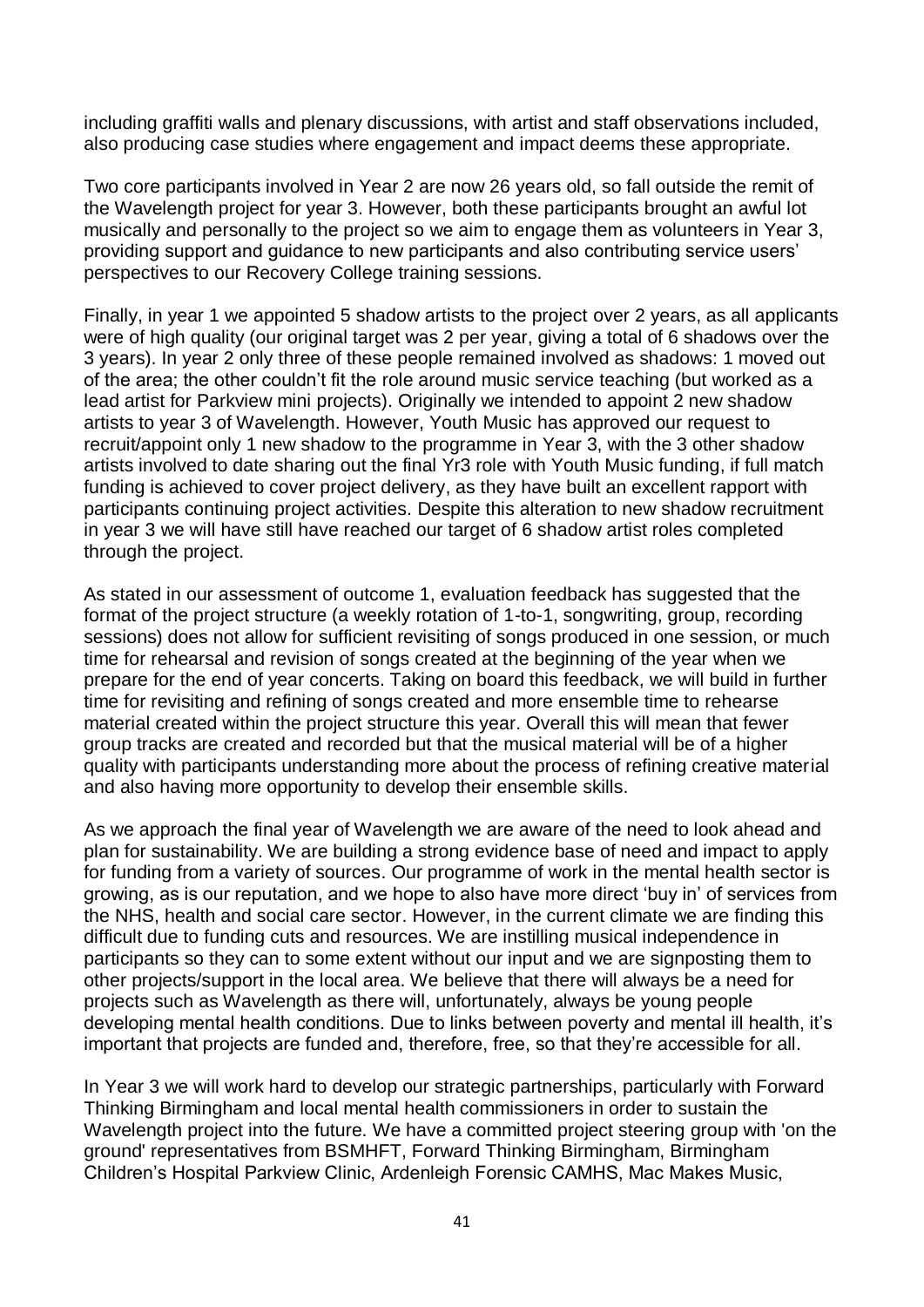including graffiti walls and plenary discussions, with artist and staff observations included, also producing case studies where engagement and impact deems these appropriate.

Two core participants involved in Year 2 are now 26 years old, so fall outside the remit of the Wavelength project for year 3. However, both these participants brought an awful lot musically and personally to the project so we aim to engage them as volunteers in Year 3, providing support and guidance to new participants and also contributing service users' perspectives to our Recovery College training sessions.

Finally, in year 1 we appointed 5 shadow artists to the project over 2 years, as all applicants were of high quality (our original target was 2 per year, giving a total of 6 shadows over the 3 years). In year 2 only three of these people remained involved as shadows: 1 moved out of the area; the other couldn't fit the role around music service teaching (but worked as a lead artist for Parkview mini projects). Originally we intended to appoint 2 new shadow artists to year 3 of Wavelength. However, Youth Music has approved our request to recruit/appoint only 1 new shadow to the programme in Year 3, with the 3 other shadow artists involved to date sharing out the final Yr3 role with Youth Music funding, if full match funding is achieved to cover project delivery, as they have built an excellent rapport with participants continuing project activities. Despite this alteration to new shadow recruitment in year 3 we will have still have reached our target of 6 shadow artist roles completed through the project.

As stated in our assessment of outcome 1, evaluation feedback has suggested that the format of the project structure (a weekly rotation of 1-to-1, songwriting, group, recording sessions) does not allow for sufficient revisiting of songs produced in one session, or much time for rehearsal and revision of songs created at the beginning of the year when we prepare for the end of year concerts. Taking on board this feedback, we will build in further time for revisiting and refining of songs created and more ensemble time to rehearse material created within the project structure this year. Overall this will mean that fewer group tracks are created and recorded but that the musical material will be of a higher quality with participants understanding more about the process of refining creative material and also having more opportunity to develop their ensemble skills.

As we approach the final year of Wavelength we are aware of the need to look ahead and plan for sustainability. We are building a strong evidence base of need and impact to apply for funding from a variety of sources. Our programme of work in the mental health sector is growing, as is our reputation, and we hope to also have more direct 'buy in' of services from the NHS, health and social care sector. However, in the current climate we are finding this difficult due to funding cuts and resources. We are instilling musical independence in participants so they can to some extent without our input and we are signposting them to other projects/support in the local area. We believe that there will always be a need for projects such as Wavelength as there will, unfortunately, always be young people developing mental health conditions. Due to links between poverty and mental ill health, it's important that projects are funded and, therefore, free, so that they're accessible for all.

In Year 3 we will work hard to develop our strategic partnerships, particularly with Forward Thinking Birmingham and local mental health commissioners in order to sustain the Wavelength project into the future. We have a committed project steering group with 'on the ground' representatives from BSMHFT, Forward Thinking Birmingham, Birmingham Children's Hospital Parkview Clinic, Ardenleigh Forensic CAMHS, Mac Makes Music,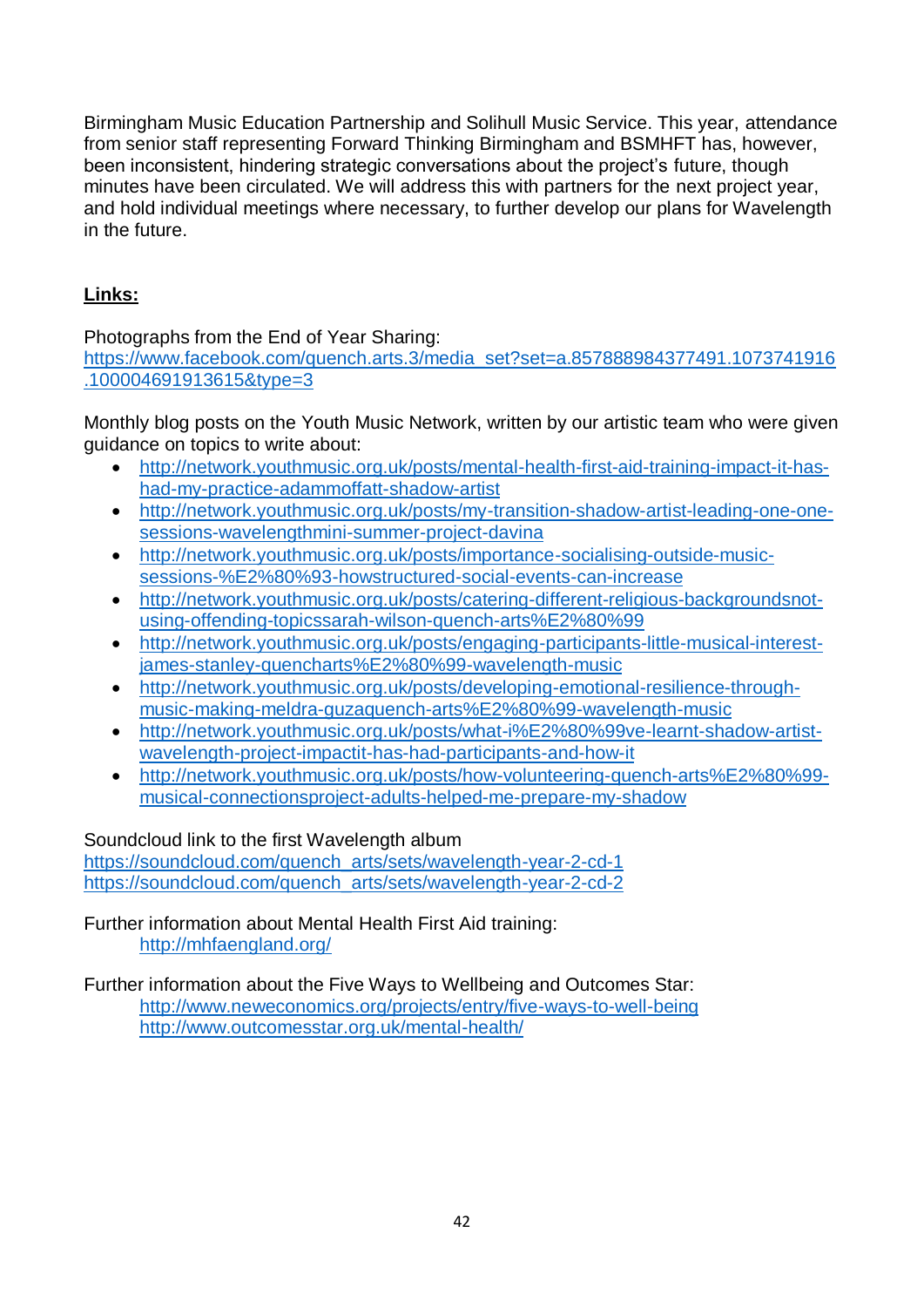Birmingham Music Education Partnership and Solihull Music Service. This year, attendance from senior staff representing Forward Thinking Birmingham and BSMHFT has, however, been inconsistent, hindering strategic conversations about the project's future, though minutes have been circulated. We will address this with partners for the next project year, and hold individual meetings where necessary, to further develop our plans for Wavelength in the future.

**Links:**

Photographs from the End of Year Sharing:
https://www.facebook.com/quench.arts.3/media_set?set=a.857888984377491.1073741916.100004691913615&type=3

Monthly blog posts on the Youth Music Network, written by our artistic team who were given guidance on topics to write about:

- http://network.youthmusic.org.uk/posts/mental-health-first-aid-training-impact-it-has-had-my-practice-adammoffatt-shadow-artist
- http://network.youthmusic.org.uk/posts/my-transition-shadow-artist-leading-one-one-sessions-wavelengthmini-summer-project-davina
- http://network.youthmusic.org.uk/posts/importance-socialising-outside-music-sessions-%E2%80%93-howstructured-social-events-can-increase
- http://network.youthmusic.org.uk/posts/catering-different-religious-backgroundsnot-using-offending-topicssarah-wilson-quench-arts%E2%80%99
- http://network.youthmusic.org.uk/posts/engaging-participants-little-musical-interest-james-stanley-quencharts%E2%80%99-wavelength-music
- http://network.youthmusic.org.uk/posts/developing-emotional-resilience-through-music-making-meldra-guzaquench-arts%E2%80%99-wavelength-music
- http://network.youthmusic.org.uk/posts/what-i%E2%80%99ve-learnt-shadow-artist-wavelength-project-impactit-has-had-participants-and-how-it
- http://network.youthmusic.org.uk/posts/how-volunteering-quench-arts%E2%80%99-musical-connectionsproject-adults-helped-me-prepare-my-shadow

Soundcloud link to the first Wavelength album
https://soundcloud.com/quench_arts/sets/wavelength-year-2-cd-1
https://soundcloud.com/quench_arts/sets/wavelength-year-2-cd-2

Further information about Mental Health First Aid training:
http://mhfaengland.org/

Further information about the Five Ways to Wellbeing and Outcomes Star:
http://www.neweconomics.org/projects/entry/five-ways-to-well-being
http://www.outcomesstar.org.uk/mental-health/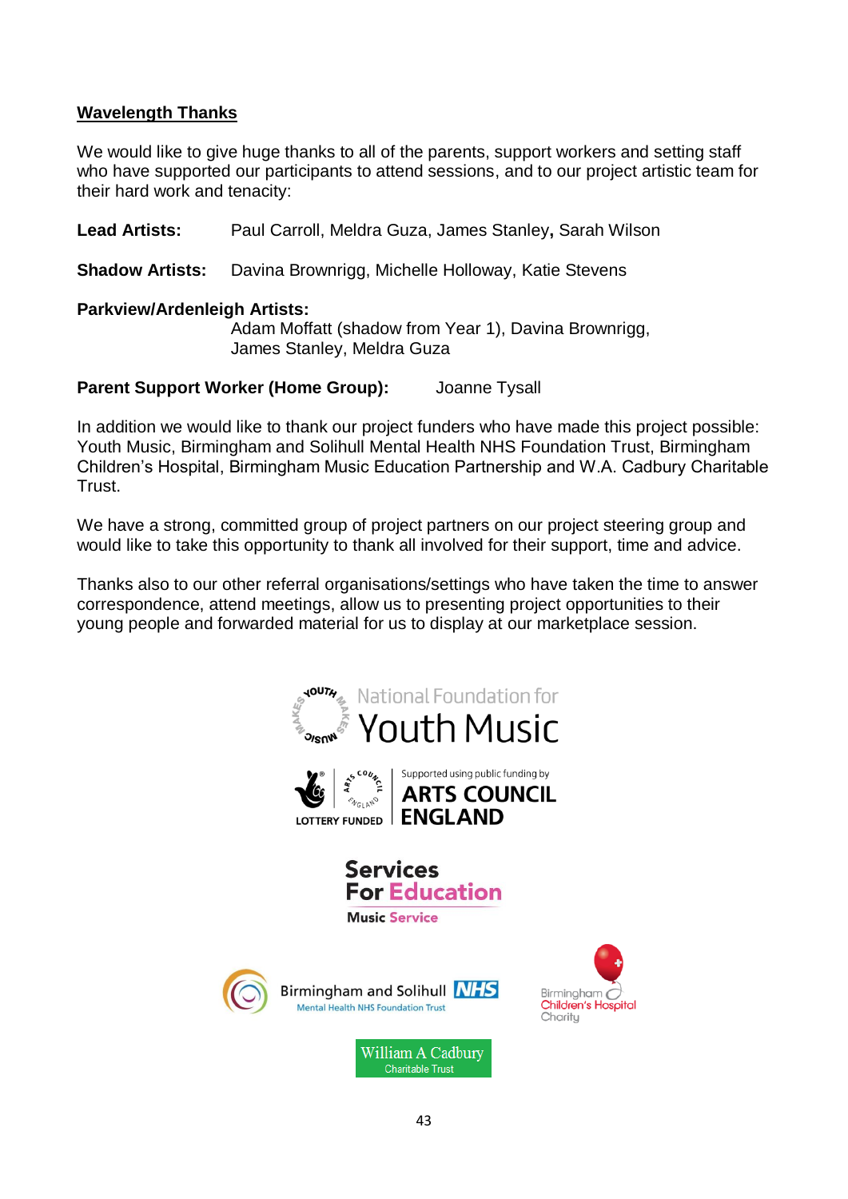## Wavelength Thanks

We would like to give huge thanks to all of the parents, support workers and setting staff who have supported our participants to attend sessions, and to our project artistic team for their hard work and tenacity:

**Lead Artists:** Paul Carroll, Meldra Guza, James Stanley**,** Sarah Wilson

**Shadow Artists:** Davina Brownrigg, Michelle Holloway, Katie Stevens

**Parkview/Ardenleigh Artists:**
Adam Moffatt (shadow from Year 1), Davina Brownrigg, James Stanley, Meldra Guza

**Parent Support Worker (Home Group):** Joanne Tysall

In addition we would like to thank our project funders who have made this project possible: Youth Music, Birmingham and Solihull Mental Health NHS Foundation Trust, Birmingham Children's Hospital, Birmingham Music Education Partnership and W.A. Cadbury Charitable Trust.

We have a strong, committed group of project partners on our project steering group and would like to take this opportunity to thank all involved for their support, time and advice.

Thanks also to our other referral organisations/settings who have taken the time to answer correspondence, attend meetings, allow us to presenting project opportunities to their young people and forwarded material for us to display at our marketplace session.

Youth Makes Music — National Foundation for Youth Music

Lottery Funded — Arts Council England — Supported using public funding by ARTS COUNCIL ENGLAND

Services For Education — Music Service

Birmingham and Solihull NHS — Mental Health NHS Foundation Trust

Birmingham Children's Hospital Charity

William A Cadbury Charitable Trust